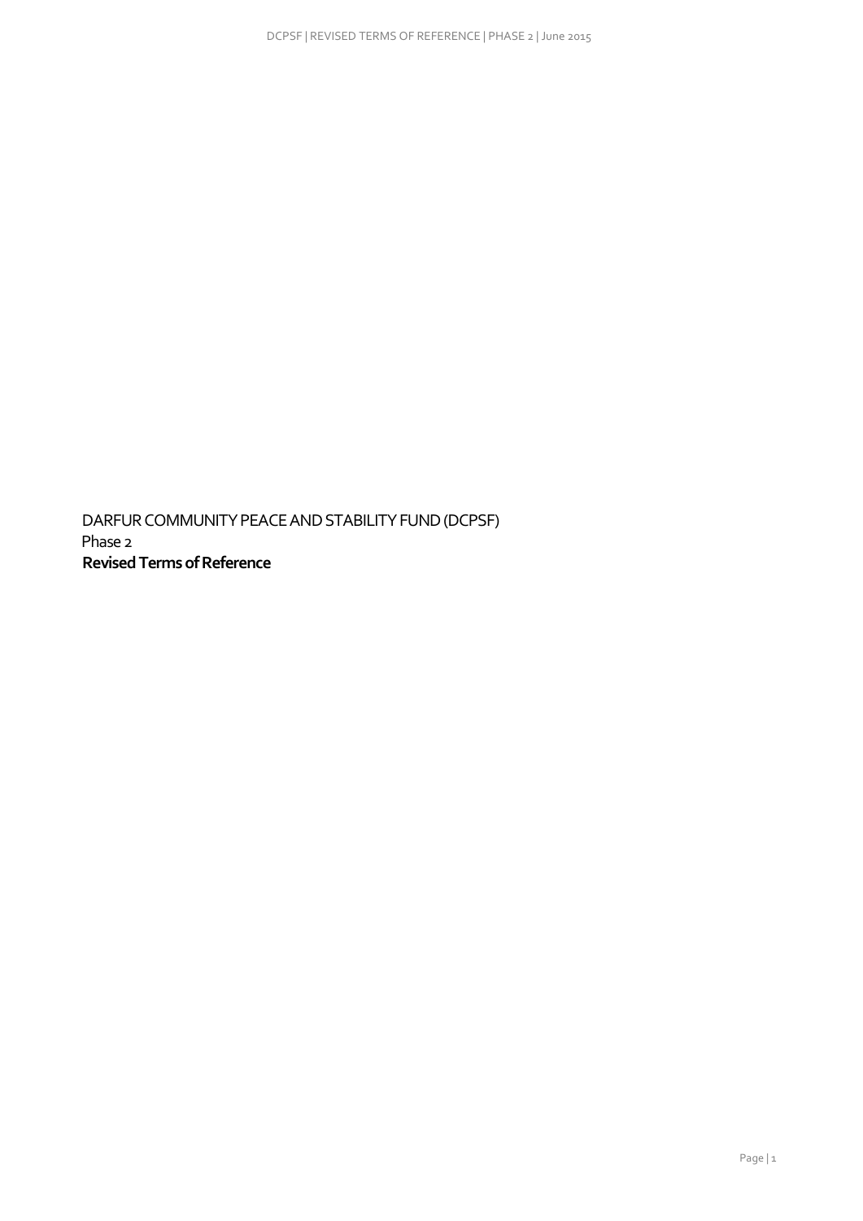DARFUR COMMUNITY PEACE AND STABILITY FUND (DCPSF)

Phase 2

**Revised Terms of Reference**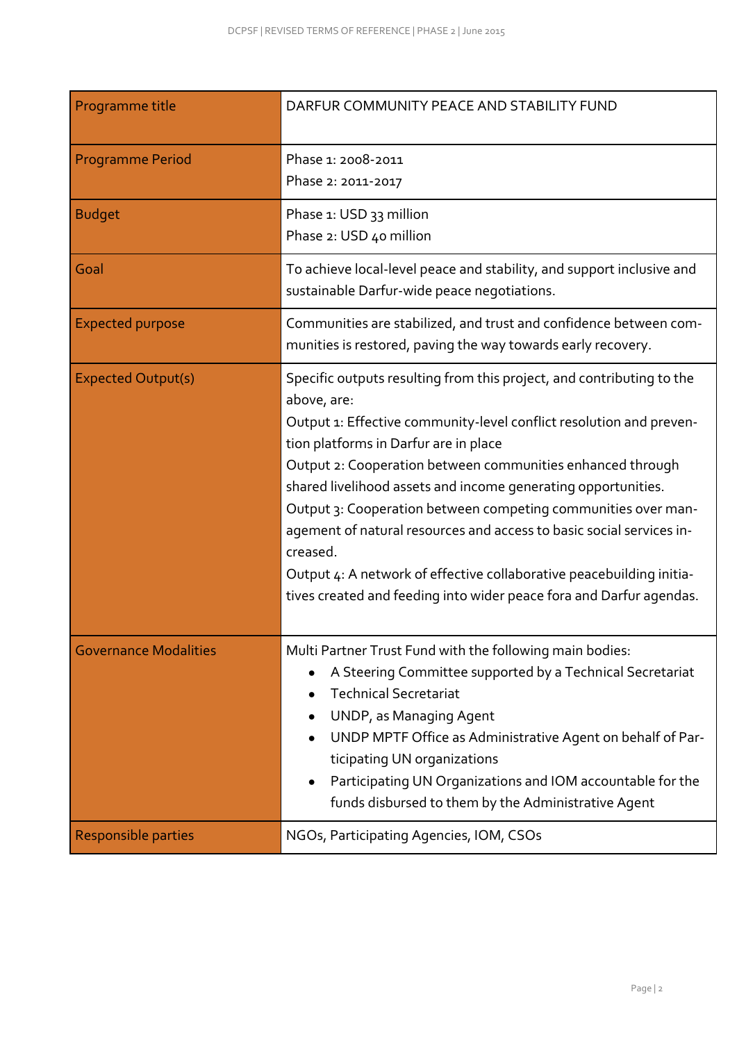| Programme title | DARFUR COMMUNITY PEACE AND STABILITY FUND |
|---|---|
| Programme Period | Phase 1: 2008-2011<br>Phase 2: 2011-2017 |
| Budget | Phase 1: USD 33 million<br>Phase 2: USD 40 million |
| Goal | To achieve local-level peace and stability, and support inclusive and sustainable Darfur-wide peace negotiations. |
| Expected purpose | Communities are stabilized, and trust and confidence between communities is restored, paving the way towards early recovery. |
| Expected Output(s) | Specific outputs resulting from this project, and contributing to the above, are:<br>Output 1: Effective community-level conflict resolution and prevention platforms in Darfur are in place<br>Output 2: Cooperation between communities enhanced through shared livelihood assets and income generating opportunities.<br>Output 3: Cooperation between competing communities over management of natural resources and access to basic social services increased.<br>Output 4: A network of effective collaborative peacebuilding initiatives created and feeding into wider peace fora and Darfur agendas. |
| Governance Modalities | Multi Partner Trust Fund with the following main bodies:<br>• A Steering Committee supported by a Technical Secretariat<br>• Technical Secretariat<br>• UNDP, as Managing Agent<br>• UNDP MPTF Office as Administrative Agent on behalf of Participating UN organizations<br>• Participating UN Organizations and IOM accountable for the funds disbursed to them by the Administrative Agent |
| Responsible parties | NGOs, Participating Agencies, IOM, CSOs |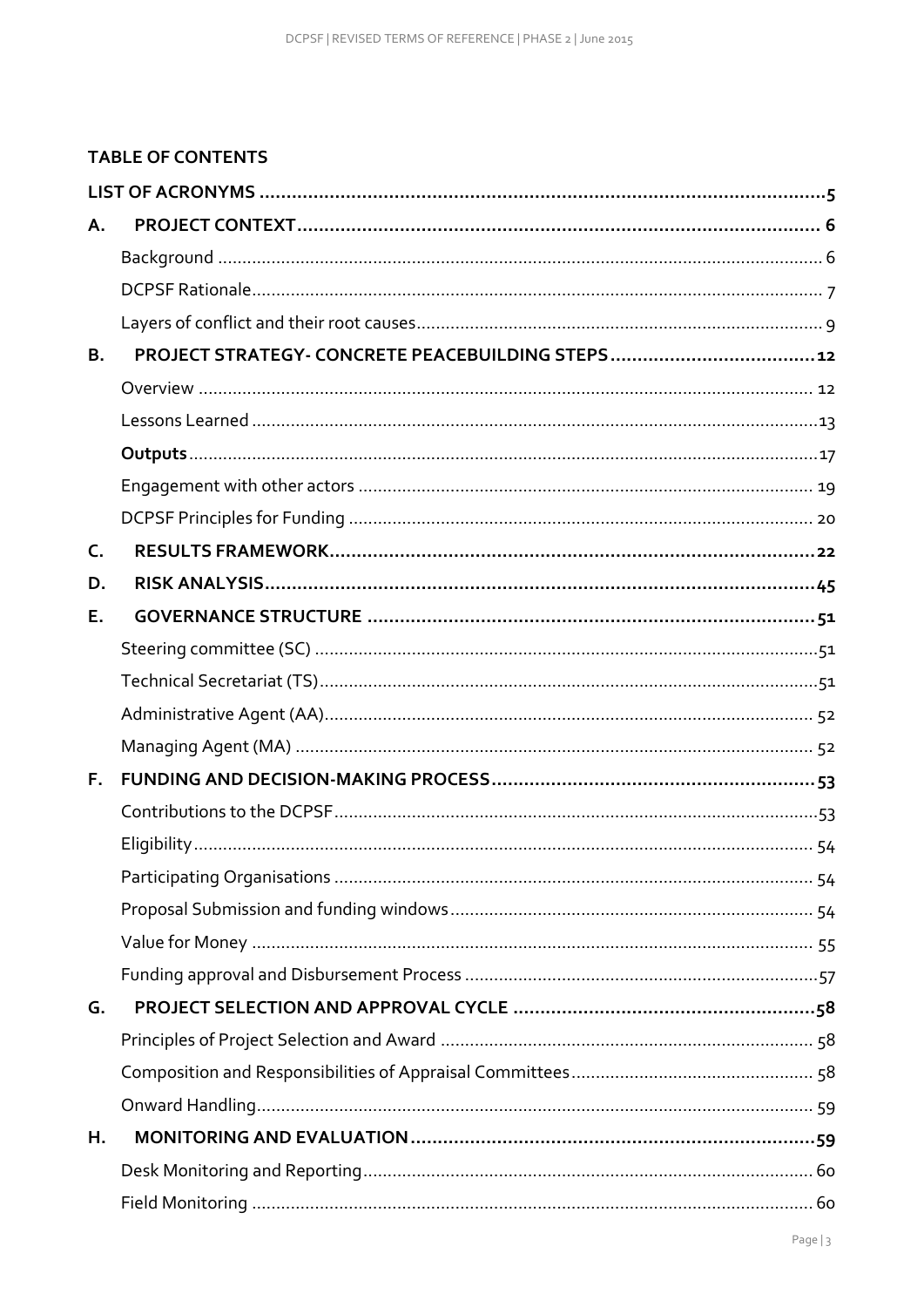## TABLE OF CONTENTS

| | | |
|---|---|---|
| **LIST OF ACRONYMS** | | **5** |
| **A.** | **PROJECT CONTEXT** | **6** |
| | Background | 6 |
| | DCPSF Rationale | 7 |
| | Layers of conflict and their root causes | 9 |
| **B.** | **PROJECT STRATEGY- CONCRETE PEACEBUILDING STEPS** | **12** |
| | Overview | 12 |
| | Lessons Learned | 13 |
| | **Outputs** | 17 |
| | Engagement with other actors | 19 |
| | DCPSF Principles for Funding | 20 |
| **C.** | **RESULTS FRAMEWORK** | **22** |
| **D.** | **RISK ANALYSIS** | **45** |
| **E.** | **GOVERNANCE STRUCTURE** | **51** |
| | Steering committee (SC) | 51 |
| | Technical Secretariat (TS) | 51 |
| | Administrative Agent (AA) | 52 |
| | Managing Agent (MA) | 52 |
| **F.** | **FUNDING AND DECISION-MAKING PROCESS** | **53** |
| | Contributions to the DCPSF | 53 |
| | Eligibility | 54 |
| | Participating Organisations | 54 |
| | Proposal Submission and funding windows | 54 |
| | Value for Money | 55 |
| | Funding approval and Disbursement Process | 57 |
| **G.** | **PROJECT SELECTION AND APPROVAL CYCLE** | **58** |
| | Principles of Project Selection and Award | 58 |
| | Composition and Responsibilities of Appraisal Committees | 58 |
| | Onward Handling | 59 |
| **H.** | **MONITORING AND EVALUATION** | **59** |
| | Desk Monitoring and Reporting | 60 |
| | Field Monitoring | 60 |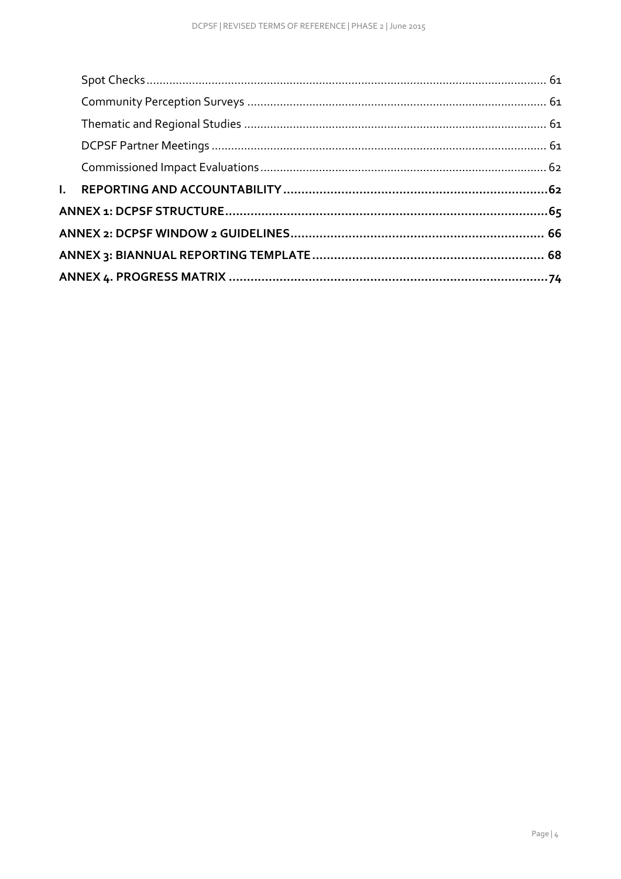Spot Checks ........ 61

Community Perception Surveys ........ 61

Thematic and Regional Studies ........ 61

DCPSF Partner Meetings ........ 61

Commissioned Impact Evaluations ........ 62

**I. REPORTING AND ACCOUNTABILITY ........ 62**

**ANNEX 1: DCPSF STRUCTURE ........ 65**

**ANNEX 2: DCPSF WINDOW 2 GUIDELINES ........ 66**

**ANNEX 3: BIANNUAL REPORTING TEMPLATE ........ 68**

**ANNEX 4. PROGRESS MATRIX ........ 74**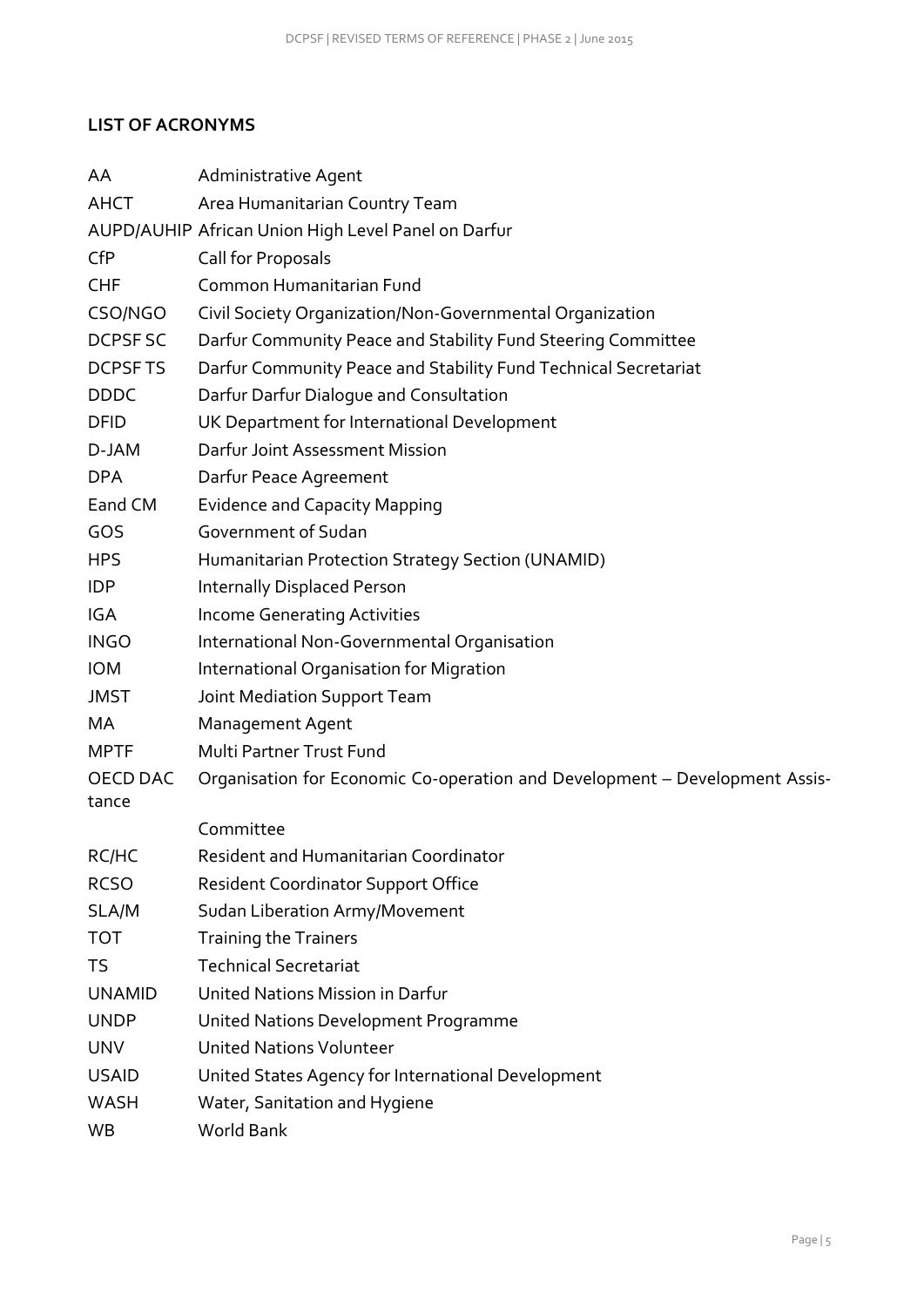## LIST OF ACRONYMS

| | |
|---|---|
| AA | Administrative Agent |
| AHCT | Area Humanitarian Country Team |
| AUPD/AUHIP | African Union High Level Panel on Darfur |
| CfP | Call for Proposals |
| CHF | Common Humanitarian Fund |
| CSO/NGO | Civil Society Organization/Non-Governmental Organization |
| DCPSF SC | Darfur Community Peace and Stability Fund Steering Committee |
| DCPSF TS | Darfur Community Peace and Stability Fund Technical Secretariat |
| DDDC | Darfur Darfur Dialogue and Consultation |
| DFID | UK Department for International Development |
| D-JAM | Darfur Joint Assessment Mission |
| DPA | Darfur Peace Agreement |
| Eand CM | Evidence and Capacity Mapping |
| GOS | Government of Sudan |
| HPS | Humanitarian Protection Strategy Section (UNAMID) |
| IDP | Internally Displaced Person |
| IGA | Income Generating Activities |
| INGO | International Non-Governmental Organisation |
| IOM | International Organisation for Migration |
| JMST | Joint Mediation Support Team |
| MA | Management Agent |
| MPTF | Multi Partner Trust Fund |
| OECD DAC | Organisation for Economic Co-operation and Development – Development Assistance Committee |
| RC/HC | Resident and Humanitarian Coordinator |
| RCSO | Resident Coordinator Support Office |
| SLA/M | Sudan Liberation Army/Movement |
| TOT | Training the Trainers |
| TS | Technical Secretariat |
| UNAMID | United Nations Mission in Darfur |
| UNDP | United Nations Development Programme |
| UNV | United Nations Volunteer |
| USAID | United States Agency for International Development |
| WASH | Water, Sanitation and Hygiene |
| WB | World Bank |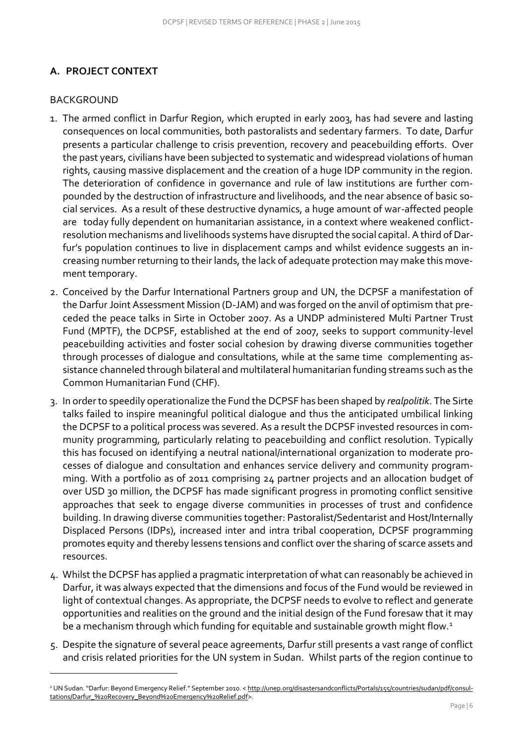## A. PROJECT CONTEXT

### BACKGROUND

1. The armed conflict in Darfur Region, which erupted in early 2003, has had severe and lasting consequences on local communities, both pastoralists and sedentary farmers. To date, Darfur presents a particular challenge to crisis prevention, recovery and peacebuilding efforts. Over the past years, civilians have been subjected to systematic and widespread violations of human rights, causing massive displacement and the creation of a huge IDP community in the region. The deterioration of confidence in governance and rule of law institutions are further compounded by the destruction of infrastructure and livelihoods, and the near absence of basic social services. As a result of these destructive dynamics, a huge amount of war-affected people are today fully dependent on humanitarian assistance, in a context where weakened conflict-resolution mechanisms and livelihoods systems have disrupted the social capital. A third of Darfur's population continues to live in displacement camps and whilst evidence suggests an increasing number returning to their lands, the lack of adequate protection may make this movement temporary.

2. Conceived by the Darfur International Partners group and UN, the DCPSF a manifestation of the Darfur Joint Assessment Mission (D-JAM) and was forged on the anvil of optimism that preceded the peace talks in Sirte in October 2007. As a UNDP administered Multi Partner Trust Fund (MPTF), the DCPSF, established at the end of 2007, seeks to support community-level peacebuilding activities and foster social cohesion by drawing diverse communities together through processes of dialogue and consultations, while at the same time complementing assistance channeled through bilateral and multilateral humanitarian funding streams such as the Common Humanitarian Fund (CHF).

3. In order to speedily operationalize the Fund the DCPSF has been shaped by *realpolitik*. The Sirte talks failed to inspire meaningful political dialogue and thus the anticipated umbilical linking the DCPSF to a political process was severed. As a result the DCPSF invested resources in community programming, particularly relating to peacebuilding and conflict resolution. Typically this has focused on identifying a neutral national/international organization to moderate processes of dialogue and consultation and enhances service delivery and community programming. With a portfolio as of 2011 comprising 24 partner projects and an allocation budget of over USD 30 million, the DCPSF has made significant progress in promoting conflict sensitive approaches that seek to engage diverse communities in processes of trust and confidence building. In drawing diverse communities together: Pastoralist/Sedentarist and Host/Internally Displaced Persons (IDPs), increased inter and intra tribal cooperation, DCPSF programming promotes equity and thereby lessens tensions and conflict over the sharing of scarce assets and resources.

4. Whilst the DCPSF has applied a pragmatic interpretation of what can reasonably be achieved in Darfur, it was always expected that the dimensions and focus of the Fund would be reviewed in light of contextual changes. As appropriate, the DCPSF needs to evolve to reflect and generate opportunities and realities on the ground and the initial design of the Fund foresaw that it may be a mechanism through which funding for equitable and sustainable growth might flow.[1]

5. Despite the signature of several peace agreements, Darfur still presents a vast range of conflict and crisis related priorities for the UN system in Sudan. Whilst parts of the region continue to

---

[1] UN Sudan. "Darfur: Beyond Emergency Relief." September 2010. < http://unep.org/disastersandconflicts/Portals/155/countries/sudan/pdf/consultations/Darfur_%20Recovery_Beyond%20Emergency%20Relief.pdf>.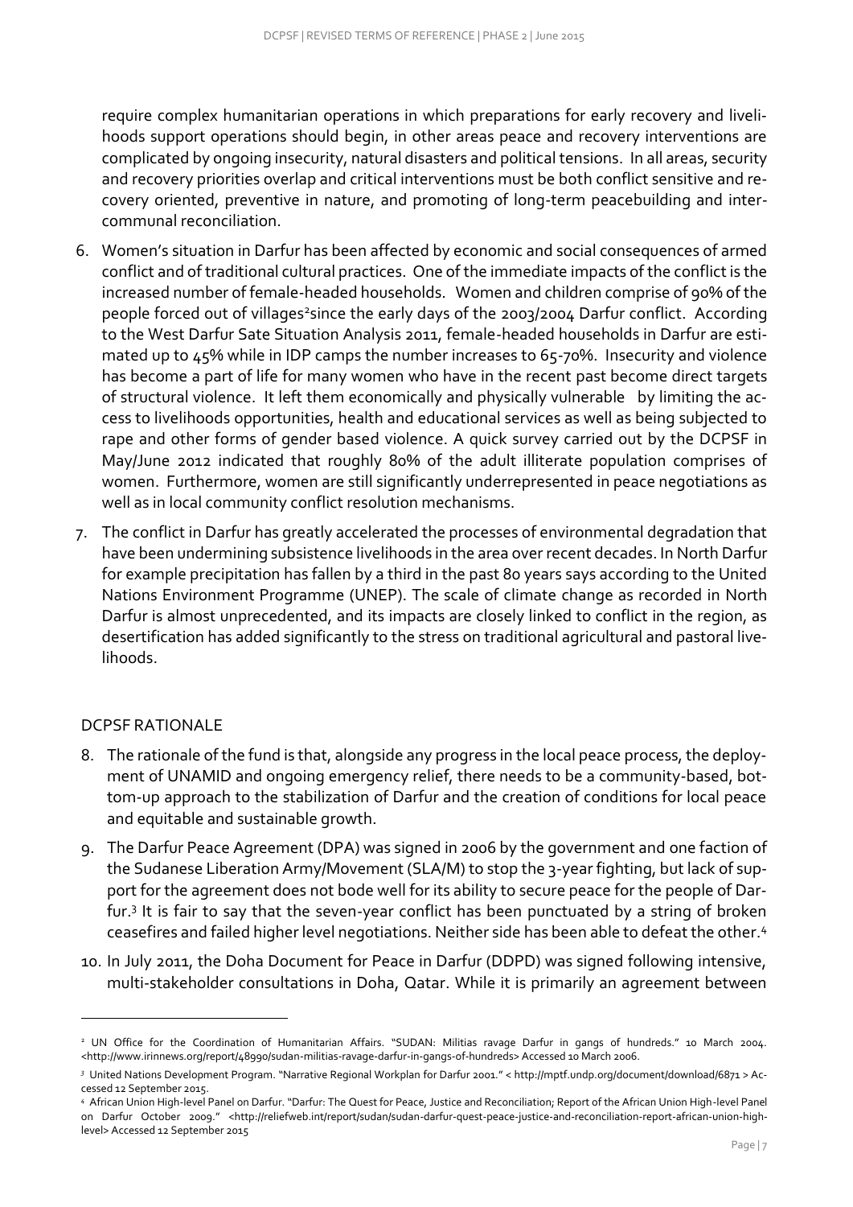require complex humanitarian operations in which preparations for early recovery and livelihoods support operations should begin, in other areas peace and recovery interventions are complicated by ongoing insecurity, natural disasters and political tensions. In all areas, security and recovery priorities overlap and critical interventions must be both conflict sensitive and recovery oriented, preventive in nature, and promoting of long-term peacebuilding and inter-communal reconciliation.

6. Women's situation in Darfur has been affected by economic and social consequences of armed conflict and of traditional cultural practices. One of the immediate impacts of the conflict is the increased number of female-headed households. Women and children comprise of 90% of the people forced out of villages[2]since the early days of the 2003/2004 Darfur conflict. According to the West Darfur Sate Situation Analysis 2011, female-headed households in Darfur are estimated up to 45% while in IDP camps the number increases to 65-70%. Insecurity and violence has become a part of life for many women who have in the recent past become direct targets of structural violence. It left them economically and physically vulnerable by limiting the access to livelihoods opportunities, health and educational services as well as being subjected to rape and other forms of gender based violence. A quick survey carried out by the DCPSF in May/June 2012 indicated that roughly 80% of the adult illiterate population comprises of women. Furthermore, women are still significantly underrepresented in peace negotiations as well as in local community conflict resolution mechanisms.

7. The conflict in Darfur has greatly accelerated the processes of environmental degradation that have been undermining subsistence livelihoods in the area over recent decades. In North Darfur for example precipitation has fallen by a third in the past 80 years says according to the United Nations Environment Programme (UNEP). The scale of climate change as recorded in North Darfur is almost unprecedented, and its impacts are closely linked to conflict in the region, as desertification has added significantly to the stress on traditional agricultural and pastoral livelihoods.

## DCPSF RATIONALE

8. The rationale of the fund is that, alongside any progress in the local peace process, the deployment of UNAMID and ongoing emergency relief, there needs to be a community-based, bottom-up approach to the stabilization of Darfur and the creation of conditions for local peace and equitable and sustainable growth.

9. The Darfur Peace Agreement (DPA) was signed in 2006 by the government and one faction of the Sudanese Liberation Army/Movement (SLA/M) to stop the 3-year fighting, but lack of support for the agreement does not bode well for its ability to secure peace for the people of Darfur.[3] It is fair to say that the seven-year conflict has been punctuated by a string of broken ceasefires and failed higher level negotiations. Neither side has been able to defeat the other.[4]

10. In July 2011, the Doha Document for Peace in Darfur (DDPD) was signed following intensive, multi-stakeholder consultations in Doha, Qatar. While it is primarily an agreement between

---

[2] UN Office for the Coordination of Humanitarian Affairs. "SUDAN: Militias ravage Darfur in gangs of hundreds." 10 March 2004. <http://www.irinnews.org/report/48990/sudan-militias-ravage-darfur-in-gangs-of-hundreds> Accessed 10 March 2006.

[3] United Nations Development Program. "Narrative Regional Workplan for Darfur 2001." < http://mptf.undp.org/document/download/6871 > Accessed 12 September 2015.

[4] African Union High-level Panel on Darfur. "Darfur: The Quest for Peace, Justice and Reconciliation; Report of the African Union High-level Panel on Darfur October 2009." <http://reliefweb.int/report/sudan/sudan-darfur-quest-peace-justice-and-reconciliation-report-african-union-high-level> Accessed 12 September 2015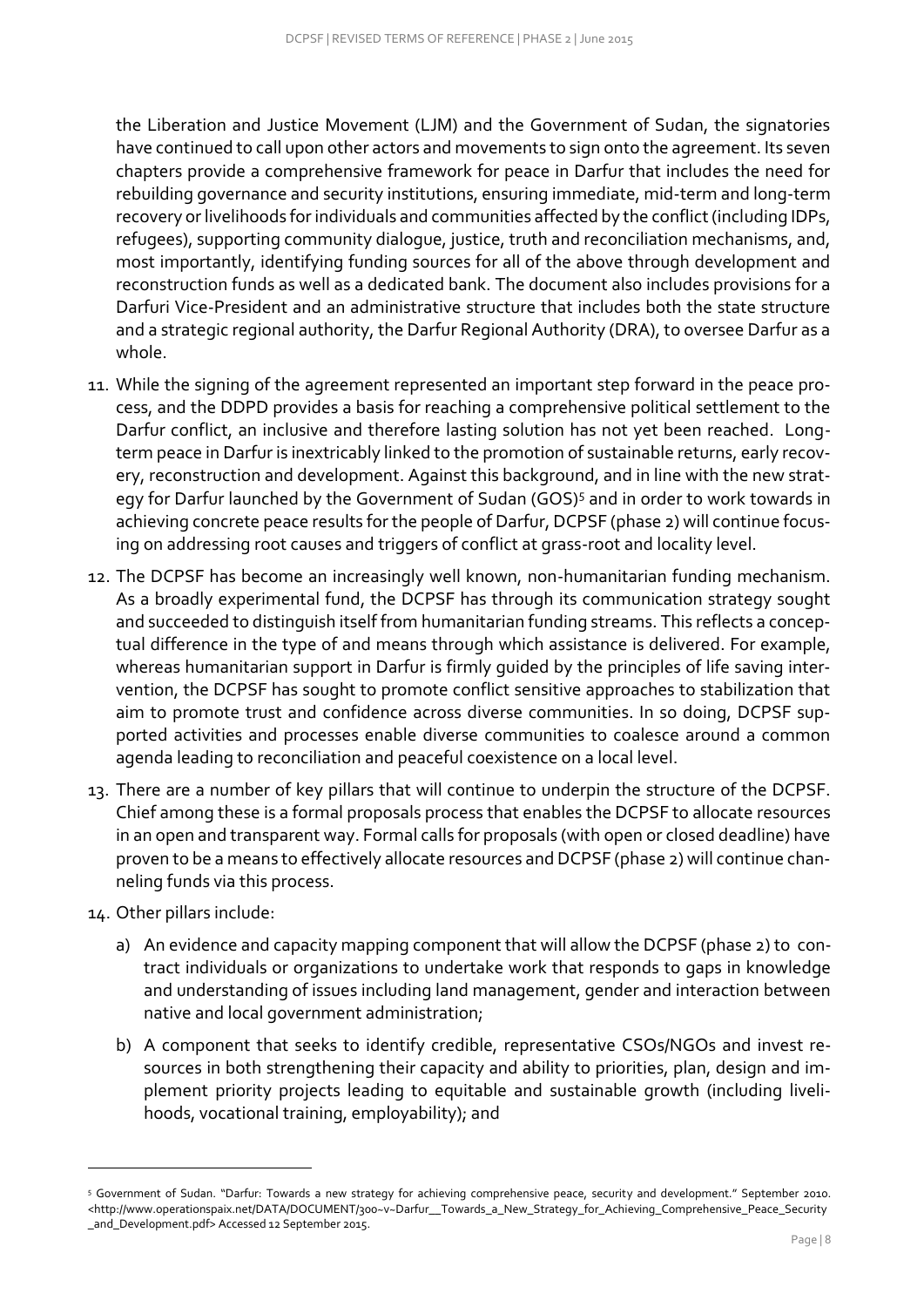the Liberation and Justice Movement (LJM) and the Government of Sudan, the signatories have continued to call upon other actors and movements to sign onto the agreement. Its seven chapters provide a comprehensive framework for peace in Darfur that includes the need for rebuilding governance and security institutions, ensuring immediate, mid-term and long-term recovery or livelihoods for individuals and communities affected by the conflict (including IDPs, refugees), supporting community dialogue, justice, truth and reconciliation mechanisms, and, most importantly, identifying funding sources for all of the above through development and reconstruction funds as well as a dedicated bank. The document also includes provisions for a Darfuri Vice-President and an administrative structure that includes both the state structure and a strategic regional authority, the Darfur Regional Authority (DRA), to oversee Darfur as a whole.

11. While the signing of the agreement represented an important step forward in the peace process, and the DDPD provides a basis for reaching a comprehensive political settlement to the Darfur conflict, an inclusive and therefore lasting solution has not yet been reached. Long-term peace in Darfur is inextricably linked to the promotion of sustainable returns, early recovery, reconstruction and development. Against this background, and in line with the new strategy for Darfur launched by the Government of Sudan (GOS)[5] and in order to work towards in achieving concrete peace results for the people of Darfur, DCPSF (phase 2) will continue focusing on addressing root causes and triggers of conflict at grass-root and locality level.

12. The DCPSF has become an increasingly well known, non-humanitarian funding mechanism. As a broadly experimental fund, the DCPSF has through its communication strategy sought and succeeded to distinguish itself from humanitarian funding streams. This reflects a conceptual difference in the type of and means through which assistance is delivered. For example, whereas humanitarian support in Darfur is firmly guided by the principles of life saving intervention, the DCPSF has sought to promote conflict sensitive approaches to stabilization that aim to promote trust and confidence across diverse communities. In so doing, DCPSF supported activities and processes enable diverse communities to coalesce around a common agenda leading to reconciliation and peaceful coexistence on a local level.

13. There are a number of key pillars that will continue to underpin the structure of the DCPSF. Chief among these is a formal proposals process that enables the DCPSF to allocate resources in an open and transparent way. Formal calls for proposals (with open or closed deadline) have proven to be a means to effectively allocate resources and DCPSF (phase 2) will continue channeling funds via this process.

14. Other pillars include:

    a) An evidence and capacity mapping component that will allow the DCPSF (phase 2) to contract individuals or organizations to undertake work that responds to gaps in knowledge and understanding of issues including land management, gender and interaction between native and local government administration;

    b) A component that seeks to identify credible, representative CSOs/NGOs and invest resources in both strengthening their capacity and ability to priorities, plan, design and implement priority projects leading to equitable and sustainable growth (including livelihoods, vocational training, employability); and

---

[5] Government of Sudan. "Darfur: Towards a new strategy for achieving comprehensive peace, security and development." September 2010. <http://www.operationspaix.net/DATA/DOCUMENT/300~v~Darfur__Towards_a_New_Strategy_for_Achieving_Comprehensive_Peace_Security_and_Development.pdf> Accessed 12 September 2015.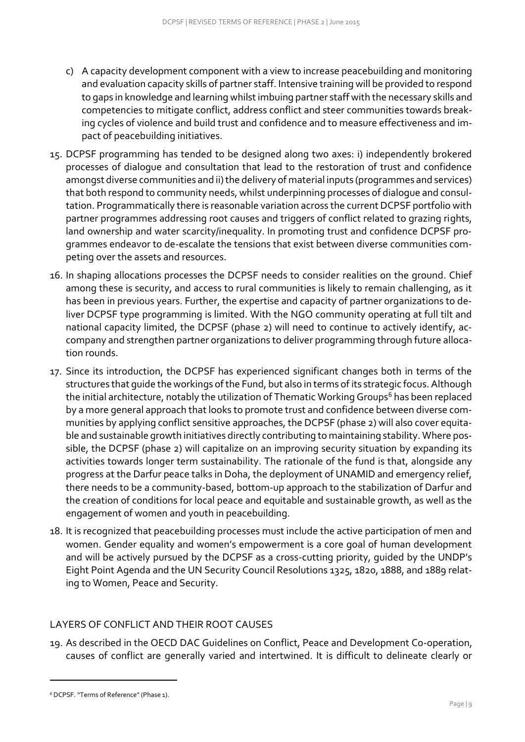c) A capacity development component with a view to increase peacebuilding and monitoring and evaluation capacity skills of partner staff. Intensive training will be provided to respond to gaps in knowledge and learning whilst imbuing partner staff with the necessary skills and competencies to mitigate conflict, address conflict and steer communities towards breaking cycles of violence and build trust and confidence and to measure effectiveness and impact of peacebuilding initiatives.

15. DCPSF programming has tended to be designed along two axes: i) independently brokered processes of dialogue and consultation that lead to the restoration of trust and confidence amongst diverse communities and ii) the delivery of material inputs (programmes and services) that both respond to community needs, whilst underpinning processes of dialogue and consultation. Programmatically there is reasonable variation across the current DCPSF portfolio with partner programmes addressing root causes and triggers of conflict related to grazing rights, land ownership and water scarcity/inequality. In promoting trust and confidence DCPSF programmes endeavor to de-escalate the tensions that exist between diverse communities competing over the assets and resources.

16. In shaping allocations processes the DCPSF needs to consider realities on the ground. Chief among these is security, and access to rural communities is likely to remain challenging, as it has been in previous years. Further, the expertise and capacity of partner organizations to deliver DCPSF type programming is limited. With the NGO community operating at full tilt and national capacity limited, the DCPSF (phase 2) will need to continue to actively identify, accompany and strengthen partner organizations to deliver programming through future allocation rounds.

17. Since its introduction, the DCPSF has experienced significant changes both in terms of the structures that guide the workings of the Fund, but also in terms of its strategic focus. Although the initial architecture, notably the utilization of Thematic Working Groups[6] has been replaced by a more general approach that looks to promote trust and confidence between diverse communities by applying conflict sensitive approaches, the DCPSF (phase 2) will also cover equitable and sustainable growth initiatives directly contributing to maintaining stability. Where possible, the DCPSF (phase 2) will capitalize on an improving security situation by expanding its activities towards longer term sustainability. The rationale of the fund is that, alongside any progress at the Darfur peace talks in Doha, the deployment of UNAMID and emergency relief, there needs to be a community-based, bottom-up approach to the stabilization of Darfur and the creation of conditions for local peace and equitable and sustainable growth, as well as the engagement of women and youth in peacebuilding.

18. It is recognized that peacebuilding processes must include the active participation of men and women. Gender equality and women's empowerment is a core goal of human development and will be actively pursued by the DCPSF as a cross-cutting priority, guided by the UNDP's Eight Point Agenda and the UN Security Council Resolutions 1325, 1820, 1888, and 1889 relating to Women, Peace and Security.

## LAYERS OF CONFLICT AND THEIR ROOT CAUSES

19. As described in the OECD DAC Guidelines on Conflict, Peace and Development Co-operation, causes of conflict are generally varied and intertwined. It is difficult to delineate clearly or

[6] DCPSF. "Terms of Reference" (Phase 1).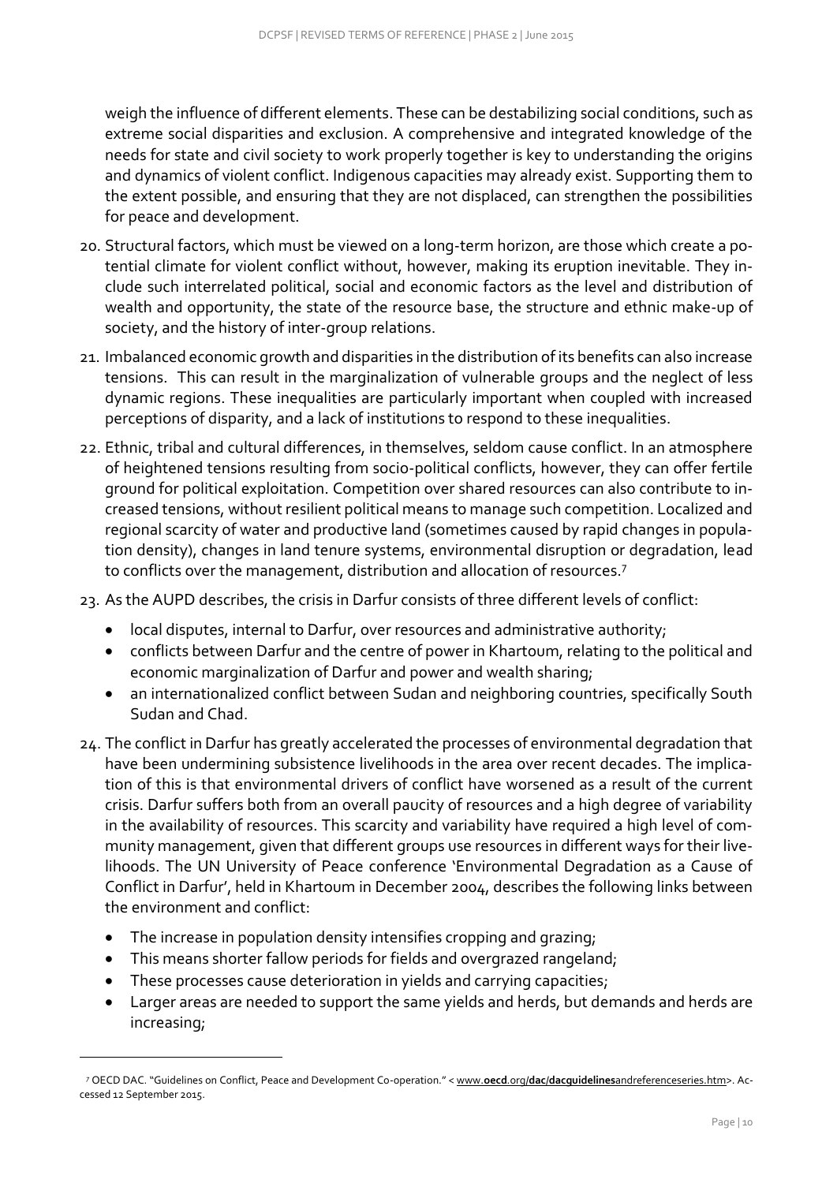weigh the influence of different elements. These can be destabilizing social conditions, such as extreme social disparities and exclusion. A comprehensive and integrated knowledge of the needs for state and civil society to work properly together is key to understanding the origins and dynamics of violent conflict. Indigenous capacities may already exist. Supporting them to the extent possible, and ensuring that they are not displaced, can strengthen the possibilities for peace and development.

20. Structural factors, which must be viewed on a long-term horizon, are those which create a potential climate for violent conflict without, however, making its eruption inevitable. They include such interrelated political, social and economic factors as the level and distribution of wealth and opportunity, the state of the resource base, the structure and ethnic make-up of society, and the history of inter-group relations.

21. Imbalanced economic growth and disparities in the distribution of its benefits can also increase tensions. This can result in the marginalization of vulnerable groups and the neglect of less dynamic regions. These inequalities are particularly important when coupled with increased perceptions of disparity, and a lack of institutions to respond to these inequalities.

22. Ethnic, tribal and cultural differences, in themselves, seldom cause conflict. In an atmosphere of heightened tensions resulting from socio-political conflicts, however, they can offer fertile ground for political exploitation. Competition over shared resources can also contribute to increased tensions, without resilient political means to manage such competition. Localized and regional scarcity of water and productive land (sometimes caused by rapid changes in population density), changes in land tenure systems, environmental disruption or degradation, lead to conflicts over the management, distribution and allocation of resources.[7]

23. As the AUPD describes, the crisis in Darfur consists of three different levels of conflict:
    - local disputes, internal to Darfur, over resources and administrative authority;
    - conflicts between Darfur and the centre of power in Khartoum, relating to the political and economic marginalization of Darfur and power and wealth sharing;
    - an internationalized conflict between Sudan and neighboring countries, specifically South Sudan and Chad.

24. The conflict in Darfur has greatly accelerated the processes of environmental degradation that have been undermining subsistence livelihoods in the area over recent decades. The implication of this is that environmental drivers of conflict have worsened as a result of the current crisis. Darfur suffers both from an overall paucity of resources and a high degree of variability in the availability of resources. This scarcity and variability have required a high level of community management, given that different groups use resources in different ways for their livelihoods. The UN University of Peace conference 'Environmental Degradation as a Cause of Conflict in Darfur', held in Khartoum in December 2004, describes the following links between the environment and conflict:
    - The increase in population density intensifies cropping and grazing;
    - This means shorter fallow periods for fields and overgrazed rangeland;
    - These processes cause deterioration in yields and carrying capacities;
    - Larger areas are needed to support the same yields and herds, but demands and herds are increasing;

[7] OECD DAC. "Guidelines on Conflict, Peace and Development Co-operation." < www.oecd.org/dac/dacguidelinesandreferenceseries.htm>. Accessed 12 September 2015.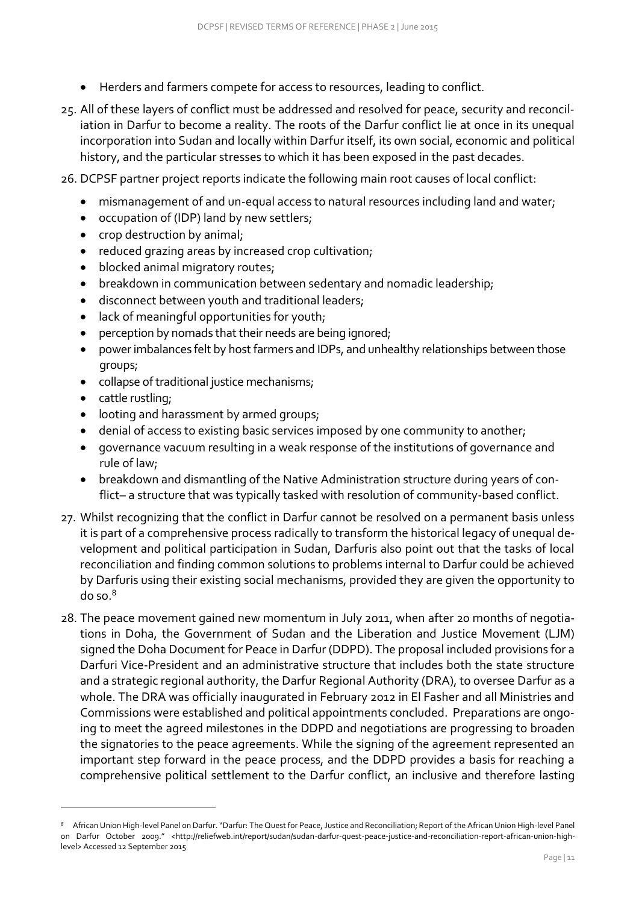- Herders and farmers compete for access to resources, leading to conflict.

25. All of these layers of conflict must be addressed and resolved for peace, security and reconciliation in Darfur to become a reality. The roots of the Darfur conflict lie at once in its unequal incorporation into Sudan and locally within Darfur itself, its own social, economic and political history, and the particular stresses to which it has been exposed in the past decades.

26. DCPSF partner project reports indicate the following main root causes of local conflict:
    - mismanagement of and un-equal access to natural resources including land and water;
    - occupation of (IDP) land by new settlers;
    - crop destruction by animal;
    - reduced grazing areas by increased crop cultivation;
    - blocked animal migratory routes;
    - breakdown in communication between sedentary and nomadic leadership;
    - disconnect between youth and traditional leaders;
    - lack of meaningful opportunities for youth;
    - perception by nomads that their needs are being ignored;
    - power imbalances felt by host farmers and IDPs, and unhealthy relationships between those groups;
    - collapse of traditional justice mechanisms;
    - cattle rustling;
    - looting and harassment by armed groups;
    - denial of access to existing basic services imposed by one community to another;
    - governance vacuum resulting in a weak response of the institutions of governance and rule of law;
    - breakdown and dismantling of the Native Administration structure during years of conflict– a structure that was typically tasked with resolution of community-based conflict.

27. Whilst recognizing that the conflict in Darfur cannot be resolved on a permanent basis unless it is part of a comprehensive process radically to transform the historical legacy of unequal development and political participation in Sudan, Darfuris also point out that the tasks of local reconciliation and finding common solutions to problems internal to Darfur could be achieved by Darfuris using their existing social mechanisms, provided they are given the opportunity to do so.[8]

28. The peace movement gained new momentum in July 2011, when after 20 months of negotiations in Doha, the Government of Sudan and the Liberation and Justice Movement (LJM) signed the Doha Document for Peace in Darfur (DDPD). The proposal included provisions for a Darfuri Vice-President and an administrative structure that includes both the state structure and a strategic regional authority, the Darfur Regional Authority (DRA), to oversee Darfur as a whole. The DRA was officially inaugurated in February 2012 in El Fasher and all Ministries and Commissions were established and political appointments concluded. Preparations are ongoing to meet the agreed milestones in the DDPD and negotiations are progressing to broaden the signatories to the peace agreements. While the signing of the agreement represented an important step forward in the peace process, and the DDPD provides a basis for reaching a comprehensive political settlement to the Darfur conflict, an inclusive and therefore lasting

---

[8] African Union High-level Panel on Darfur. "Darfur: The Quest for Peace, Justice and Reconciliation; Report of the African Union High-level Panel on Darfur October 2009." <http://reliefweb.int/report/sudan/sudan-darfur-quest-peace-justice-and-reconciliation-report-african-union-high-level> Accessed 12 September 2015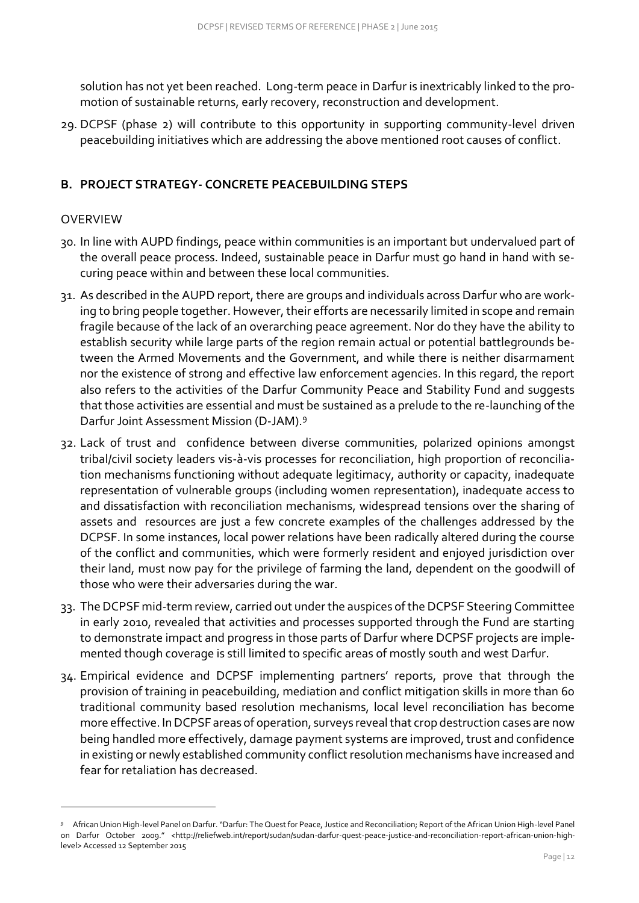solution has not yet been reached. Long-term peace in Darfur is inextricably linked to the promotion of sustainable returns, early recovery, reconstruction and development.

29. DCPSF (phase 2) will contribute to this opportunity in supporting community-level driven peacebuilding initiatives which are addressing the above mentioned root causes of conflict.

### B. PROJECT STRATEGY- CONCRETE PEACEBUILDING STEPS

OVERVIEW

30. In line with AUPD findings, peace within communities is an important but undervalued part of the overall peace process. Indeed, sustainable peace in Darfur must go hand in hand with securing peace within and between these local communities.

31. As described in the AUPD report, there are groups and individuals across Darfur who are working to bring people together. However, their efforts are necessarily limited in scope and remain fragile because of the lack of an overarching peace agreement. Nor do they have the ability to establish security while large parts of the region remain actual or potential battlegrounds between the Armed Movements and the Government, and while there is neither disarmament nor the existence of strong and effective law enforcement agencies. In this regard, the report also refers to the activities of the Darfur Community Peace and Stability Fund and suggests that those activities are essential and must be sustained as a prelude to the re-launching of the Darfur Joint Assessment Mission (D-JAM).[9]

32. Lack of trust and confidence between diverse communities, polarized opinions amongst tribal/civil society leaders vis-à-vis processes for reconciliation, high proportion of reconciliation mechanisms functioning without adequate legitimacy, authority or capacity, inadequate representation of vulnerable groups (including women representation), inadequate access to and dissatisfaction with reconciliation mechanisms, widespread tensions over the sharing of assets and resources are just a few concrete examples of the challenges addressed by the DCPSF. In some instances, local power relations have been radically altered during the course of the conflict and communities, which were formerly resident and enjoyed jurisdiction over their land, must now pay for the privilege of farming the land, dependent on the goodwill of those who were their adversaries during the war.

33. The DCPSF mid-term review, carried out under the auspices of the DCPSF Steering Committee in early 2010, revealed that activities and processes supported through the Fund are starting to demonstrate impact and progress in those parts of Darfur where DCPSF projects are implemented though coverage is still limited to specific areas of mostly south and west Darfur.

34. Empirical evidence and DCPSF implementing partners' reports, prove that through the provision of training in peacebuilding, mediation and conflict mitigation skills in more than 60 traditional community based resolution mechanisms, local level reconciliation has become more effective. In DCPSF areas of operation, surveys reveal that crop destruction cases are now being handled more effectively, damage payment systems are improved, trust and confidence in existing or newly established community conflict resolution mechanisms have increased and fear for retaliation has decreased.

---

[9] African Union High-level Panel on Darfur. "Darfur: The Quest for Peace, Justice and Reconciliation; Report of the African Union High-level Panel on Darfur October 2009." <http://reliefweb.int/report/sudan/sudan-darfur-quest-peace-justice-and-reconciliation-report-african-union-high-level> Accessed 12 September 2015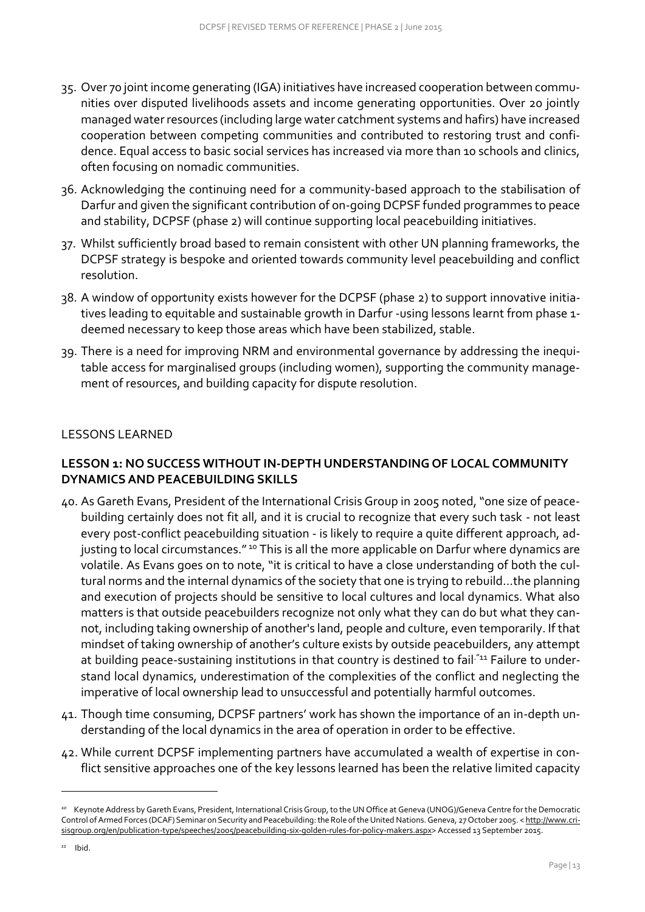35. Over 70 joint income generating (IGA) initiatives have increased cooperation between communities over disputed livelihoods assets and income generating opportunities. Over 20 jointly managed water resources (including large water catchment systems and hafirs) have increased cooperation between competing communities and contributed to restoring trust and confidence. Equal access to basic social services has increased via more than 10 schools and clinics, often focusing on nomadic communities.
36. Acknowledging the continuing need for a community-based approach to the stabilisation of Darfur and given the significant contribution of on-going DCPSF funded programmes to peace and stability, DCPSF (phase 2) will continue supporting local peacebuilding initiatives.
37. Whilst sufficiently broad based to remain consistent with other UN planning frameworks, the DCPSF strategy is bespoke and oriented towards community level peacebuilding and conflict resolution.
38. A window of opportunity exists however for the DCPSF (phase 2) to support innovative initiatives leading to equitable and sustainable growth in Darfur -using lessons learnt from phase 1- deemed necessary to keep those areas which have been stabilized, stable.
39. There is a need for improving NRM and environmental governance by addressing the inequitable access for marginalised groups (including women), supporting the community management of resources, and building capacity for dispute resolution.

## LESSONS LEARNED

### LESSON 1: NO SUCCESS WITHOUT IN-DEPTH UNDERSTANDING OF LOCAL COMMUNITY DYNAMICS AND PEACEBUILDING SKILLS

40. As Gareth Evans, President of the International Crisis Group in 2005 noted, "one size of peacebuilding certainly does not fit all, and it is crucial to recognize that every such task - not least every post-conflict peacebuilding situation - is likely to require a quite different approach, adjusting to local circumstances." [10] This is all the more applicable on Darfur where dynamics are volatile. As Evans goes on to note, "it is critical to have a close understanding of both the cultural norms and the internal dynamics of the society that one is trying to rebuild…the planning and execution of projects should be sensitive to local cultures and local dynamics. What also matters is that outside peacebuilders recognize not only what they can do but what they cannot, including taking ownership of another's land, people and culture, even temporarily. If that mindset of taking ownership of another's culture exists by outside peacebuilders, any attempt at building peace-sustaining institutions in that country is destined to fail." [11] Failure to understand local dynamics, underestimation of the complexities of the conflict and neglecting the imperative of local ownership lead to unsuccessful and potentially harmful outcomes.
41. Though time consuming, DCPSF partners' work has shown the importance of an in-depth understanding of the local dynamics in the area of operation in order to be effective.
42. While current DCPSF implementing partners have accumulated a wealth of expertise in conflict sensitive approaches one of the key lessons learned has been the relative limited capacity

---

[10] Keynote Address by Gareth Evans, President, International Crisis Group, to the UN Office at Geneva (UNOG)/Geneva Centre for the Democratic Control of Armed Forces (DCAF) Seminar on Security and Peacebuilding: the Role of the United Nations. Geneva, 27 October 2005. < http://www.crisisgroup.org/en/publication-type/speeches/2005/peacebuilding-six-golden-rules-for-policy-makers.aspx> Accessed 13 September 2015.

[11] Ibid.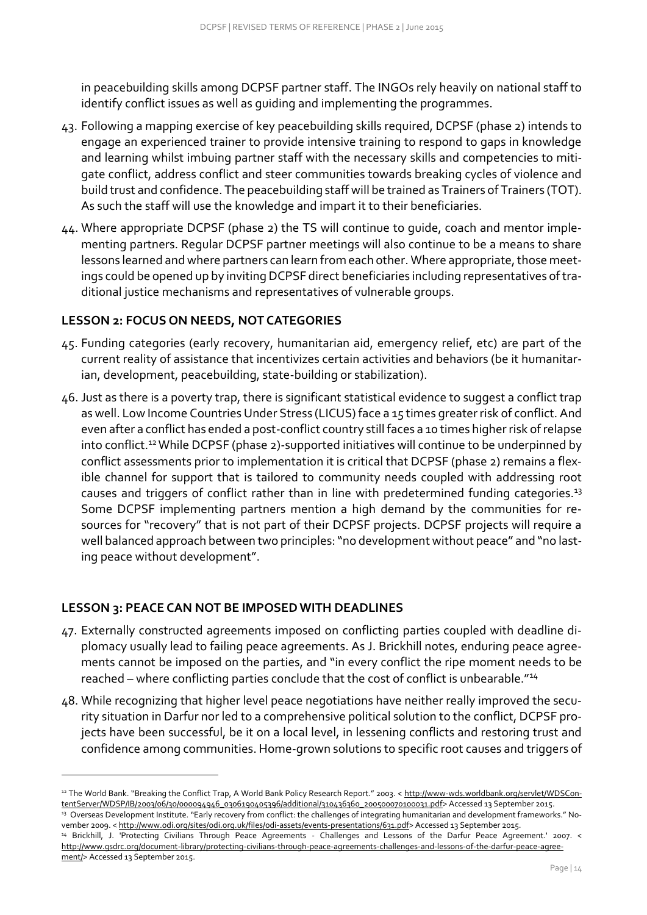in peacebuilding skills among DCPSF partner staff. The INGOs rely heavily on national staff to identify conflict issues as well as guiding and implementing the programmes.

43. Following a mapping exercise of key peacebuilding skills required, DCPSF (phase 2) intends to engage an experienced trainer to provide intensive training to respond to gaps in knowledge and learning whilst imbuing partner staff with the necessary skills and competencies to mitigate conflict, address conflict and steer communities towards breaking cycles of violence and build trust and confidence. The peacebuilding staff will be trained as Trainers of Trainers (TOT). As such the staff will use the knowledge and impart it to their beneficiaries.

44. Where appropriate DCPSF (phase 2) the TS will continue to guide, coach and mentor implementing partners. Regular DCPSF partner meetings will also continue to be a means to share lessons learned and where partners can learn from each other. Where appropriate, those meetings could be opened up by inviting DCPSF direct beneficiaries including representatives of traditional justice mechanisms and representatives of vulnerable groups.

### LESSON 2: FOCUS ON NEEDS, NOT CATEGORIES

45. Funding categories (early recovery, humanitarian aid, emergency relief, etc) are part of the current reality of assistance that incentivizes certain activities and behaviors (be it humanitarian, development, peacebuilding, state-building or stabilization).

46. Just as there is a poverty trap, there is significant statistical evidence to suggest a conflict trap as well. Low Income Countries Under Stress (LICUS) face a 15 times greater risk of conflict. And even after a conflict has ended a post-conflict country still faces a 10 times higher risk of relapse into conflict.[12] While DCPSF (phase 2)-supported initiatives will continue to be underpinned by conflict assessments prior to implementation it is critical that DCPSF (phase 2) remains a flexible channel for support that is tailored to community needs coupled with addressing root causes and triggers of conflict rather than in line with predetermined funding categories.[13] Some DCPSF implementing partners mention a high demand by the communities for resources for "recovery" that is not part of their DCPSF projects. DCPSF projects will require a well balanced approach between two principles: "no development without peace" and "no lasting peace without development".

### LESSON 3: PEACE CAN NOT BE IMPOSED WITH DEADLINES

47. Externally constructed agreements imposed on conflicting parties coupled with deadline diplomacy usually lead to failing peace agreements. As J. Brickhill notes, enduring peace agreements cannot be imposed on the parties, and "in every conflict the ripe moment needs to be reached – where conflicting parties conclude that the cost of conflict is unbearable."[14]

48. While recognizing that higher level peace negotiations have neither really improved the security situation in Darfur nor led to a comprehensive political solution to the conflict, DCPSF projects have been successful, be it on a local level, in lessening conflicts and restoring trust and confidence among communities. Home-grown solutions to specific root causes and triggers of

---

[12] The World Bank. "Breaking the Conflict Trap, A World Bank Policy Research Report." 2003. < http://www-wds.worldbank.org/servlet/WDSContentServer/WDSP/IB/2003/06/30/000094946_0306190405396/additional/310436360_200500070100031.pdf> Accessed 13 September 2015.

[13] Overseas Development Institute. "Early recovery from conflict: the challenges of integrating humanitarian and development frameworks." November 2009. < http://www.odi.org/sites/odi.org.uk/files/odi-assets/events-presentations/631.pdf> Accessed 13 September 2015.

[14] Brickhill, J. 'Protecting Civilians Through Peace Agreements - Challenges and Lessons of the Darfur Peace Agreement.' 2007. < http://www.gsdrc.org/document-library/protecting-civilians-through-peace-agreements-challenges-and-lessons-of-the-darfur-peace-agreement/> Accessed 13 September 2015.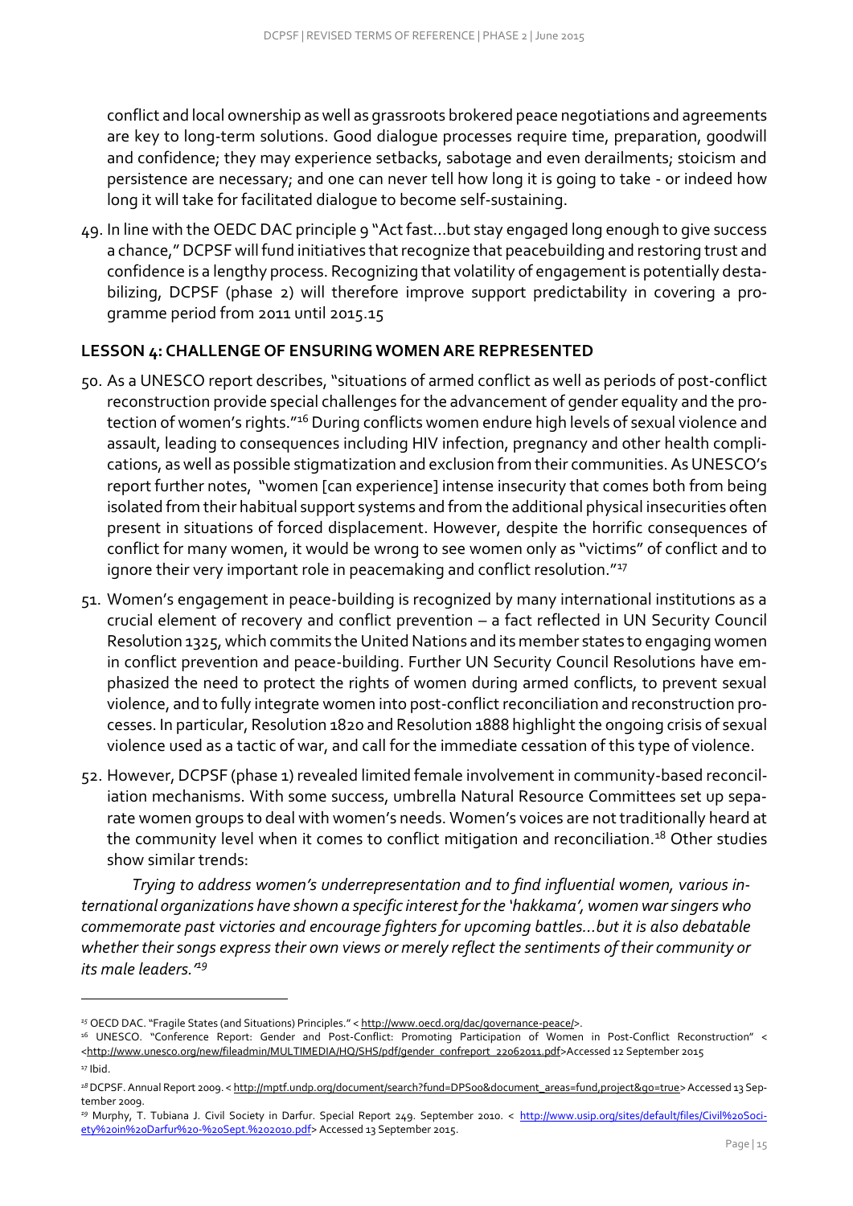conflict and local ownership as well as grassroots brokered peace negotiations and agreements are key to long-term solutions. Good dialogue processes require time, preparation, goodwill and confidence; they may experience setbacks, sabotage and even derailments; stoicism and persistence are necessary; and one can never tell how long it is going to take - or indeed how long it will take for facilitated dialogue to become self-sustaining.

49. In line with the OEDC DAC principle 9 "Act fast…but stay engaged long enough to give success a chance," DCPSF will fund initiatives that recognize that peacebuilding and restoring trust and confidence is a lengthy process. Recognizing that volatility of engagement is potentially destabilizing, DCPSF (phase 2) will therefore improve support predictability in covering a programme period from 2011 until 2015.15

## LESSON 4: CHALLENGE OF ENSURING WOMEN ARE REPRESENTED

50. As a UNESCO report describes, "situations of armed conflict as well as periods of post-conflict reconstruction provide special challenges for the advancement of gender equality and the protection of women's rights."[16] During conflicts women endure high levels of sexual violence and assault, leading to consequences including HIV infection, pregnancy and other health complications, as well as possible stigmatization and exclusion from their communities. As UNESCO's report further notes, "women [can experience] intense insecurity that comes both from being isolated from their habitual support systems and from the additional physical insecurities often present in situations of forced displacement. However, despite the horrific consequences of conflict for many women, it would be wrong to see women only as "victims" of conflict and to ignore their very important role in peacemaking and conflict resolution."[17]

51. Women's engagement in peace-building is recognized by many international institutions as a crucial element of recovery and conflict prevention – a fact reflected in UN Security Council Resolution 1325, which commits the United Nations and its member states to engaging women in conflict prevention and peace-building. Further UN Security Council Resolutions have emphasized the need to protect the rights of women during armed conflicts, to prevent sexual violence, and to fully integrate women into post-conflict reconciliation and reconstruction processes. In particular, Resolution 1820 and Resolution 1888 highlight the ongoing crisis of sexual violence used as a tactic of war, and call for the immediate cessation of this type of violence.

52. However, DCPSF (phase 1) revealed limited female involvement in community-based reconciliation mechanisms. With some success, umbrella Natural Resource Committees set up separate women groups to deal with women's needs. Women's voices are not traditionally heard at the community level when it comes to conflict mitigation and reconciliation.[18] Other studies show similar trends:

*Trying to address women's underrepresentation and to find influential women, various international organizations have shown a specific interest for the 'hakkama', women war singers who commemorate past victories and encourage fighters for upcoming battles…but it is also debatable whether their songs express their own views or merely reflect the sentiments of their community or its male leaders."*[19]

---

[15] OECD DAC. "Fragile States (and Situations) Principles." < http://www.oecd.org/dac/governance-peace/>.

[16] UNESCO. "Conference Report: Gender and Post-Conflict: Promoting Participation of Women in Post-Conflict Reconstruction" < <http://www.unesco.org/new/fileadmin/MULTIMEDIA/HQ/SHS/pdf/gender_confreport_22062011.pdf>Accessed 12 September 2015

[17] Ibid.

[18] DCPSF. Annual Report 2009. < http://mptf.undp.org/document/search?fund=DPS00&document_areas=fund,project&go=true> Accessed 13 September 2009.

[19] Murphy, T. Tubiana J. Civil Society in Darfur. Special Report 249. September 2010. < http://www.usip.org/sites/default/files/Civil%20Society%20in%20Darfur%20-%20Sept.%202010.pdf> Accessed 13 September 2015.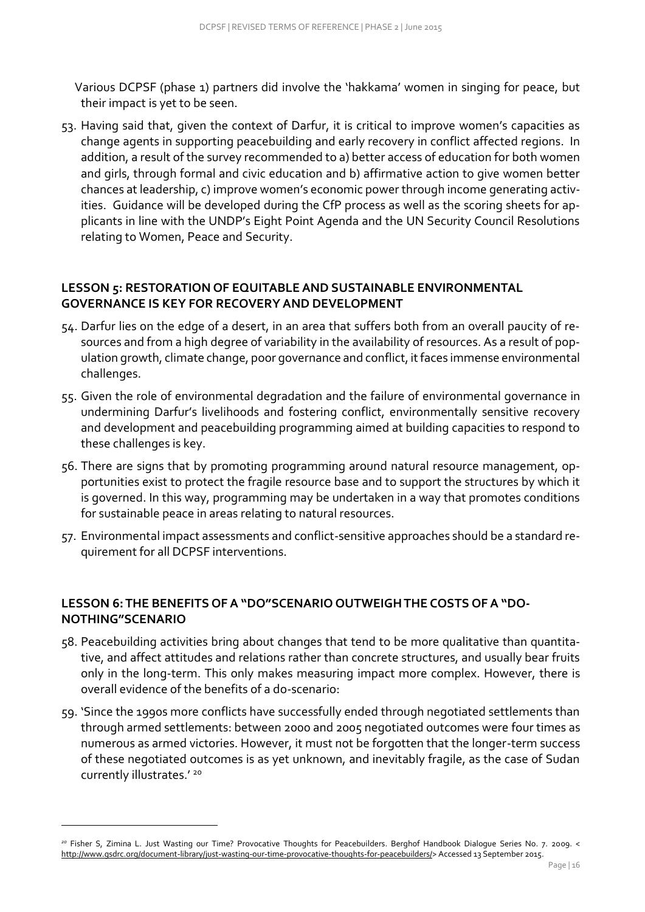Various DCPSF (phase 1) partners did involve the 'hakkama' women in singing for peace, but their impact is yet to be seen.

53. Having said that, given the context of Darfur, it is critical to improve women's capacities as change agents in supporting peacebuilding and early recovery in conflict affected regions. In addition, a result of the survey recommended to a) better access of education for both women and girls, through formal and civic education and b) affirmative action to give women better chances at leadership, c) improve women's economic power through income generating activities. Guidance will be developed during the CfP process as well as the scoring sheets for applicants in line with the UNDP's Eight Point Agenda and the UN Security Council Resolutions relating to Women, Peace and Security.

### LESSON 5: RESTORATION OF EQUITABLE AND SUSTAINABLE ENVIRONMENTAL GOVERNANCE IS KEY FOR RECOVERY AND DEVELOPMENT

54. Darfur lies on the edge of a desert, in an area that suffers both from an overall paucity of resources and from a high degree of variability in the availability of resources. As a result of population growth, climate change, poor governance and conflict, it faces immense environmental challenges.

55. Given the role of environmental degradation and the failure of environmental governance in undermining Darfur's livelihoods and fostering conflict, environmentally sensitive recovery and development and peacebuilding programming aimed at building capacities to respond to these challenges is key.

56. There are signs that by promoting programming around natural resource management, opportunities exist to protect the fragile resource base and to support the structures by which it is governed. In this way, programming may be undertaken in a way that promotes conditions for sustainable peace in areas relating to natural resources.

57. Environmental impact assessments and conflict-sensitive approaches should be a standard requirement for all DCPSF interventions.

### LESSON 6: THE BENEFITS OF A "DO"SCENARIO OUTWEIGH THE COSTS OF A "DO-NOTHING"SCENARIO

58. Peacebuilding activities bring about changes that tend to be more qualitative than quantitative, and affect attitudes and relations rather than concrete structures, and usually bear fruits only in the long-term. This only makes measuring impact more complex. However, there is overall evidence of the benefits of a do-scenario:

59. 'Since the 1990s more conflicts have successfully ended through negotiated settlements than through armed settlements: between 2000 and 2005 negotiated outcomes were four times as numerous as armed victories. However, it must not be forgotten that the longer-term success of these negotiated outcomes is as yet unknown, and inevitably fragile, as the case of Sudan currently illustrates.' [20]

---

[20] Fisher S, Zimina L. Just Wasting our Time? Provocative Thoughts for Peacebuilders. Berghof Handbook Dialogue Series No. 7. 2009. < http://www.gsdrc.org/document-library/just-wasting-our-time-provocative-thoughts-for-peacebuilders/> Accessed 13 September 2015.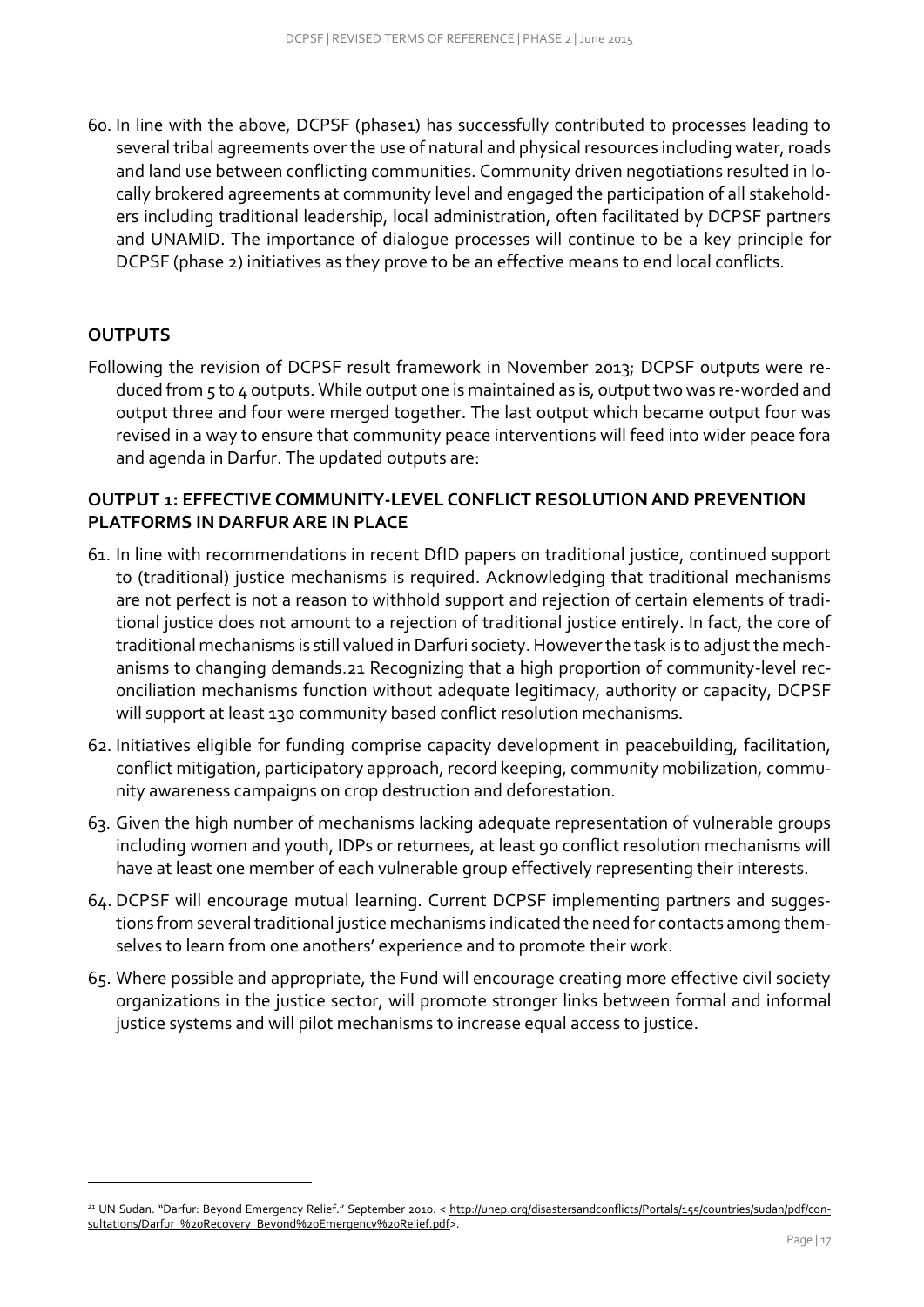60. In line with the above, DCPSF (phase1) has successfully contributed to processes leading to several tribal agreements over the use of natural and physical resources including water, roads and land use between conflicting communities. Community driven negotiations resulted in locally brokered agreements at community level and engaged the participation of all stakeholders including traditional leadership, local administration, often facilitated by DCPSF partners and UNAMID. The importance of dialogue processes will continue to be a key principle for DCPSF (phase 2) initiatives as they prove to be an effective means to end local conflicts.

## OUTPUTS

Following the revision of DCPSF result framework in November 2013; DCPSF outputs were reduced from 5 to 4 outputs. While output one is maintained as is, output two was re-worded and output three and four were merged together. The last output which became output four was revised in a way to ensure that community peace interventions will feed into wider peace fora and agenda in Darfur. The updated outputs are:

### OUTPUT 1: EFFECTIVE COMMUNITY-LEVEL CONFLICT RESOLUTION AND PREVENTION PLATFORMS IN DARFUR ARE IN PLACE

61. In line with recommendations in recent DfID papers on traditional justice, continued support to (traditional) justice mechanisms is required. Acknowledging that traditional mechanisms are not perfect is not a reason to withhold support and rejection of certain elements of traditional justice does not amount to a rejection of traditional justice entirely. In fact, the core of traditional mechanisms is still valued in Darfuri society. However the task is to adjust the mechanisms to changing demands.21 Recognizing that a high proportion of community-level reconciliation mechanisms function without adequate legitimacy, authority or capacity, DCPSF will support at least 130 community based conflict resolution mechanisms.
62. Initiatives eligible for funding comprise capacity development in peacebuilding, facilitation, conflict mitigation, participatory approach, record keeping, community mobilization, community awareness campaigns on crop destruction and deforestation.
63. Given the high number of mechanisms lacking adequate representation of vulnerable groups including women and youth, IDPs or returnees, at least 90 conflict resolution mechanisms will have at least one member of each vulnerable group effectively representing their interests.
64. DCPSF will encourage mutual learning. Current DCPSF implementing partners and suggestions from several traditional justice mechanisms indicated the need for contacts among themselves to learn from one anothers' experience and to promote their work.
65. Where possible and appropriate, the Fund will encourage creating more effective civil society organizations in the justice sector, will promote stronger links between formal and informal justice systems and will pilot mechanisms to increase equal access to justice.

---

[21] UN Sudan. "Darfur: Beyond Emergency Relief." September 2010. < http://unep.org/disastersandconflicts/Portals/155/countries/sudan/pdf/consultations/Darfur_%20Recovery_Beyond%20Emergency%20Relief.pdf>.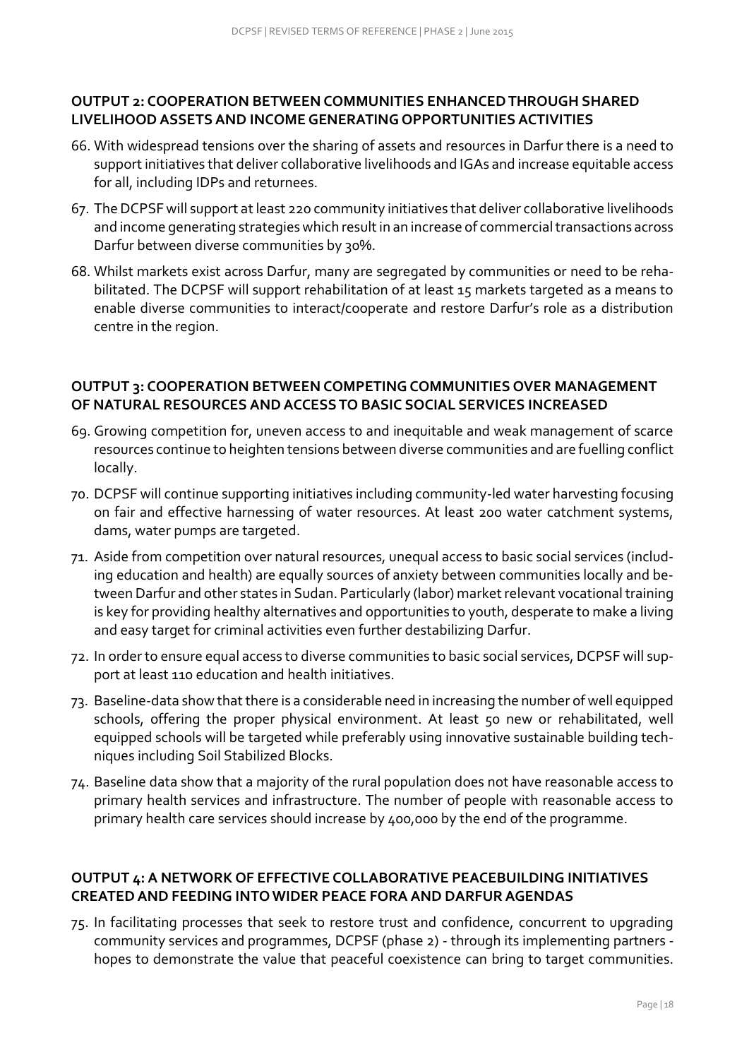### OUTPUT 2: COOPERATION BETWEEN COMMUNITIES ENHANCED THROUGH SHARED LIVELIHOOD ASSETS AND INCOME GENERATING OPPORTUNITIES ACTIVITIES

66. With widespread tensions over the sharing of assets and resources in Darfur there is a need to support initiatives that deliver collaborative livelihoods and IGAs and increase equitable access for all, including IDPs and returnees.

67. The DCPSF will support at least 220 community initiatives that deliver collaborative livelihoods and income generating strategies which result in an increase of commercial transactions across Darfur between diverse communities by 30%.

68. Whilst markets exist across Darfur, many are segregated by communities or need to be rehabilitated. The DCPSF will support rehabilitation of at least 15 markets targeted as a means to enable diverse communities to interact/cooperate and restore Darfur's role as a distribution centre in the region.

### OUTPUT 3: COOPERATION BETWEEN COMPETING COMMUNITIES OVER MANAGEMENT OF NATURAL RESOURCES AND ACCESS TO BASIC SOCIAL SERVICES INCREASED

69. Growing competition for, uneven access to and inequitable and weak management of scarce resources continue to heighten tensions between diverse communities and are fuelling conflict locally.

70. DCPSF will continue supporting initiatives including community-led water harvesting focusing on fair and effective harnessing of water resources. At least 200 water catchment systems, dams, water pumps are targeted.

71. Aside from competition over natural resources, unequal access to basic social services (including education and health) are equally sources of anxiety between communities locally and between Darfur and other states in Sudan. Particularly (labor) market relevant vocational training is key for providing healthy alternatives and opportunities to youth, desperate to make a living and easy target for criminal activities even further destabilizing Darfur.

72. In order to ensure equal access to diverse communities to basic social services, DCPSF will support at least 110 education and health initiatives.

73. Baseline-data show that there is a considerable need in increasing the number of well equipped schools, offering the proper physical environment. At least 50 new or rehabilitated, well equipped schools will be targeted while preferably using innovative sustainable building techniques including Soil Stabilized Blocks.

74. Baseline data show that a majority of the rural population does not have reasonable access to primary health services and infrastructure. The number of people with reasonable access to primary health care services should increase by 400,000 by the end of the programme.

### OUTPUT 4: A NETWORK OF EFFECTIVE COLLABORATIVE PEACEBUILDING INITIATIVES CREATED AND FEEDING INTO WIDER PEACE FORA AND DARFUR AGENDAS

75. In facilitating processes that seek to restore trust and confidence, concurrent to upgrading community services and programmes, DCPSF (phase 2) - through its implementing partners - hopes to demonstrate the value that peaceful coexistence can bring to target communities.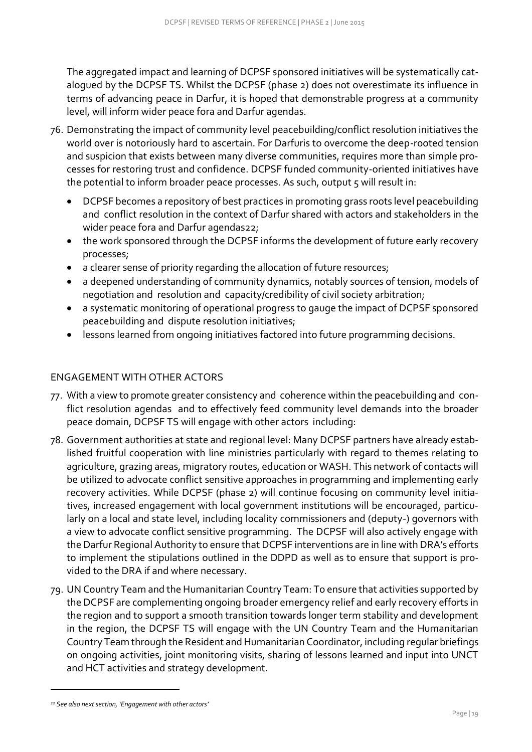The aggregated impact and learning of DCPSF sponsored initiatives will be systematically catalogued by the DCPSF TS. Whilst the DCPSF (phase 2) does not overestimate its influence in terms of advancing peace in Darfur, it is hoped that demonstrable progress at a community level, will inform wider peace fora and Darfur agendas.

76. Demonstrating the impact of community level peacebuilding/conflict resolution initiatives the world over is notoriously hard to ascertain. For Darfuris to overcome the deep-rooted tension and suspicion that exists between many diverse communities, requires more than simple processes for restoring trust and confidence. DCPSF funded community-oriented initiatives have the potential to inform broader peace processes. As such, output 5 will result in:

   - DCPSF becomes a repository of best practices in promoting grass roots level peacebuilding and conflict resolution in the context of Darfur shared with actors and stakeholders in the wider peace fora and Darfur agendas[22];
   - the work sponsored through the DCPSF informs the development of future early recovery processes;
   - a clearer sense of priority regarding the allocation of future resources;
   - a deepened understanding of community dynamics, notably sources of tension, models of negotiation and resolution and capacity/credibility of civil society arbitration;
   - a systematic monitoring of operational progress to gauge the impact of DCPSF sponsored peacebuilding and dispute resolution initiatives;
   - lessons learned from ongoing initiatives factored into future programming decisions.

## ENGAGEMENT WITH OTHER ACTORS

77. With a view to promote greater consistency and coherence within the peacebuilding and conflict resolution agendas and to effectively feed community level demands into the broader peace domain, DCPSF TS will engage with other actors including:

78. Government authorities at state and regional level: Many DCPSF partners have already established fruitful cooperation with line ministries particularly with regard to themes relating to agriculture, grazing areas, migratory routes, education or WASH. This network of contacts will be utilized to advocate conflict sensitive approaches in programming and implementing early recovery activities. While DCPSF (phase 2) will continue focusing on community level initiatives, increased engagement with local government institutions will be encouraged, particularly on a local and state level, including locality commissioners and (deputy-) governors with a view to advocate conflict sensitive programming. The DCPSF will also actively engage with the Darfur Regional Authority to ensure that DCPSF interventions are in line with DRA's efforts to implement the stipulations outlined in the DDPD as well as to ensure that support is provided to the DRA if and where necessary.

79. UN Country Team and the Humanitarian Country Team: To ensure that activities supported by the DCPSF are complementing ongoing broader emergency relief and early recovery efforts in the region and to support a smooth transition towards longer term stability and development in the region, the DCPSF TS will engage with the UN Country Team and the Humanitarian Country Team through the Resident and Humanitarian Coordinator, including regular briefings on ongoing activities, joint monitoring visits, sharing of lessons learned and input into UNCT and HCT activities and strategy development.

---

[22] *See also next section, 'Engagement with other actors'*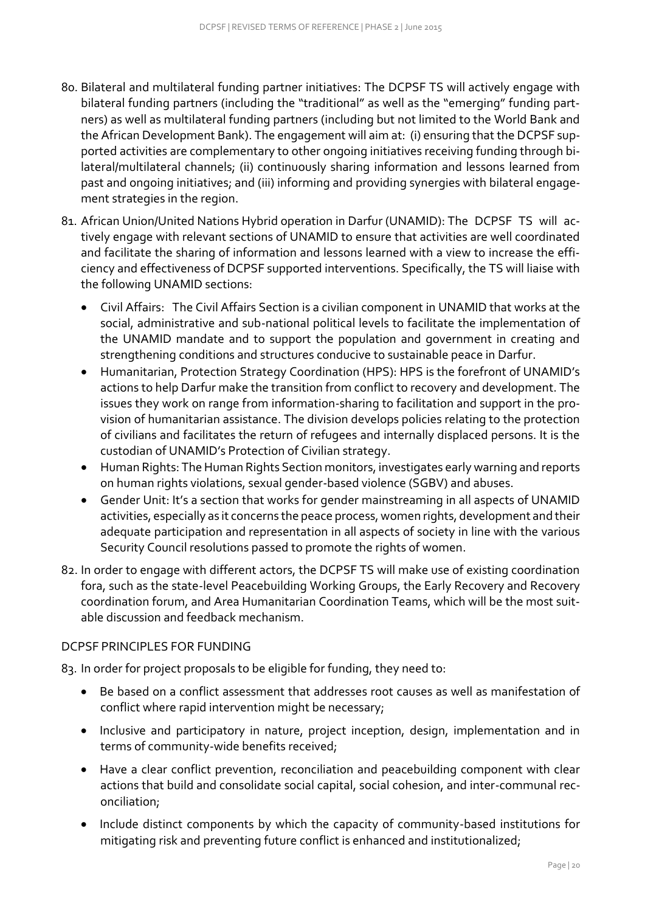80. Bilateral and multilateral funding partner initiatives: The DCPSF TS will actively engage with bilateral funding partners (including the "traditional" as well as the "emerging" funding partners) as well as multilateral funding partners (including but not limited to the World Bank and the African Development Bank). The engagement will aim at: (i) ensuring that the DCPSF supported activities are complementary to other ongoing initiatives receiving funding through bilateral/multilateral channels; (ii) continuously sharing information and lessons learned from past and ongoing initiatives; and (iii) informing and providing synergies with bilateral engagement strategies in the region.

81. African Union/United Nations Hybrid operation in Darfur (UNAMID): The DCPSF TS will actively engage with relevant sections of UNAMID to ensure that activities are well coordinated and facilitate the sharing of information and lessons learned with a view to increase the efficiency and effectiveness of DCPSF supported interventions. Specifically, the TS will liaise with the following UNAMID sections:

    - Civil Affairs: The Civil Affairs Section is a civilian component in UNAMID that works at the social, administrative and sub-national political levels to facilitate the implementation of the UNAMID mandate and to support the population and government in creating and strengthening conditions and structures conducive to sustainable peace in Darfur.
    - Humanitarian, Protection Strategy Coordination (HPS): HPS is the forefront of UNAMID's actions to help Darfur make the transition from conflict to recovery and development. The issues they work on range from information-sharing to facilitation and support in the provision of humanitarian assistance. The division develops policies relating to the protection of civilians and facilitates the return of refugees and internally displaced persons. It is the custodian of UNAMID's Protection of Civilian strategy.
    - Human Rights: The Human Rights Section monitors, investigates early warning and reports on human rights violations, sexual gender-based violence (SGBV) and abuses.
    - Gender Unit: It's a section that works for gender mainstreaming in all aspects of UNAMID activities, especially as it concerns the peace process, women rights, development and their adequate participation and representation in all aspects of society in line with the various Security Council resolutions passed to promote the rights of women.

82. In order to engage with different actors, the DCPSF TS will make use of existing coordination fora, such as the state-level Peacebuilding Working Groups, the Early Recovery and Recovery coordination forum, and Area Humanitarian Coordination Teams, which will be the most suitable discussion and feedback mechanism.

## DCPSF PRINCIPLES FOR FUNDING

83. In order for project proposals to be eligible for funding, they need to:

    - Be based on a conflict assessment that addresses root causes as well as manifestation of conflict where rapid intervention might be necessary;
    - Inclusive and participatory in nature, project inception, design, implementation and in terms of community-wide benefits received;
    - Have a clear conflict prevention, reconciliation and peacebuilding component with clear actions that build and consolidate social capital, social cohesion, and inter-communal reconciliation;
    - Include distinct components by which the capacity of community-based institutions for mitigating risk and preventing future conflict is enhanced and institutionalized;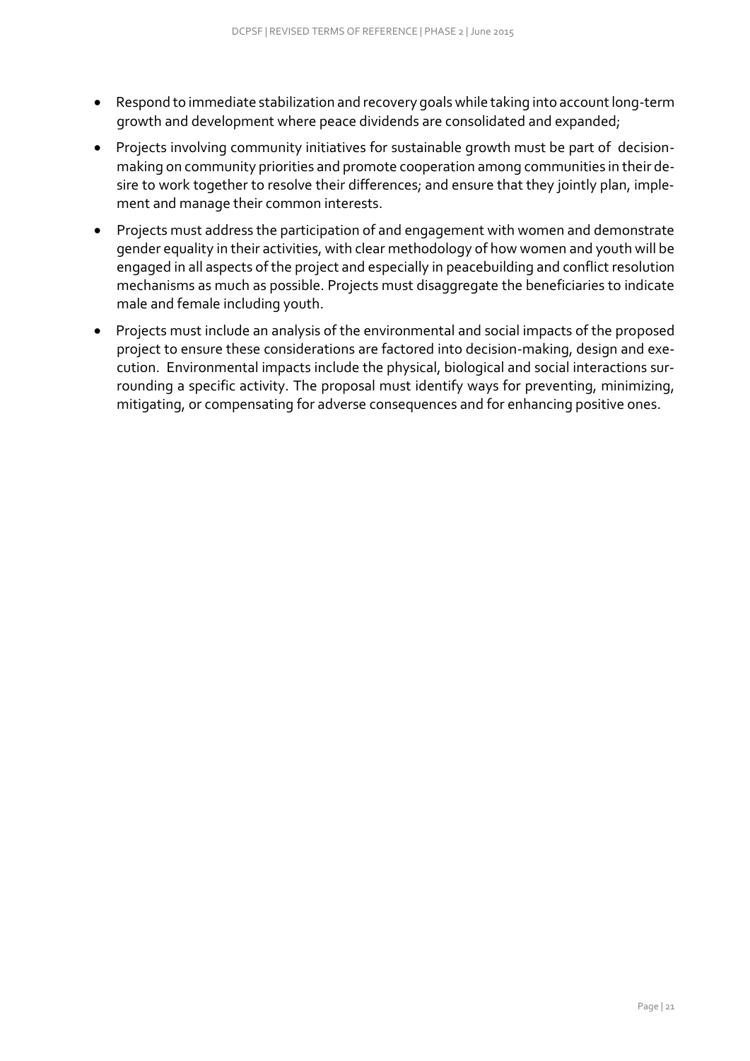- Respond to immediate stabilization and recovery goals while taking into account long-term growth and development where peace dividends are consolidated and expanded;
- Projects involving community initiatives for sustainable growth must be part of decision-making on community priorities and promote cooperation among communities in their desire to work together to resolve their differences; and ensure that they jointly plan, implement and manage their common interests.
- Projects must address the participation of and engagement with women and demonstrate gender equality in their activities, with clear methodology of how women and youth will be engaged in all aspects of the project and especially in peacebuilding and conflict resolution mechanisms as much as possible. Projects must disaggregate the beneficiaries to indicate male and female including youth.
- Projects must include an analysis of the environmental and social impacts of the proposed project to ensure these considerations are factored into decision-making, design and execution. Environmental impacts include the physical, biological and social interactions surrounding a specific activity. The proposal must identify ways for preventing, minimizing, mitigating, or compensating for adverse consequences and for enhancing positive ones.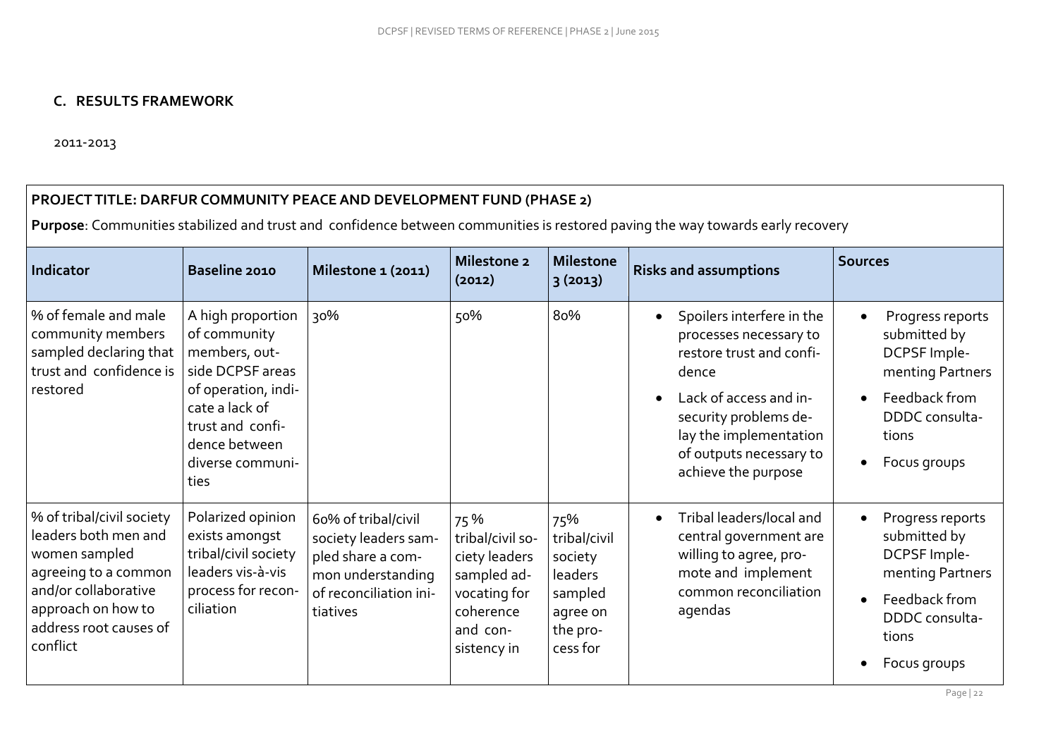## C. RESULTS FRAMEWORK

2011-2013

**PROJECT TITLE: DARFUR COMMUNITY PEACE AND DEVELOPMENT FUND (PHASE 2)**

**Purpose**: Communities stabilized and trust and confidence between communities is restored paving the way towards early recovery

| Indicator | Baseline 2010 | Milestone 1 (2011) | Milestone 2 (2012) | Milestone 3 (2013) | Risks and assumptions | Sources |
|---|---|---|---|---|---|---|
| % of female and male community members sampled declaring that trust and confidence is restored | A high proportion of community members, outside DCPSF areas of operation, indicate a lack of trust and confidence between diverse communities | 30% | 50% | 80% | • Spoilers interfere in the processes necessary to restore trust and confidence<br>• Lack of access and insecurity problems delay the implementation of outputs necessary to achieve the purpose | • Progress reports submitted by DCPSF Implementing Partners<br>• Feedback from DDDC consultations<br>• Focus groups |
| % of tribal/civil society leaders both men and women sampled agreeing to a common and/or collaborative approach on how to address root causes of conflict | Polarized opinion exists amongst tribal/civil society leaders vis-à-vis process for reconciliation | 60% of tribal/civil society leaders sampled share a common understanding of reconciliation initiatives | 75 % tribal/civil society leaders sampled advocating for coherence and consistency in | 75% tribal/civil society leaders sampled agree on the process for | • Tribal leaders/local and central government are willing to agree, promote and implement common reconciliation agendas | • Progress reports submitted by DCPSF Implementing Partners<br>• Feedback from DDDC consultations<br>• Focus groups |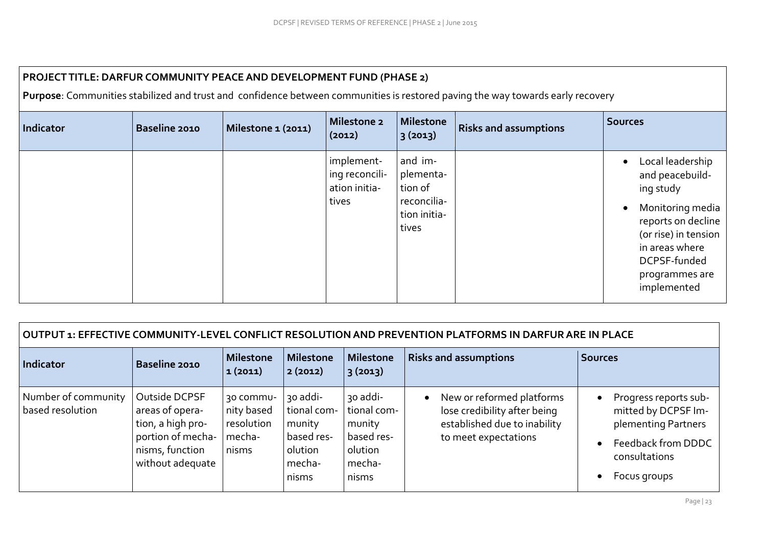| **PROJECT TITLE: DARFUR COMMUNITY PEACE AND DEVELOPMENT FUND (PHASE 2)** | | | | | | |
|---|---|---|---|---|---|---|
| **Purpose**: Communities stabilized and trust and confidence between communities is restored paving the way towards early recovery | | | | | | |
| **Indicator** | **Baseline 2010** | **Milestone 1 (2011)** | **Milestone 2 (2012)** | **Milestone 3 (2013)** | **Risks and assumptions** | **Sources** |
| | | | implementing reconciliation initiatives | and implementation of reconciliation initiatives | | • Local leadership and peacebuilding study<br>• Monitoring media reports on decline (or rise) in tension in areas where DCPSF-funded programmes are implemented |

| **OUTPUT 1: EFFECTIVE COMMUNITY-LEVEL CONFLICT RESOLUTION AND PREVENTION PLATFORMS IN DARFUR ARE IN PLACE** | | | | | | |
|---|---|---|---|---|---|---|
| **Indicator** | **Baseline 2010** | **Milestone 1 (2011)** | **Milestone 2 (2012)** | **Milestone 3 (2013)** | **Risks and assumptions** | **Sources** |
| Number of community based resolution | Outside DCPSF areas of operation, a high proportion of mechanisms, function without adequate | 30 community based resolution mechanisms | 30 additional community based resolution mechanisms | 30 additional community based resolution mechanisms | • New or reformed platforms lose credibility after being established due to inability to meet expectations | • Progress reports submitted by DCPSF Implementing Partners<br>• Feedback from DDDC consultations<br>• Focus groups |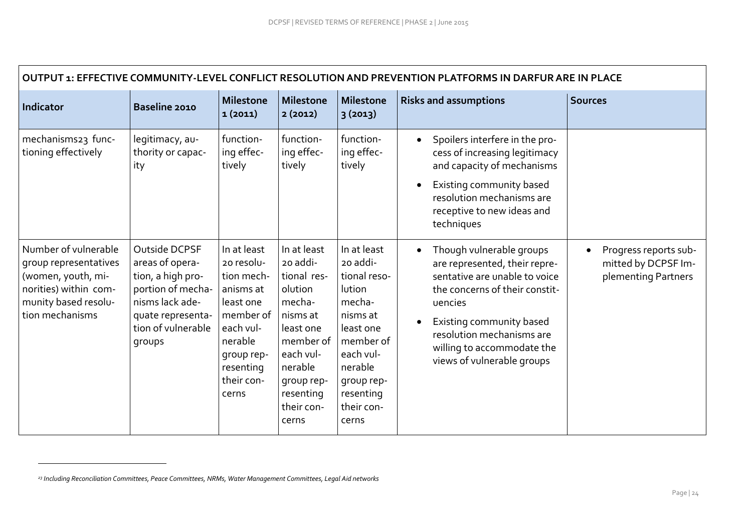| OUTPUT 1: EFFECTIVE COMMUNITY-LEVEL CONFLICT RESOLUTION AND PREVENTION PLATFORMS IN DARFUR ARE IN PLACE | | | | | | |
|---|---|---|---|---|---|---|
| **Indicator** | **Baseline 2010** | **Milestone 1 (2011)** | **Milestone 2 (2012)** | **Milestone 3 (2013)** | **Risks and assumptions** | **Sources** |
| mechanisms[23] functioning effectively | legitimacy, authority or capacity | functioning effectively | functioning effectively | functioning effectively | • Spoilers interfere in the process of increasing legitimacy and capacity of mechanisms<br>• Existing community based resolution mechanisms are receptive to new ideas and techniques | |
| Number of vulnerable group representatives (women, youth, minorities) within community based resolution mechanisms | Outside DCPSF areas of operation, a high proportion of mechanisms lack adequate representation of vulnerable groups | In at least 20 resolution mechanisms at least one member of each vulnerable group representing their concerns | In at least 20 additional resolution mechanisms at least one member of each vulnerable group representing their concerns | In at least 20 additional resolution mechanisms at least one member of each vulnerable group representing their concerns | • Though vulnerable groups are represented, their representative are unable to voice the concerns of their constituencies<br>• Existing community based resolution mechanisms are willing to accommodate the views of vulnerable groups | • Progress reports submitted by DCPSF Implementing Partners |

[23] *Including Reconciliation Committees, Peace Committees, NRMs, Water Management Committees, Legal Aid networks*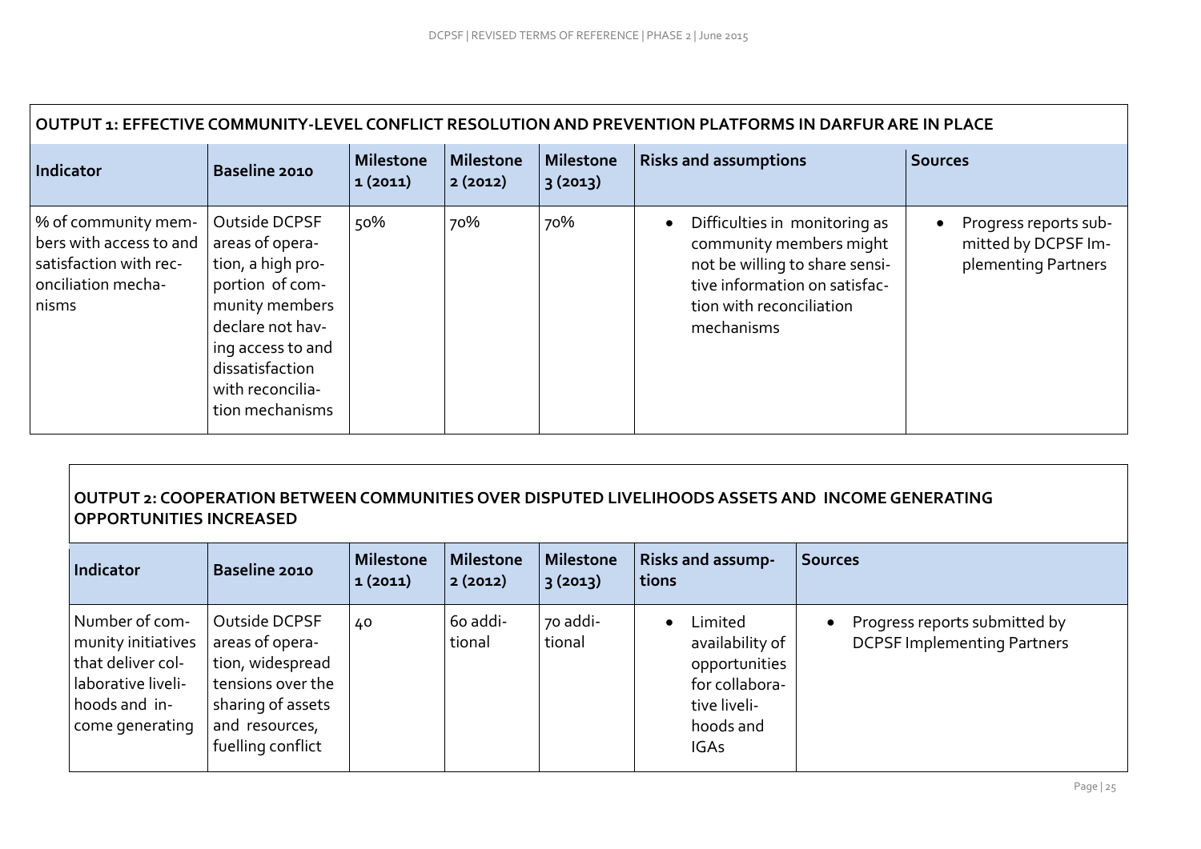| OUTPUT 1: EFFECTIVE COMMUNITY-LEVEL CONFLICT RESOLUTION AND PREVENTION PLATFORMS IN DARFUR ARE IN PLACE | | | | | | |
|---|---|---|---|---|---|---|
| **Indicator** | **Baseline 2010** | **Milestone 1 (2011)** | **Milestone 2 (2012)** | **Milestone 3 (2013)** | **Risks and assumptions** | **Sources** |
| % of community members with access to and satisfaction with reconciliation mechanisms | Outside DCPSF areas of operation, a high proportion of community members declare not having access to and dissatisfaction with reconciliation mechanisms | 50% | 70% | 70% | • Difficulties in monitoring as community members might not be willing to share sensitive information on satisfaction with reconciliation mechanisms | • Progress reports submitted by DCPSF Implementing Partners |

| OUTPUT 2: COOPERATION BETWEEN COMMUNITIES OVER DISPUTED LIVELIHOODS ASSETS AND INCOME GENERATING OPPORTUNITIES INCREASED | | | | | | |
|---|---|---|---|---|---|---|
| **Indicator** | **Baseline 2010** | **Milestone 1 (2011)** | **Milestone 2 (2012)** | **Milestone 3 (2013)** | **Risks and assumptions** | **Sources** |
| Number of community initiatives that deliver collaborative livelihoods and income generating | Outside DCPSF areas of operation, widespread tensions over the sharing of assets and resources, fuelling conflict | 40 | 60 additional | 70 additional | • Limited availability of opportunities for collaborative livelihoods and IGAs | • Progress reports submitted by DCPSF Implementing Partners |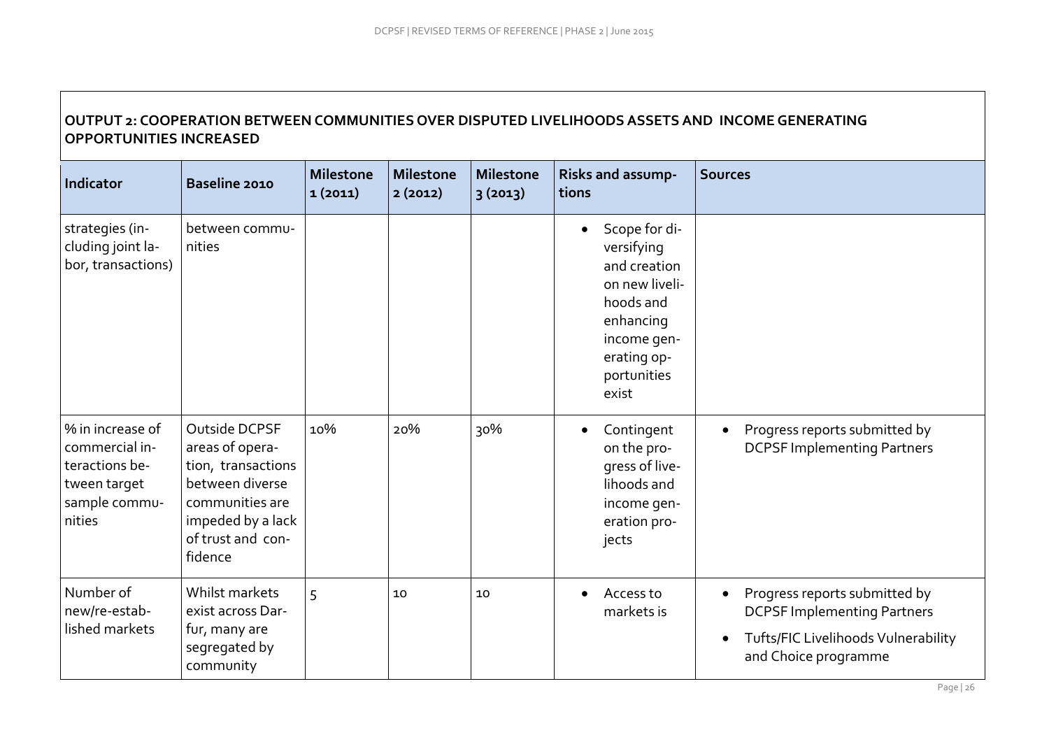**OUTPUT 2: COOPERATION BETWEEN COMMUNITIES OVER DISPUTED LIVELIHOODS ASSETS AND INCOME GENERATING OPPORTUNITIES INCREASED**

| Indicator | Baseline 2010 | Milestone 1 (2011) | Milestone 2 (2012) | Milestone 3 (2013) | Risks and assumptions | Sources |
|---|---|---|---|---|---|---|
| strategies (including joint labor, transactions) | between communities | | | | • Scope for diversifying and creation on new livelihoods and enhancing income generating opportunities exist | |
| % in increase of commercial interactions between target sample communities | Outside DCPSF areas of operation, transactions between diverse communities are impeded by a lack of trust and confidence | 10% | 20% | 30% | • Contingent on the progress of livelihoods and income generation projects | • Progress reports submitted by DCPSF Implementing Partners |
| Number of new/re-established markets | Whilst markets exist across Darfur, many are segregated by community | 5 | 10 | 10 | • Access to markets is | • Progress reports submitted by DCPSF Implementing Partners<br>• Tufts/FIC Livelihoods Vulnerability and Choice programme |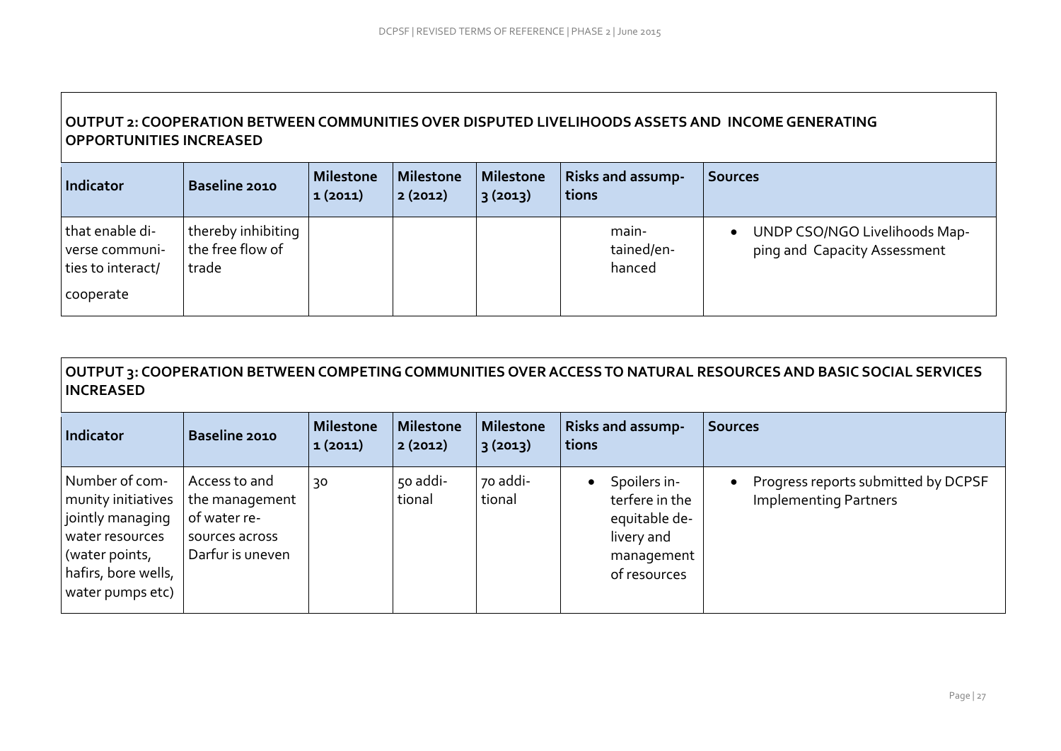**OUTPUT 2: COOPERATION BETWEEN COMMUNITIES OVER DISPUTED LIVELIHOODS ASSETS AND INCOME GENERATING OPPORTUNITIES INCREASED**

| Indicator | Baseline 2010 | Milestone 1 (2011) | Milestone 2 (2012) | Milestone 3 (2013) | Risks and assumptions | Sources |
|---|---|---|---|---|---|---|
| that enable diverse communities to interact/ cooperate | thereby inhibiting the free flow of trade | | | | maintained/enhanced | • UNDP CSO/NGO Livelihoods Mapping and Capacity Assessment |

**OUTPUT 3: COOPERATION BETWEEN COMPETING COMMUNITIES OVER ACCESS TO NATURAL RESOURCES AND BASIC SOCIAL SERVICES INCREASED**

| Indicator | Baseline 2010 | Milestone 1 (2011) | Milestone 2 (2012) | Milestone 3 (2013) | Risks and assumptions | Sources |
|---|---|---|---|---|---|---|
| Number of community initiatives jointly managing water resources (water points, hafirs, bore wells, water pumps etc) | Access to and the management of water resources across Darfur is uneven | 30 | 50 additional | 70 additional | • Spoilers interfere in the equitable delivery and management of resources | • Progress reports submitted by DCPSF Implementing Partners |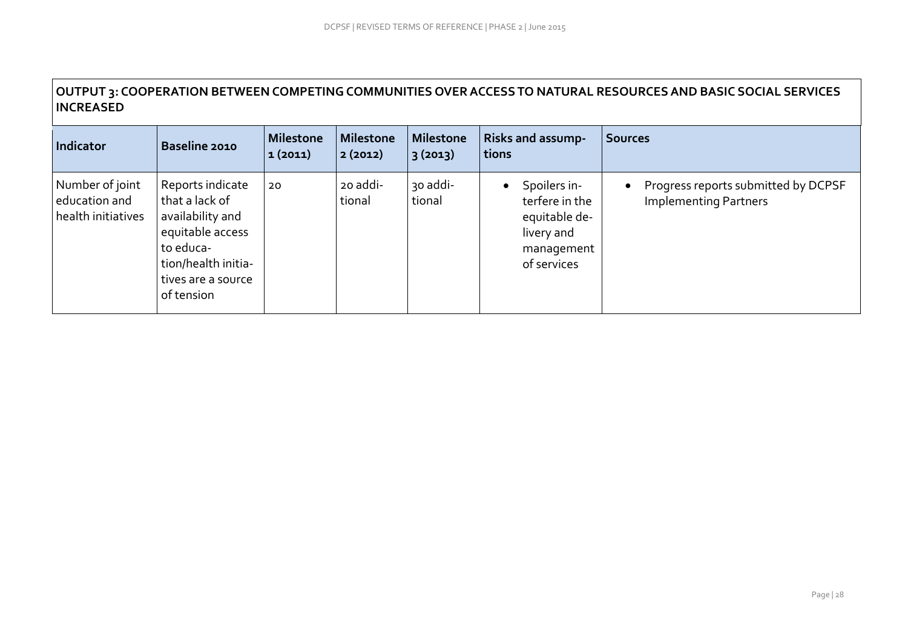| OUTPUT 3: COOPERATION BETWEEN COMPETING COMMUNITIES OVER ACCESS TO NATURAL RESOURCES AND BASIC SOCIAL SERVICES INCREASED | | | | | | |
|---|---|---|---|---|---|---|
| **Indicator** | **Baseline 2010** | **Milestone 1 (2011)** | **Milestone 2 (2012)** | **Milestone 3 (2013)** | **Risks and assumptions** | **Sources** |
| Number of joint education and health initiatives | Reports indicate that a lack of availability and equitable access to education/health initiatives are a source of tension | 20 | 20 additional | 30 additional | • Spoilers interfere in the equitable delivery and management of services | • Progress reports submitted by DCPSF Implementing Partners |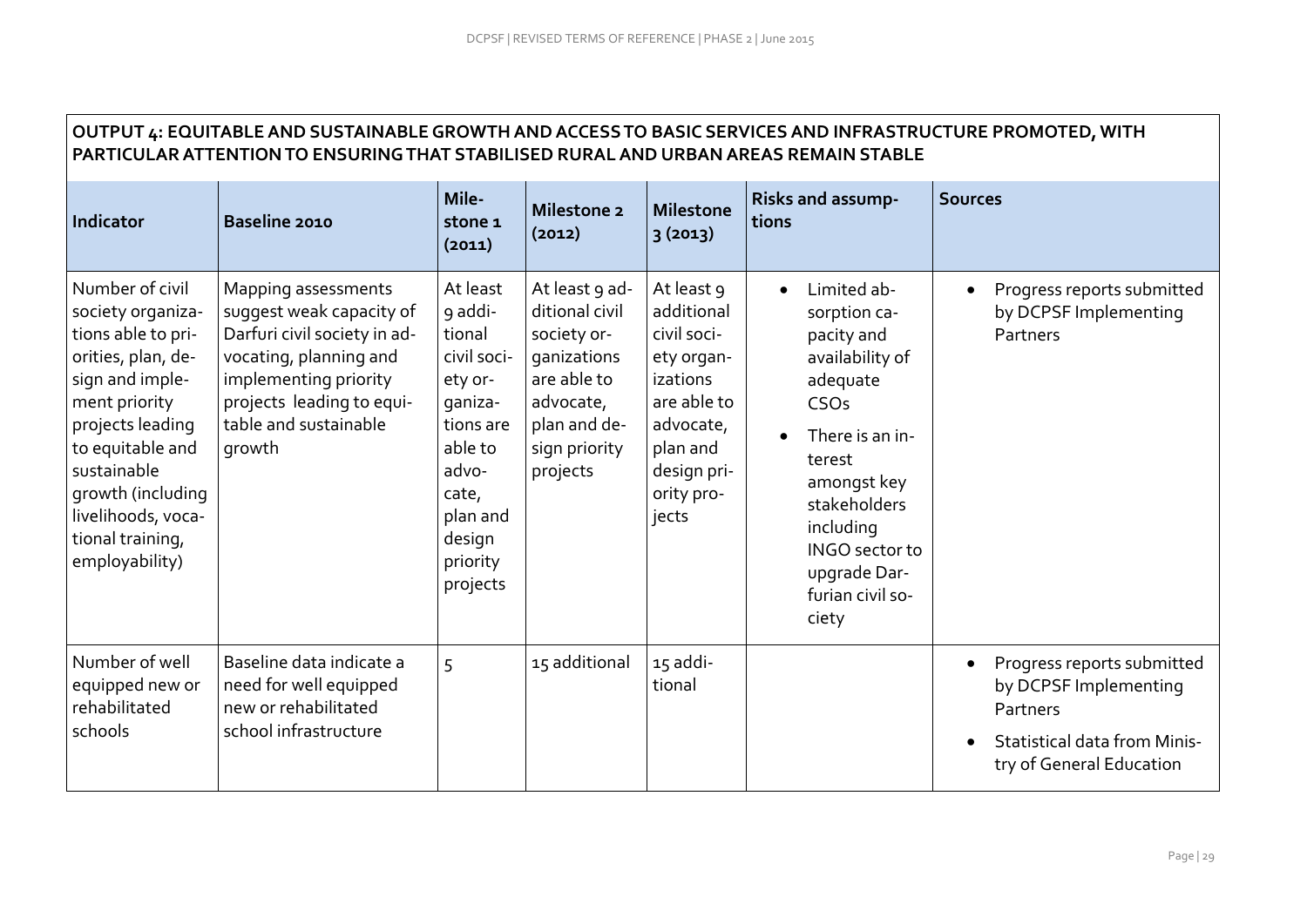| OUTPUT 4: EQUITABLE AND SUSTAINABLE GROWTH AND ACCESS TO BASIC SERVICES AND INFRASTRUCTURE PROMOTED, WITH PARTICULAR ATTENTION TO ENSURING THAT STABILISED RURAL AND URBAN AREAS REMAIN STABLE | | | | | | |
|---|---|---|---|---|---|---|
| **Indicator** | **Baseline 2010** | **Milestone 1 (2011)** | **Milestone 2 (2012)** | **Milestone 3 (2013)** | **Risks and assumptions** | **Sources** |
| Number of civil society organizations able to priorities, plan, design and implement priority projects leading to equitable and sustainable growth (including livelihoods, vocational training, employability) | Mapping assessments suggest weak capacity of Darfuri civil society in advocating, planning and implementing priority projects leading to equitable and sustainable growth | At least 9 additional civil society organizations are able to advocate, plan and design priority projects | At least 9 additional civil society organizations are able to advocate, plan and design priority projects | At least 9 additional civil society organizations are able to advocate, plan and design priority projects | • Limited absorption capacity and availability of adequate CSOs<br>• There is an interest amongst key stakeholders including INGO sector to upgrade Darfurian civil society | • Progress reports submitted by DCPSF Implementing Partners |
| Number of well equipped new or rehabilitated schools | Baseline data indicate a need for well equipped new or rehabilitated school infrastructure | 5 | 15 additional | 15 additional | | • Progress reports submitted by DCPSF Implementing Partners<br>• Statistical data from Ministry of General Education |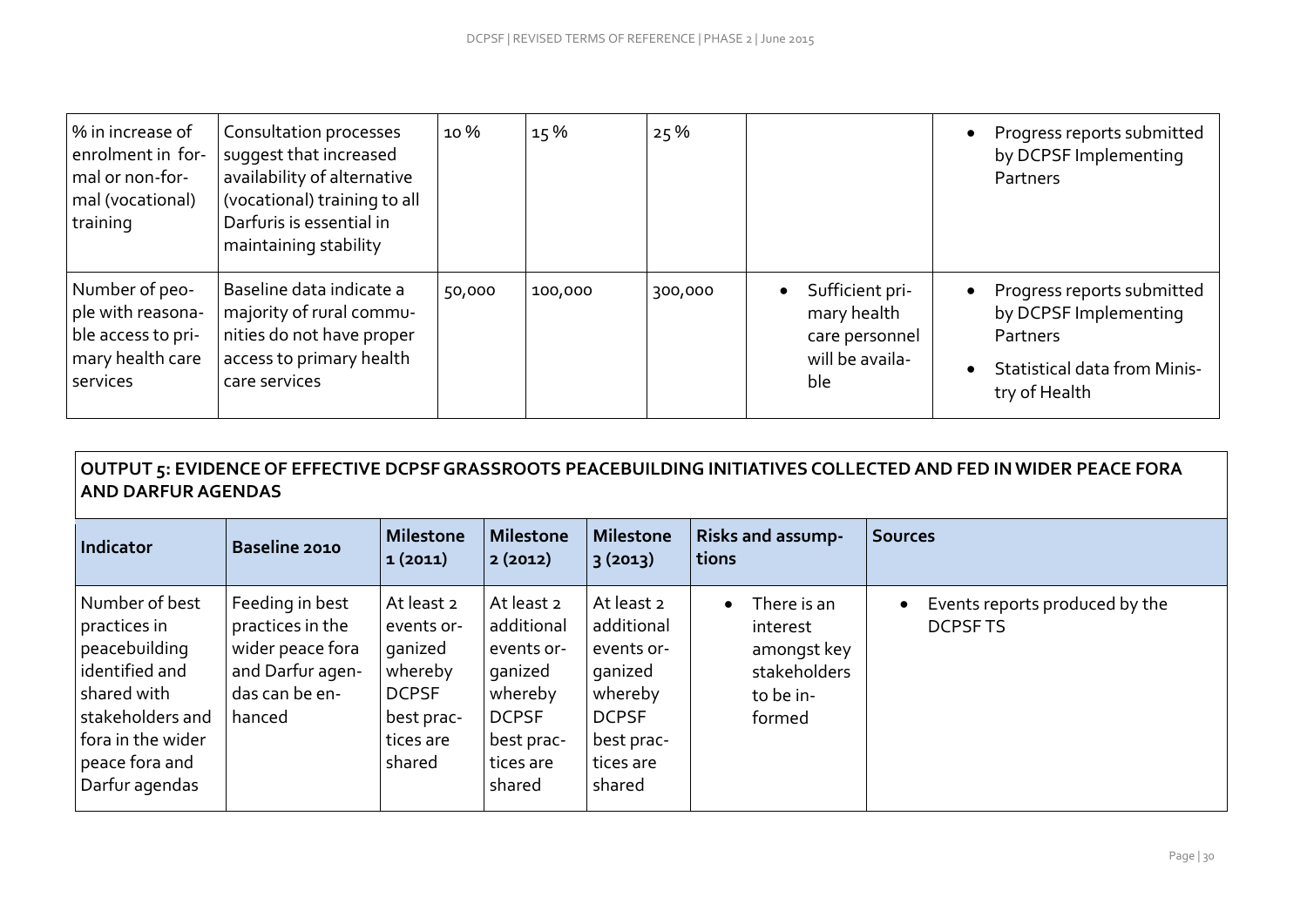| % in increase of enrolment in formal or non-formal (vocational) training | Consultation processes suggest that increased availability of alternative (vocational) training to all Darfuris is essential in maintaining stability | 10 % | 15 % | 25 % | | • Progress reports submitted by DCPSF Implementing Partners |
|---|---|---|---|---|---|---|
| Number of people with reasonable access to primary health care services | Baseline data indicate a majority of rural communities do not have proper access to primary health care services | 50,000 | 100,000 | 300,000 | • Sufficient primary health care personnel will be available | • Progress reports submitted by DCPSF Implementing Partners<br>• Statistical data from Ministry of Health |

**OUTPUT 5: EVIDENCE OF EFFECTIVE DCPSF GRASSROOTS PEACEBUILDING INITIATIVES COLLECTED AND FED IN WIDER PEACE FORA AND DARFUR AGENDAS**

| Indicator | Baseline 2010 | Milestone 1 (2011) | Milestone 2 (2012) | Milestone 3 (2013) | Risks and assumptions | Sources |
|---|---|---|---|---|---|---|
| Number of best practices in peacebuilding identified and shared with stakeholders and fora in the wider peace fora and Darfur agendas | Feeding in best practices in the wider peace fora and Darfur agendas can be enhanced | At least 2 events organized whereby DCPSF best practices are shared | At least 2 additional events organized whereby DCPSF best practices are shared | At least 2 additional events organized whereby DCPSF best practices are shared | • There is an interest amongst key stakeholders to be informed | • Events reports produced by the DCPSF TS |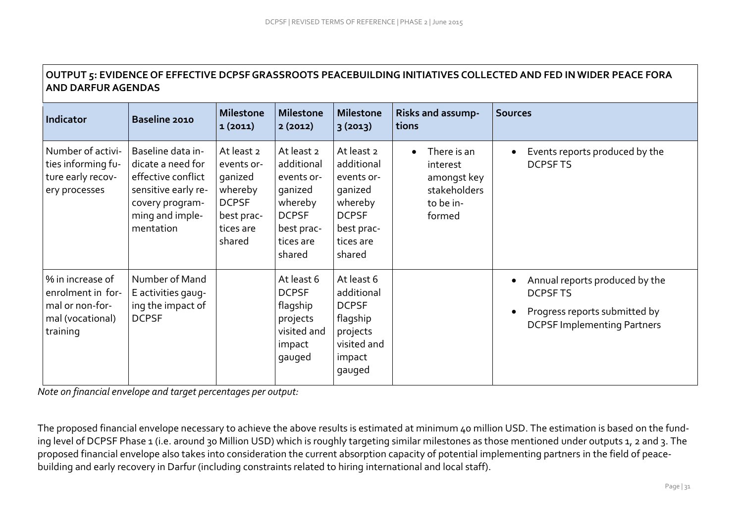| OUTPUT 5: EVIDENCE OF EFFECTIVE DCPSF GRASSROOTS PEACEBUILDING INITIATIVES COLLECTED AND FED IN WIDER PEACE FORA AND DARFUR AGENDAS | | | | | | |
|---|---|---|---|---|---|---|
| **Indicator** | **Baseline 2010** | **Milestone 1 (2011)** | **Milestone 2 (2012)** | **Milestone 3 (2013)** | **Risks and assumptions** | **Sources** |
| Number of activities informing future early recovery processes | Baseline data indicate a need for effective conflict sensitive early recovery programming and implementation | At least 2 events organized whereby DCPSF best practices are shared | At least 2 additional events organized whereby DCPSF best practices are shared | At least 2 additional events organized whereby DCPSF best practices are shared | • There is an interest amongst key stakeholders to be informed | • Events reports produced by the DCPSF TS |
| % in increase of enrolment in formal or non-formal (vocational) training | Number of Mand E activities gauging the impact of DCPSF | | At least 6 DCPSF flagship projects visited and impact gauged | At least 6 additional DCPSF flagship projects visited and impact gauged | | • Annual reports produced by the DCPSF TS<br>• Progress reports submitted by DCPSF Implementing Partners |

*Note on financial envelope and target percentages per output:*

The proposed financial envelope necessary to achieve the above results is estimated at minimum 40 million USD. The estimation is based on the funding level of DCPSF Phase 1 (i.e. around 30 Million USD) which is roughly targeting similar milestones as those mentioned under outputs 1, 2 and 3. The proposed financial envelope also takes into consideration the current absorption capacity of potential implementing partners in the field of peacebuilding and early recovery in Darfur (including constraints related to hiring international and local staff).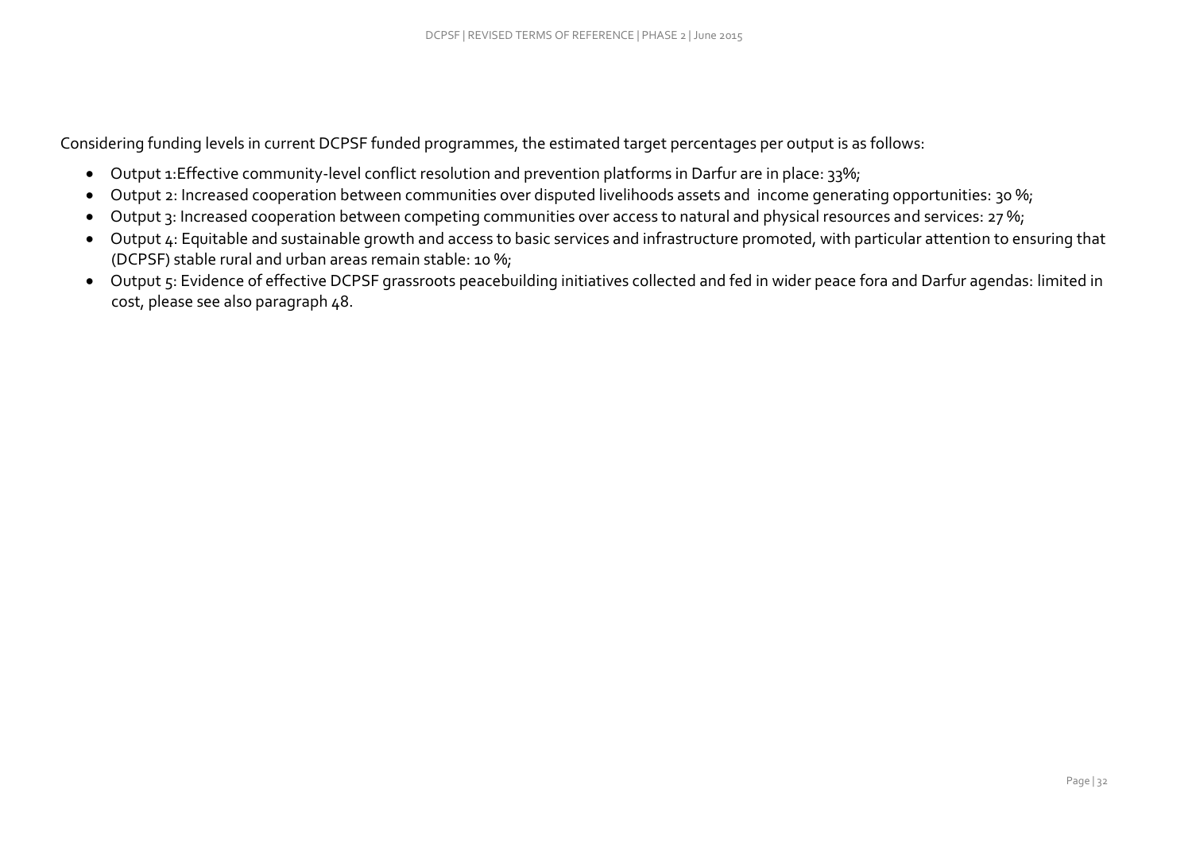Considering funding levels in current DCPSF funded programmes, the estimated target percentages per output is as follows:

- Output 1:Effective community-level conflict resolution and prevention platforms in Darfur are in place: 33%;
- Output 2: Increased cooperation between communities over disputed livelihoods assets and income generating opportunities: 30 %;
- Output 3: Increased cooperation between competing communities over access to natural and physical resources and services: 27 %;
- Output 4: Equitable and sustainable growth and access to basic services and infrastructure promoted, with particular attention to ensuring that (DCPSF) stable rural and urban areas remain stable: 10 %;
- Output 5: Evidence of effective DCPSF grassroots peacebuilding initiatives collected and fed in wider peace fora and Darfur agendas: limited in cost, please see also paragraph 48.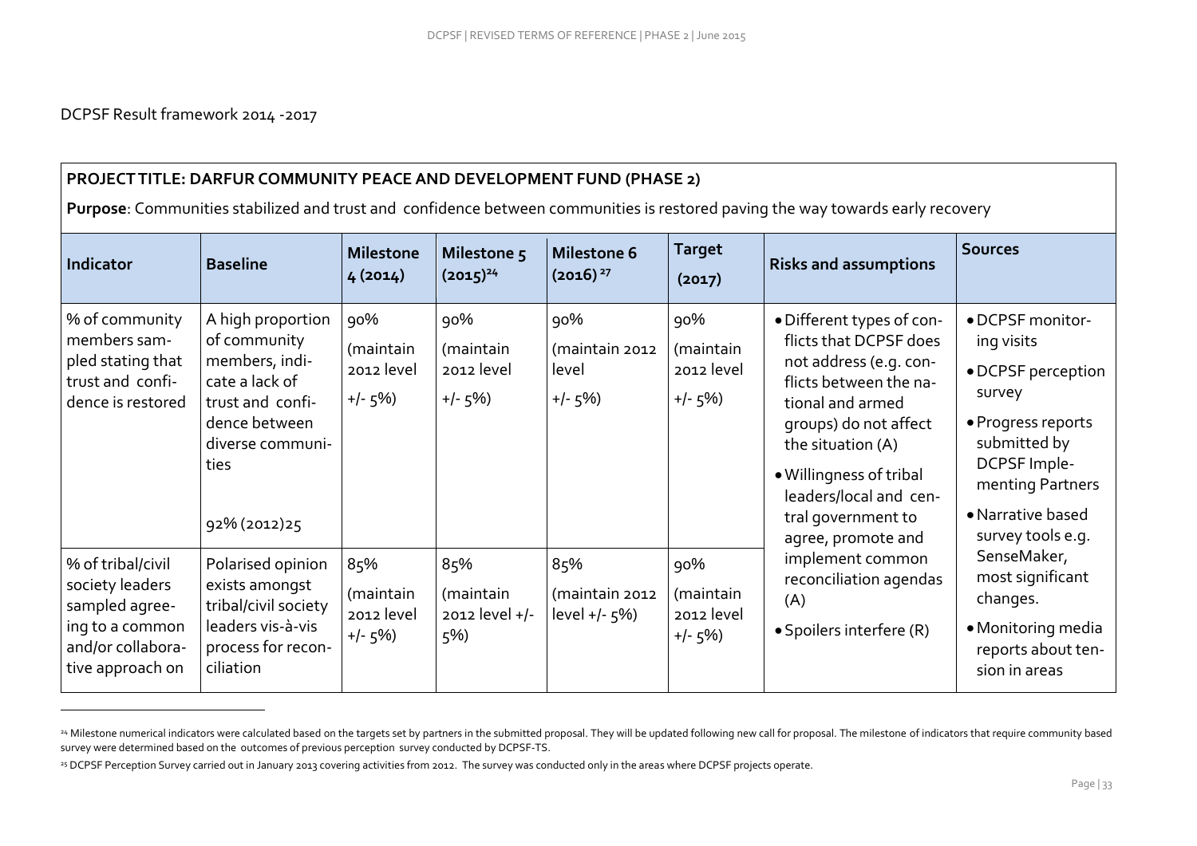DCPSF Result framework 2014 -2017

| **PROJECT TITLE: DARFUR COMMUNITY PEACE AND DEVELOPMENT FUND (PHASE 2)**<br><br>**Purpose**: Communities stabilized and trust and confidence between communities is restored paving the way towards early recovery | | | | | | | |
|---|---|---|---|---|---|---|---|
| **Indicator** | **Baseline** | **Milestone 4 (2014)** | **Milestone 5 (2015)**[24] | **Milestone 6 (2016)**[27] | **Target (2017)** | **Risks and assumptions** | **Sources** |
| % of community members sampled stating that trust and confidence is restored | A high proportion of community members, indicate a lack of trust and confidence between diverse communities<br><br>92% (2012)25 | 90% (maintain 2012 level +/- 5%) | 90% (maintain 2012 level +/- 5%) | 90% (maintain 2012 level +/- 5%) | 90% (maintain 2012 level +/- 5%) | • Different types of conflicts that DCPSF does not address (e.g. conflicts between the national and armed groups) do not affect the situation (A)<br>• Willingness of tribal leaders/local and central government to agree, promote and implement common reconciliation agendas (A)<br>• Spoilers interfere (R) | • DCPSF monitoring visits<br>• DCPSF perception survey<br>• Progress reports submitted by DCPSF Implementing Partners<br>• Narrative based survey tools e.g. SenseMaker, most significant changes.<br>• Monitoring media reports about tension in areas |
| % of tribal/civil society leaders sampled agreeing to a common and/or collaborative approach on | Polarised opinion exists amongst tribal/civil society leaders vis-à-vis process for reconciliation | 85% (maintain 2012 level +/- 5%) | 85% (maintain 2012 level +/- 5%) | 85% (maintain 2012 level +/- 5%) | 90% (maintain 2012 level +/- 5%) | | |

[24] Milestone numerical indicators were calculated based on the targets set by partners in the submitted proposal. They will be updated following new call for proposal. The milestone of indicators that require community based survey were determined based on the outcomes of previous perception survey conducted by DCPSF-TS.

[25] DCPSF Perception Survey carried out in January 2013 covering activities from 2012. The survey was conducted only in the areas where DCPSF projects operate.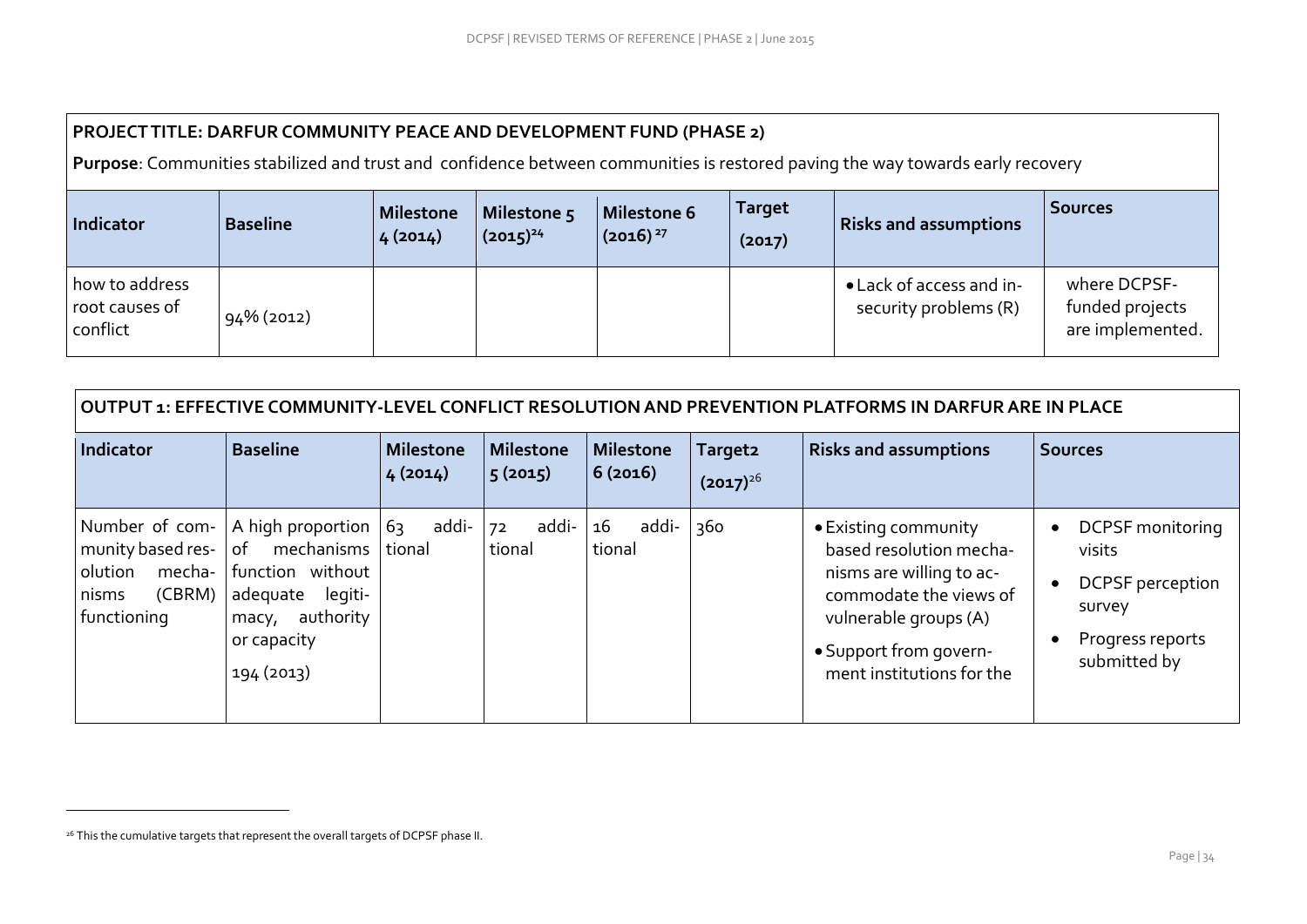| **PROJECT TITLE: DARFUR COMMUNITY PEACE AND DEVELOPMENT FUND (PHASE 2)** | | | | | | | |
|---|---|---|---|---|---|---|---|
| **Purpose**: Communities stabilized and trust and confidence between communities is restored paving the way towards early recovery | | | | | | | |
| **Indicator** | **Baseline** | **Milestone 4 (2014)** | **Milestone 5 (2015)**[24] | **Milestone 6 (2016)**[27] | **Target (2017)** | **Risks and assumptions** | **Sources** |
| how to address root causes of conflict | 94% (2012) | | | | | • Lack of access and in-security problems (R) | where DCPSF-funded projects are implemented. |

| **OUTPUT 1: EFFECTIVE COMMUNITY-LEVEL CONFLICT RESOLUTION AND PREVENTION PLATFORMS IN DARFUR ARE IN PLACE** | | | | | | | |
|---|---|---|---|---|---|---|---|
| **Indicator** | **Baseline** | **Milestone 4 (2014)** | **Milestone 5 (2015)** | **Milestone 6 (2016)** | **Target2 (2017)**[26] | **Risks and assumptions** | **Sources** |
| Number of community based resolution mechanisms (CBRM) functioning | A high proportion of mechanisms function without adequate legitimacy, authority or capacity<br>194 (2013) | 63 additional | 72 additional | 16 additional | 360 | • Existing community based resolution mechanisms are willing to accommodate the views of vulnerable groups (A)<br>• Support from government institutions for the | • DCPSF monitoring visits<br>• DCPSF perception survey<br>• Progress reports submitted by |

[26] This the cumulative targets that represent the overall targets of DCPSF phase II.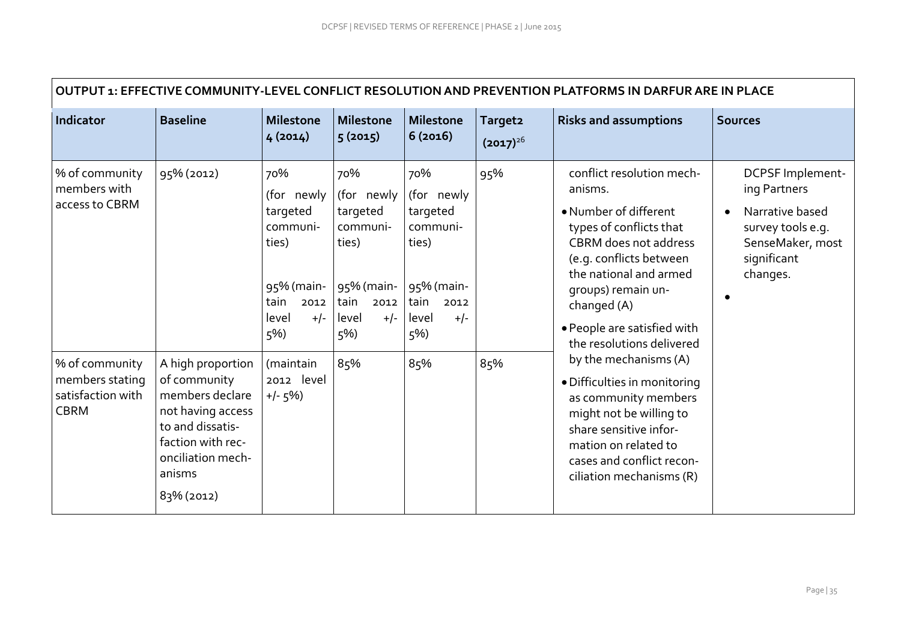| OUTPUT 1: EFFECTIVE COMMUNITY-LEVEL CONFLICT RESOLUTION AND PREVENTION PLATFORMS IN DARFUR ARE IN PLACE | | | | | | | |
|---|---|---|---|---|---|---|---|
| **Indicator** | **Baseline** | **Milestone 4 (2014)** | **Milestone 5 (2015)** | **Milestone 6 (2016)** | **Target2 (2017)**[26] | **Risks and assumptions** | **Sources** |
| % of community members with access to CBRM | 95% (2012) | 70% (for newly targeted communities)<br><br>95% (maintain 2012 level +/- 5%) | 70% (for newly targeted communities)<br><br>95% (maintain 2012 level +/- 5%) | 70% (for newly targeted communities)<br><br>95% (maintain 2012 level +/- 5%) | 95% | conflict resolution mechanisms.<br>• Number of different types of conflicts that CBRM does not address (e.g. conflicts between the national and armed groups) remain unchanged (A)<br>• People are satisfied with the resolutions delivered by the mechanisms (A)<br>• Difficulties in monitoring as community members might not be willing to share sensitive information on related to cases and conflict reconciliation mechanisms (R) | DCPSF Implementing Partners<br>• Narrative based survey tools e.g. SenseMaker, most significant changes.<br>• |
| % of community members stating satisfaction with CBRM | A high proportion of community members declare not having access to and dissatisfaction with reconciliation mechanisms<br><br>83% (2012) | (maintain 2012 level +/- 5%) | 85% | 85% | 85% | | |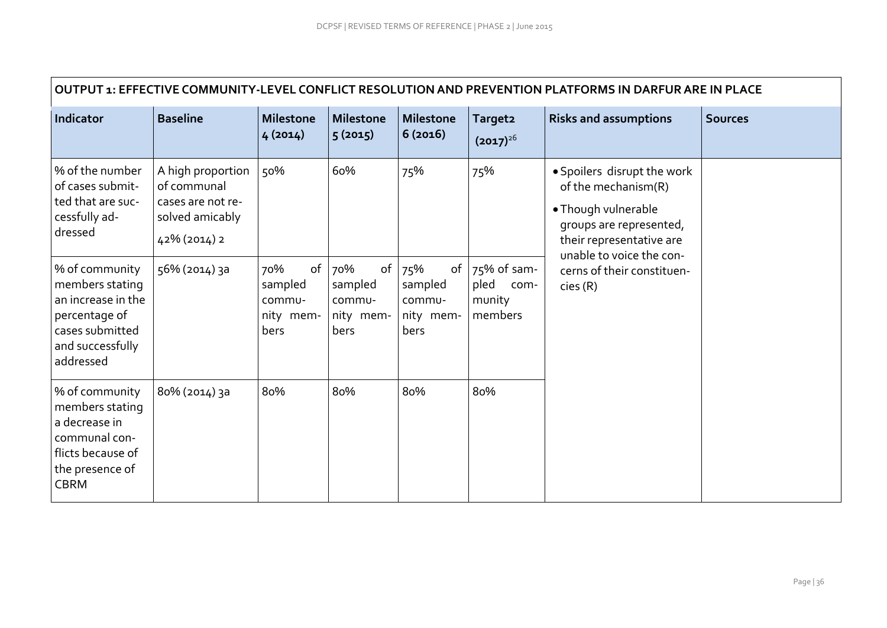| OUTPUT 1: EFFECTIVE COMMUNITY-LEVEL CONFLICT RESOLUTION AND PREVENTION PLATFORMS IN DARFUR ARE IN PLACE | | | | | | | |
|---|---|---|---|---|---|---|---|
| **Indicator** | **Baseline** | **Milestone 4 (2014)** | **Milestone 5 (2015)** | **Milestone 6 (2016)** | **Target2 (2017)**[26] | **Risks and assumptions** | **Sources** |
| % of the number of cases submitted that are successfully addressed | A high proportion of communal cases are not resolved amicably 42% (2014) 2 | 50% | 60% | 75% | 75% | • Spoilers disrupt the work of the mechanism(R) • Though vulnerable groups are represented, their representative are unable to voice the concerns of their constituencies (R) | |
| % of community members stating an increase in the percentage of cases submitted and successfully addressed | 56% (2014) 3a | 70% of sampled community members | 70% of sampled community members | 75% of sampled community members | 75% of sampled community members | | |
| % of community members stating a decrease in communal conflicts because of the presence of CBRM | 80% (2014) 3a | 80% | 80% | 80% | 80% | | |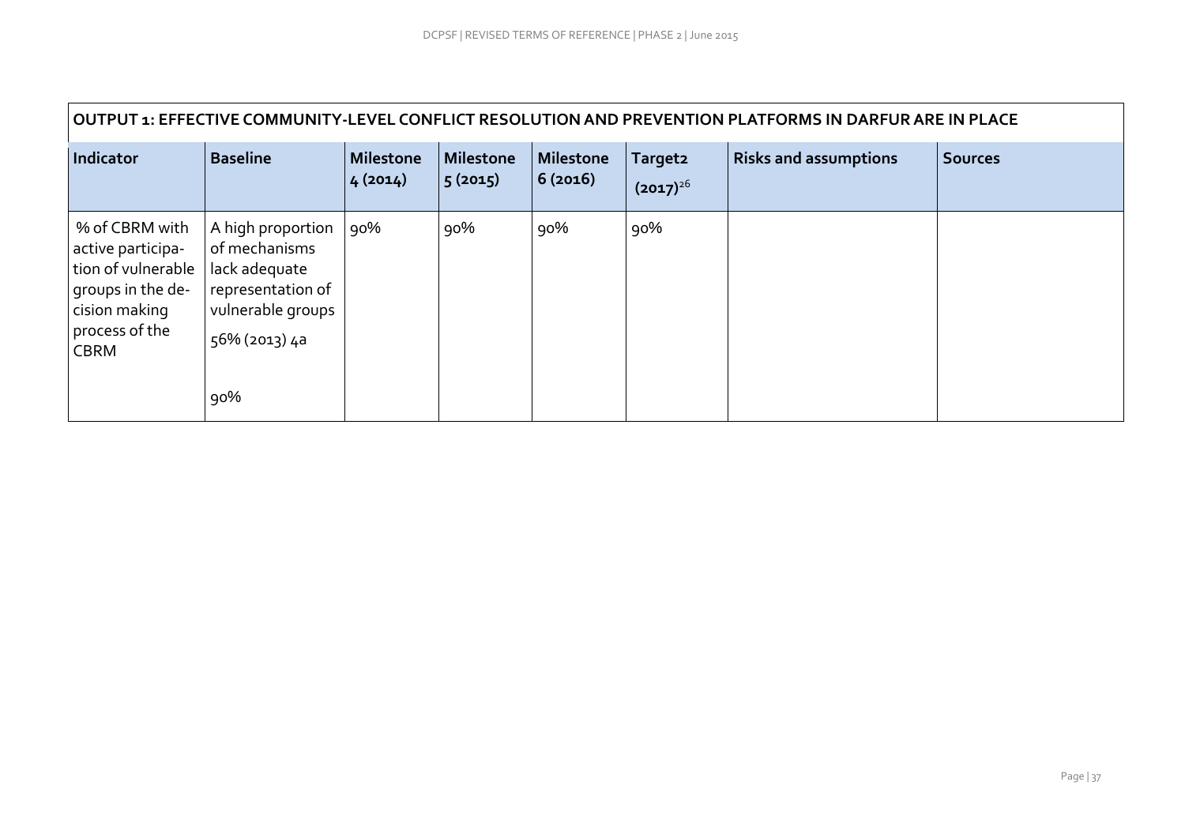| **OUTPUT 1: EFFECTIVE COMMUNITY-LEVEL CONFLICT RESOLUTION AND PREVENTION PLATFORMS IN DARFUR ARE IN PLACE** | | | | | | | |
|---|---|---|---|---|---|---|---|
| **Indicator** | **Baseline** | **Milestone 4 (2014)** | **Milestone 5 (2015)** | **Milestone 6 (2016)** | **Target2 (2017)**[26] | **Risks and assumptions** | **Sources** |
| % of CBRM with active participation of vulnerable groups in the decision making process of the CBRM | A high proportion of mechanisms lack adequate representation of vulnerable groups<br><br>56% (2013) 4a<br><br>90% | 90% | 90% | 90% | 90% | | |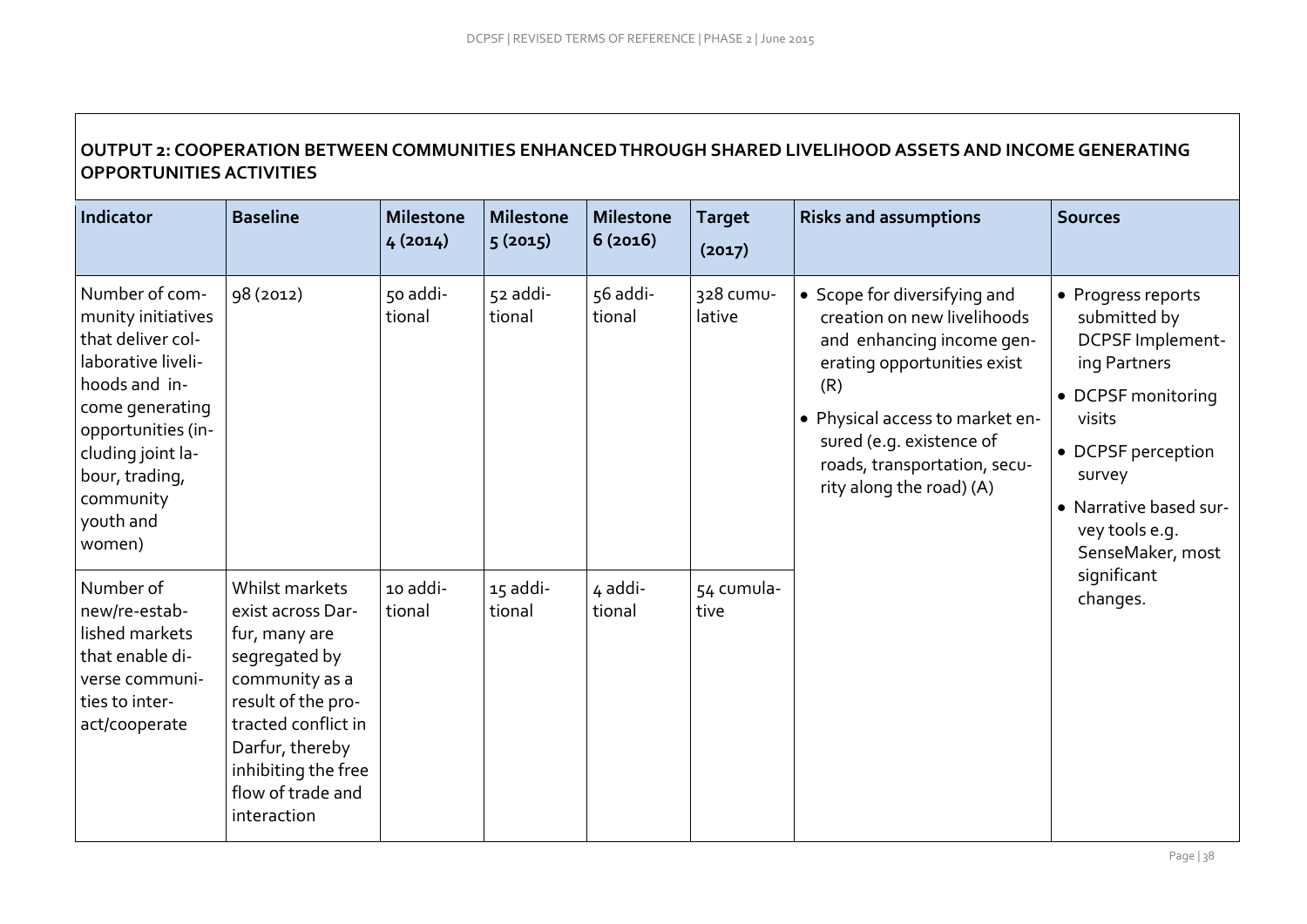**OUTPUT 2: COOPERATION BETWEEN COMMUNITIES ENHANCED THROUGH SHARED LIVELIHOOD ASSETS AND INCOME GENERATING OPPORTUNITIES ACTIVITIES**

| Indicator | Baseline | Milestone 4 (2014) | Milestone 5 (2015) | Milestone 6 (2016) | Target (2017) | Risks and assumptions | Sources |
|---|---|---|---|---|---|---|---|
| Number of community initiatives that deliver collaborative livelihoods and income generating opportunities (including joint labour, trading, community youth and women) | 98 (2012) | 50 additional | 52 additional | 56 additional | 328 cumulative | • Scope for diversifying and creation on new livelihoods and enhancing income generating opportunities exist (R)<br>• Physical access to market ensured (e.g. existence of roads, transportation, security along the road) (A) | • Progress reports submitted by DCPSF Implementing Partners<br>• DCPSF monitoring visits<br>• DCPSF perception survey<br>• Narrative based survey tools e.g. SenseMaker, most significant changes. |
| Number of new/re-established markets that enable diverse communities to interact/cooperate | Whilst markets exist across Darfur, many are segregated by community as a result of the protracted conflict in Darfur, thereby inhibiting the free flow of trade and interaction | 10 additional | 15 additional | 4 additional | 54 cumulative | | |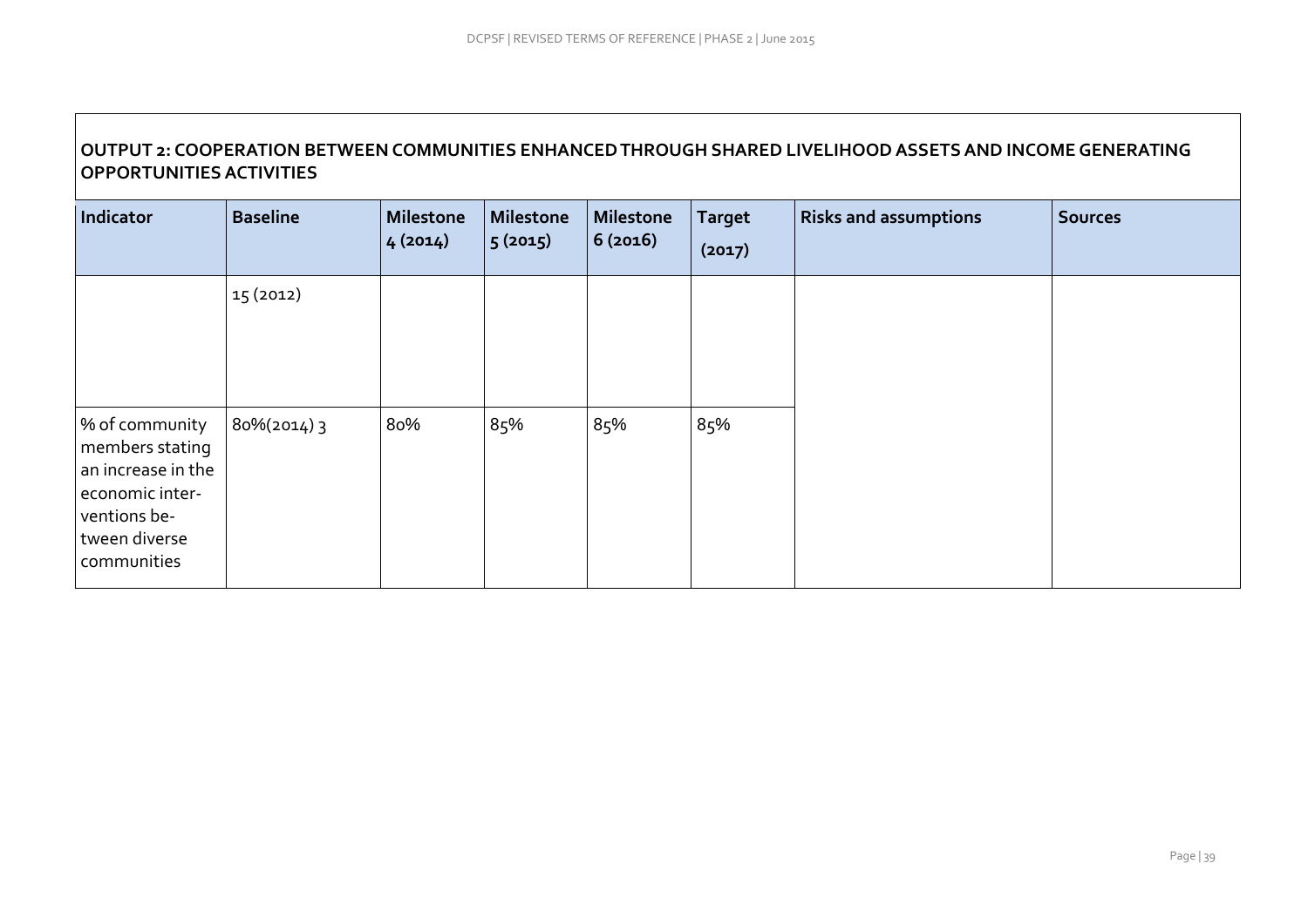**OUTPUT 2: COOPERATION BETWEEN COMMUNITIES ENHANCED THROUGH SHARED LIVELIHOOD ASSETS AND INCOME GENERATING OPPORTUNITIES ACTIVITIES**

| Indicator | Baseline | Milestone 4 (2014) | Milestone 5 (2015) | Milestone 6 (2016) | Target (2017) | Risks and assumptions | Sources |
|---|---|---|---|---|---|---|---|
| | 15 (2012) | | | | | | |
| % of community members stating an increase in the economic inter-ventions be-tween diverse communities | 80%(2014) 3 | 80% | 85% | 85% | 85% | | |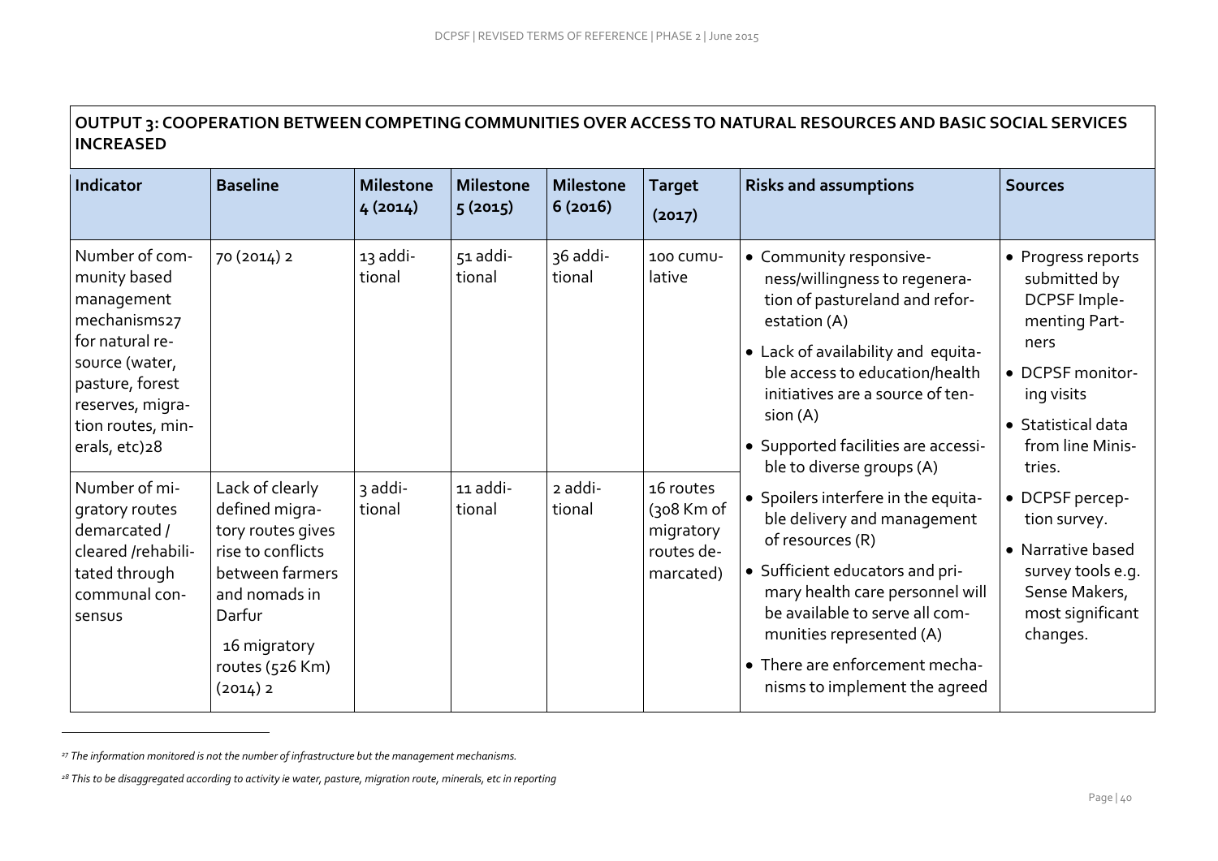**OUTPUT 3: COOPERATION BETWEEN COMPETING COMMUNITIES OVER ACCESS TO NATURAL RESOURCES AND BASIC SOCIAL SERVICES INCREASED**

| Indicator | Baseline | Milestone 4 (2014) | Milestone 5 (2015) | Milestone 6 (2016) | Target (2017) | Risks and assumptions | Sources |
|---|---|---|---|---|---|---|---|
| Number of community based management mechanisms[27] for natural resource (water, pasture, forest reserves, migration routes, minerals, etc)[28] | 70 (2014) 2 | 13 additional | 51 additional | 36 additional | 100 cumulative | • Community responsiveness/willingness to regeneration of pastureland and reforestation (A)<br>• Lack of availability and equitable access to education/health initiatives are a source of tension (A)<br>• Supported facilities are accessible to diverse groups (A)<br>• Spoilers interfere in the equitable delivery and management of resources (R)<br>• Sufficient educators and primary health care personnel will be available to serve all communities represented (A)<br>• There are enforcement mechanisms to implement the agreed | • Progress reports submitted by DCPSF Implementing Partners<br>• DCPSF monitoring visits<br>• Statistical data from line Ministries.<br>• DCPSF perception survey.<br>• Narrative based survey tools e.g. Sense Makers, most significant changes. |
| Number of migratory routes demarcated / cleared /rehabilitated through communal consensus | Lack of clearly defined migratory routes gives rise to conflicts between farmers and nomads in Darfur<br>16 migratory routes (526 Km) (2014) 2 | 3 additional | 11 additional | 2 additional | 16 routes (308 Km of migratory routes demarcated) | | |

*[27] The information monitored is not the number of infrastructure but the management mechanisms.*

*[28] This to be disaggregated according to activity ie water, pasture, migration route, minerals, etc in reporting*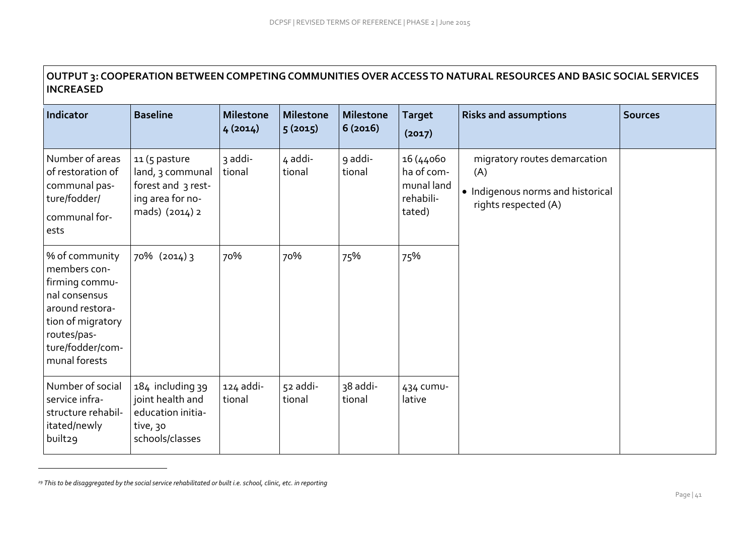**OUTPUT 3: COOPERATION BETWEEN COMPETING COMMUNITIES OVER ACCESS TO NATURAL RESOURCES AND BASIC SOCIAL SERVICES INCREASED**

| Indicator | Baseline | Milestone 4 (2014) | Milestone 5 (2015) | Milestone 6 (2016) | Target (2017) | Risks and assumptions | Sources |
|---|---|---|---|---|---|---|---|
| Number of areas of restoration of communal pasture/fodder/ communal forests | 11 (5 pasture land, 3 communal forest and 3 resting area for nomads) (2014) 2 | 3 additional | 4 additional | 9 additional | 16 (44060 ha of communal land rehabilitated) | migratory routes demarcation (A)<br>• Indigenous norms and historical rights respected (A) | |
| % of community members confirming communal consensus around restoration of migratory routes/pasture/fodder/communal forests | 70% (2014) 3 | 70% | 70% | 75% | 75% | | |
| Number of social service infrastructure rehabilitated/newly built[29] | 184 including 39 joint health and education initiative, 30 schools/classes | 124 additional | 52 additional | 38 additional | 434 cumulative | | |

[29] *This to be disaggregated by the social service rehabilitated or built i.e. school, clinic, etc. in reporting*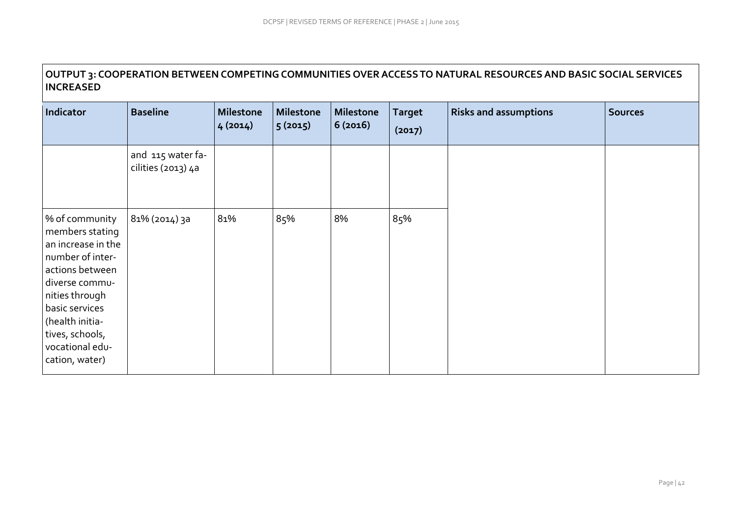| OUTPUT 3: COOPERATION BETWEEN COMPETING COMMUNITIES OVER ACCESS TO NATURAL RESOURCES AND BASIC SOCIAL SERVICES INCREASED | | | | | | | |
|---|---|---|---|---|---|---|---|
| **Indicator** | **Baseline** | **Milestone 4 (2014)** | **Milestone 5 (2015)** | **Milestone 6 (2016)** | **Target (2017)** | **Risks and assumptions** | **Sources** |
| | and 115 water facilities (2013) 4a | | | | | | |
| % of community members stating an increase in the number of interactions between diverse communities through basic services (health initiatives, schools, vocational education, water) | 81% (2014) 3a | 81% | 85% | 8% | 85% | | |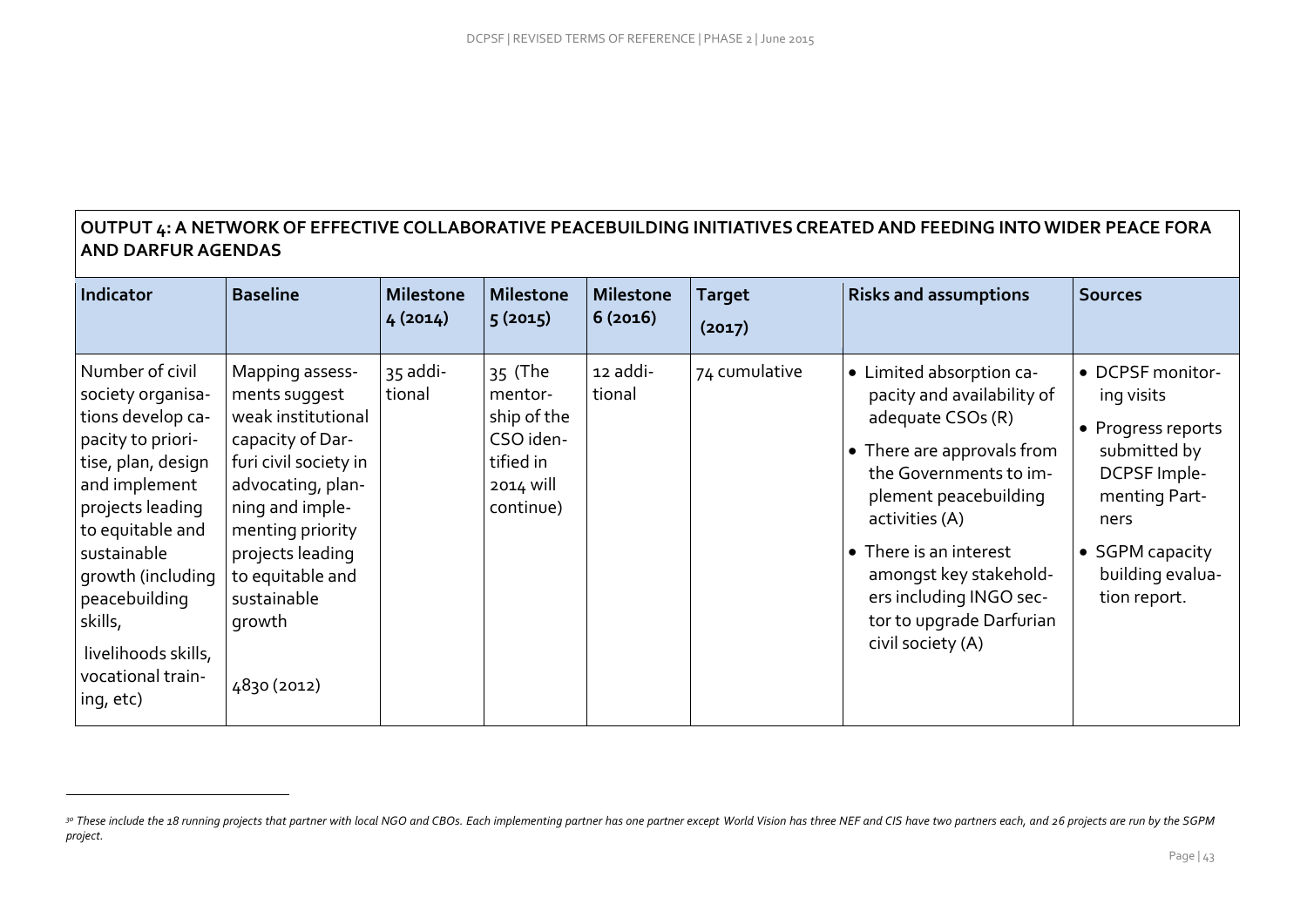| OUTPUT 4: A NETWORK OF EFFECTIVE COLLABORATIVE PEACEBUILDING INITIATIVES CREATED AND FEEDING INTO WIDER PEACE FORA AND DARFUR AGENDAS | | | | | | | |
|---|---|---|---|---|---|---|---|
| **Indicator** | **Baseline** | **Milestone 4 (2014)** | **Milestone 5 (2015)** | **Milestone 6 (2016)** | **Target (2017)** | **Risks and assumptions** | **Sources** |
| Number of civil society organisations develop capacity to prioritise, plan, design and implement projects leading to equitable and sustainable growth (including peacebuilding skills, livelihoods skills, vocational training, etc) | Mapping assessments suggest weak institutional capacity of Darfuri civil society in advocating, planning and implementing priority projects leading to equitable and sustainable growth<br><br>4830 (2012) | 35 additional | 35 (The mentorship of the CSO identified in 2014 will continue) | 12 additional | 74 cumulative | • Limited absorption capacity and availability of adequate CSOs (R)<br>• There are approvals from the Governments to implement peacebuilding activities (A)<br>• There is an interest amongst key stakeholders including INGO sector to upgrade Darfurian civil society (A) | • DCPSF monitoring visits<br>• Progress reports submitted by DCPSF Implementing Partners<br>• SGPM capacity building evaluation report. |

[30] *These include the 18 running projects that partner with local NGO and CBOs. Each implementing partner has one partner except World Vision has three NEF and CIS have two partners each, and 26 projects are run by the SGPM project.*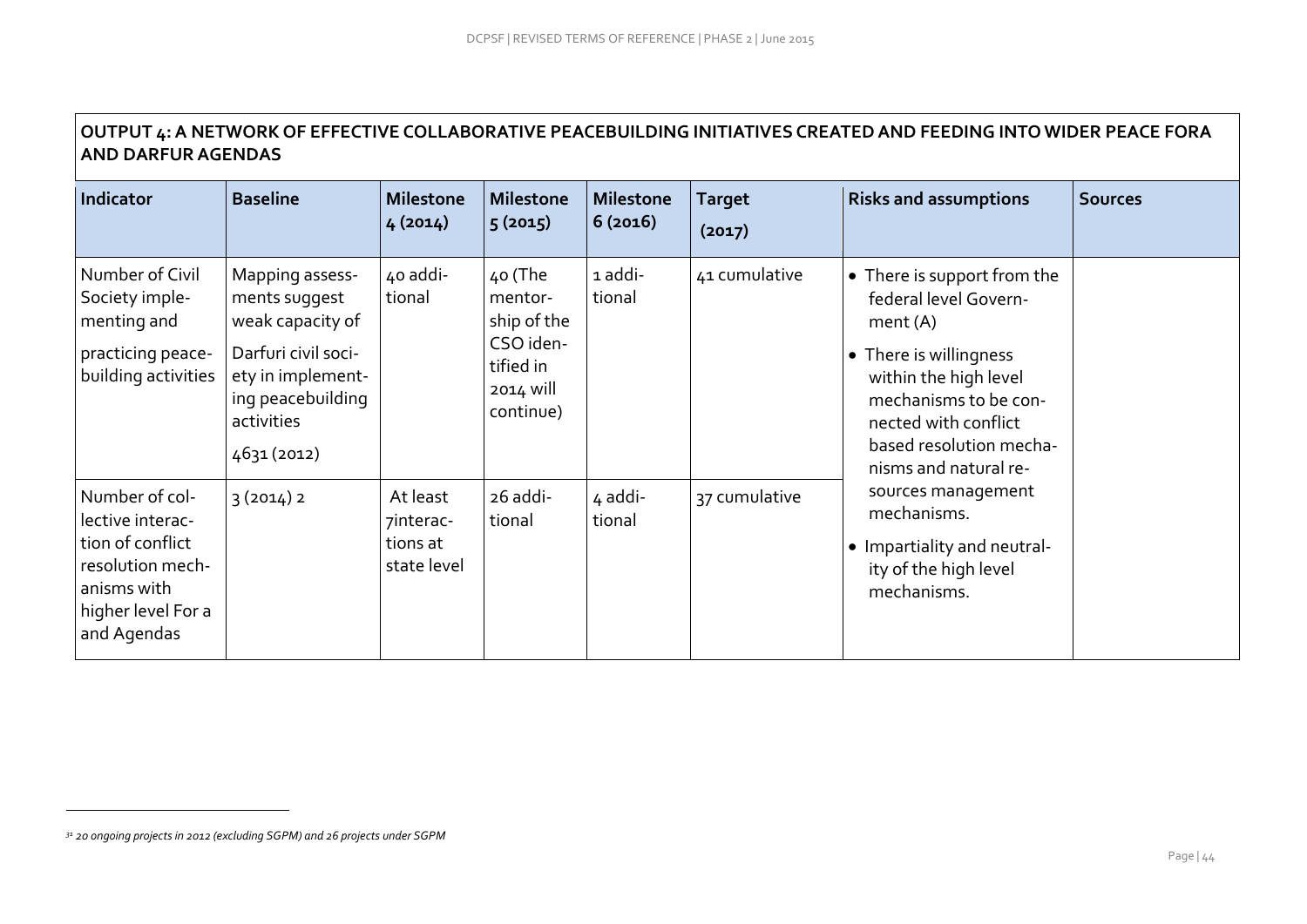**OUTPUT 4: A NETWORK OF EFFECTIVE COLLABORATIVE PEACEBUILDING INITIATIVES CREATED AND FEEDING INTO WIDER PEACE FORA AND DARFUR AGENDAS**

| Indicator | Baseline | Milestone 4 (2014) | Milestone 5 (2015) | Milestone 6 (2016) | Target (2017) | Risks and assumptions | Sources |
|---|---|---|---|---|---|---|---|
| Number of Civil Society implementing and practicing peacebuilding activities | Mapping assessments suggest weak capacity of Darfuri civil society in implementing peacebuilding activities 4631 (2012) | 40 additional | 40 (The mentorship of the CSO identified in 2014 will continue) | 1 additional | 41 cumulative | • There is support from the federal level Government (A) • There is willingness within the high level mechanisms to be connected with conflict based resolution mechanisms and natural resources management mechanisms. • Impartiality and neutrality of the high level mechanisms. | |
| Number of collective interaction of conflict resolution mechanisms with higher level For a and Agendas | 3 (2014) 2 | At least 7interactions at state level | 26 additional | 4 additional | 37 cumulative | | |

[31] *20 ongoing projects in 2012 (excluding SGPM) and 26 projects under SGPM*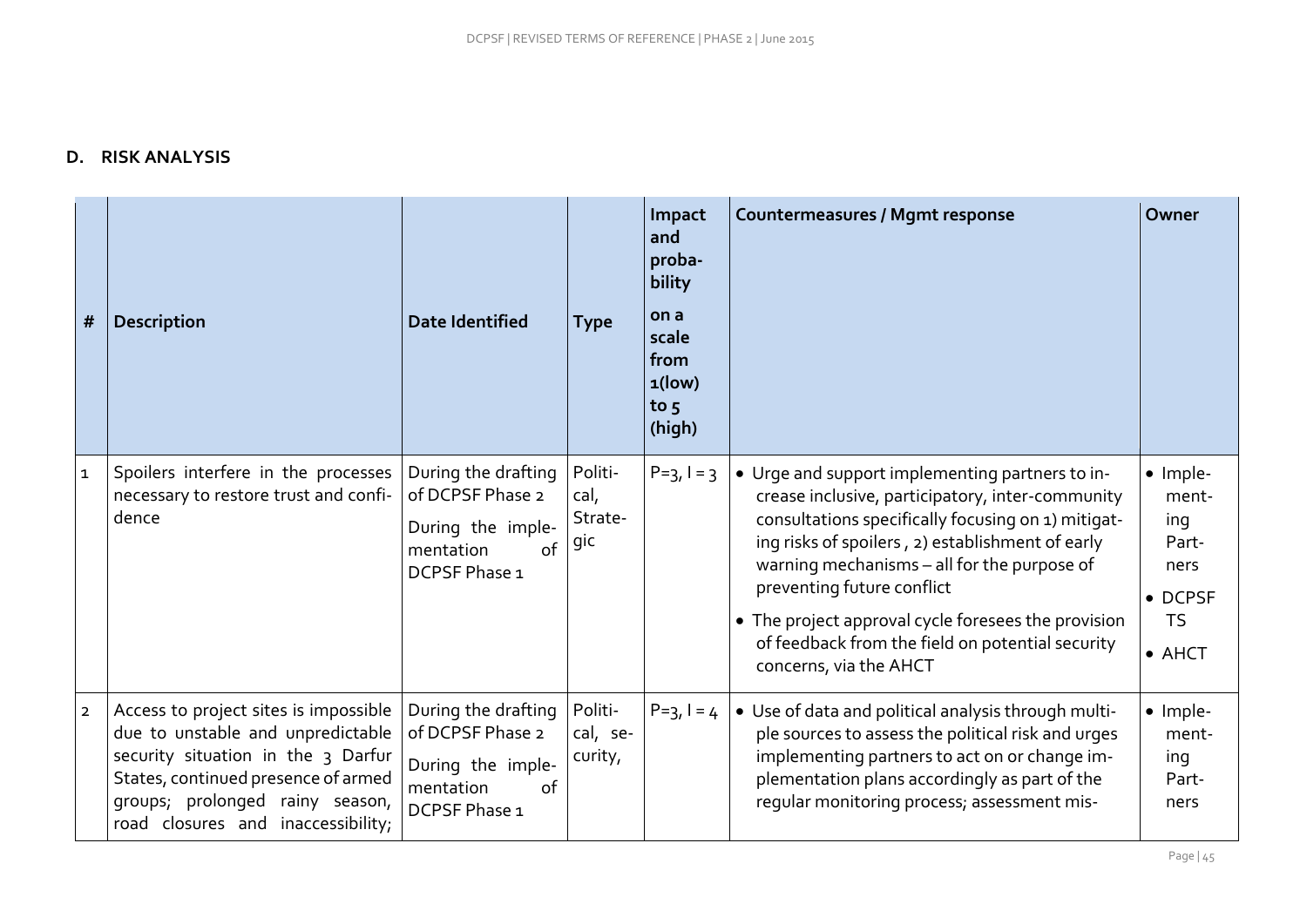## D. RISK ANALYSIS

| # | Description | Date Identified | Type | Impact and proba-bility on a scale from 1(low) to 5 (high) | Countermeasures / Mgmt response | Owner |
|---|---|---|---|---|---|---|
| 1 | Spoilers interfere in the processes necessary to restore trust and confidence | During the drafting of DCPSF Phase 2<br>During the implementation of DCPSF Phase 1 | Political, Strategic | P=3, I = 3 | • Urge and support implementing partners to increase inclusive, participatory, inter-community consultations specifically focusing on 1) mitigating risks of spoilers , 2) establishment of early warning mechanisms – all for the purpose of preventing future conflict<br>• The project approval cycle foresees the provision of feedback from the field on potential security concerns, via the AHCT | • Implementing Partners<br>• DCPSF TS<br>• AHCT |
| 2 | Access to project sites is impossible due to unstable and unpredictable security situation in the 3 Darfur States, continued presence of armed groups; prolonged rainy season, road closures and inaccessibility; | During the drafting of DCPSF Phase 2<br>During the implementation of DCPSF Phase 1 | Political, security, | P=3, I = 4 | • Use of data and political analysis through multiple sources to assess the political risk and urges implementing partners to act on or change implementation plans accordingly as part of the regular monitoring process; assessment mis- | • Implementing Partners |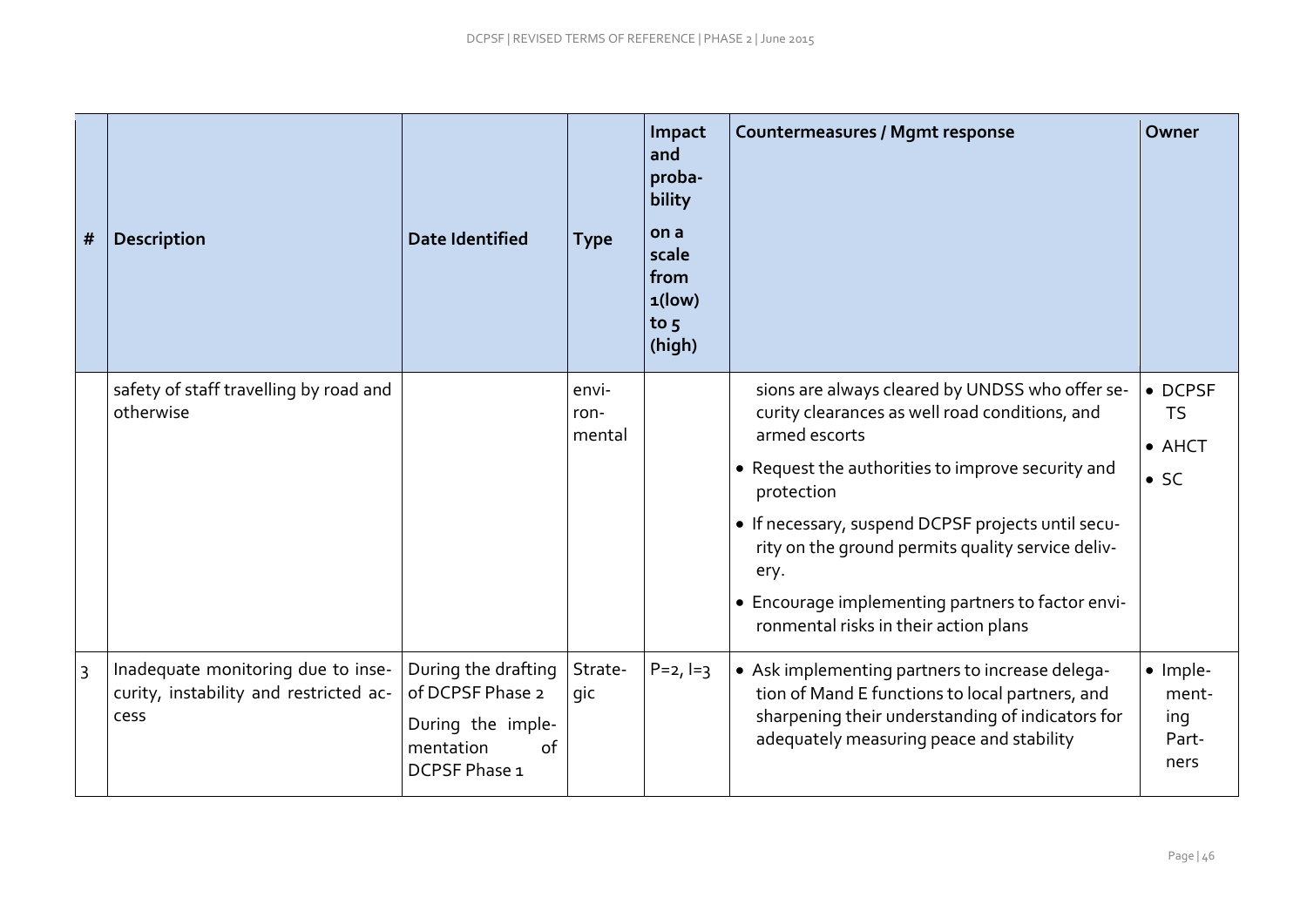| # | Description | Date Identified | Type | Impact and probability on a scale from 1(low) to 5 (high) | Countermeasures / Mgmt response | Owner |
|---|---|---|---|---|---|---|
| | safety of staff travelling by road and otherwise | | environmental | | sions are always cleared by UNDSS who offer security clearances as well road conditions, and armed escorts<br>• Request the authorities to improve security and protection<br>• If necessary, suspend DCPSF projects until security on the ground permits quality service delivery.<br>• Encourage implementing partners to factor environmental risks in their action plans | • DCPSF TS<br>• AHCT<br>• SC |
| 3 | Inadequate monitoring due to insecurity, instability and restricted access | During the drafting of DCPSF Phase 2<br>During the implementation of DCPSF Phase 1 | Strategic | P=2, I=3 | • Ask implementing partners to increase delegation of Mand E functions to local partners, and sharpening their understanding of indicators for adequately measuring peace and stability | • Implementing Partners |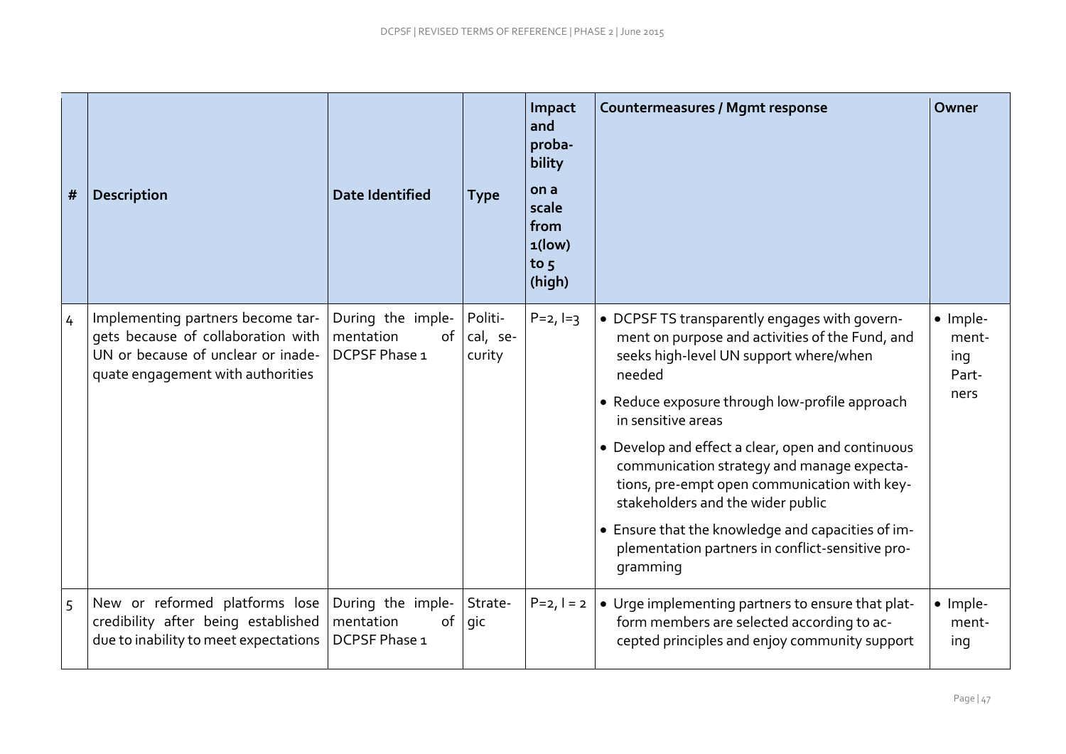| # | Description | Date Identified | Type | Impact and probability on a scale from 1(low) to 5 (high) | Countermeasures / Mgmt response | Owner |
|---|---|---|---|---|---|---|
| 4 | Implementing partners become targets because of collaboration with UN or because of unclear or inadequate engagement with authorities | During the implementation of DCPSF Phase 1 | Political, security | P=2, I=3 | • DCPSF TS transparently engages with government on purpose and activities of the Fund, and seeks high-level UN support where/when needed<br>• Reduce exposure through low-profile approach in sensitive areas<br>• Develop and effect a clear, open and continuous communication strategy and manage expectations, pre-empt open communication with key-stakeholders and the wider public<br>• Ensure that the knowledge and capacities of implementation partners in conflict-sensitive programming | • Implementing Partners |
| 5 | New or reformed platforms lose credibility after being established due to inability to meet expectations | During the implementation of DCPSF Phase 1 | Strategic | P=2, I = 2 | • Urge implementing partners to ensure that platform members are selected according to accepted principles and enjoy community support | • Implementing |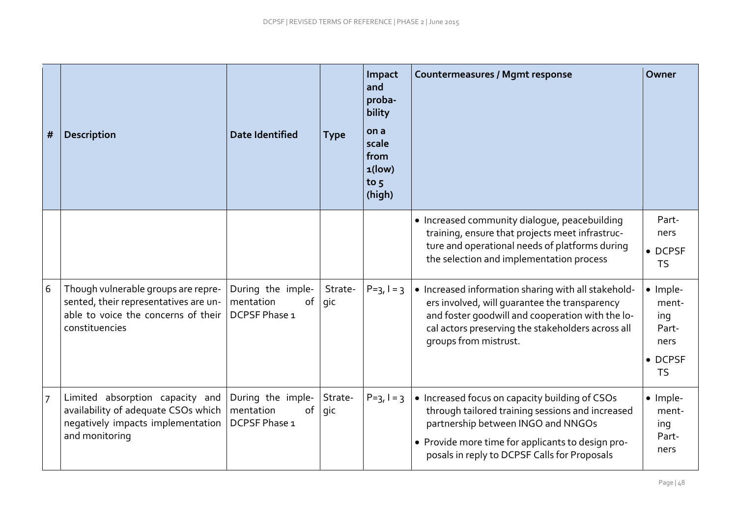| # | Description | Date Identified | Type | Impact and proba-bility on a scale from 1(low) to 5 (high) | Countermeasures / Mgmt response | Owner |
|---|---|---|---|---|---|---|
| | | | | | • Increased community dialogue, peacebuilding training, ensure that projects meet infrastructure and operational needs of platforms during the selection and implementation process | Partners<br>• DCPSF TS |
| 6 | Though vulnerable groups are represented, their representatives are unable to voice the concerns of their constituencies | During the implementation of DCPSF Phase 1 | Strategic | P=3, I = 3 | • Increased information sharing with all stakeholders involved, will guarantee the transparency and foster goodwill and cooperation with the local actors preserving the stakeholders across all groups from mistrust. | • Implementing Partners<br>• DCPSF TS |
| 7 | Limited absorption capacity and availability of adequate CSOs which negatively impacts implementation and monitoring | During the implementation of DCPSF Phase 1 | Strategic | P=3, I = 3 | • Increased focus on capacity building of CSOs through tailored training sessions and increased partnership between INGO and NNGOs<br>• Provide more time for applicants to design proposals in reply to DCPSF Calls for Proposals | • Implementing Partners |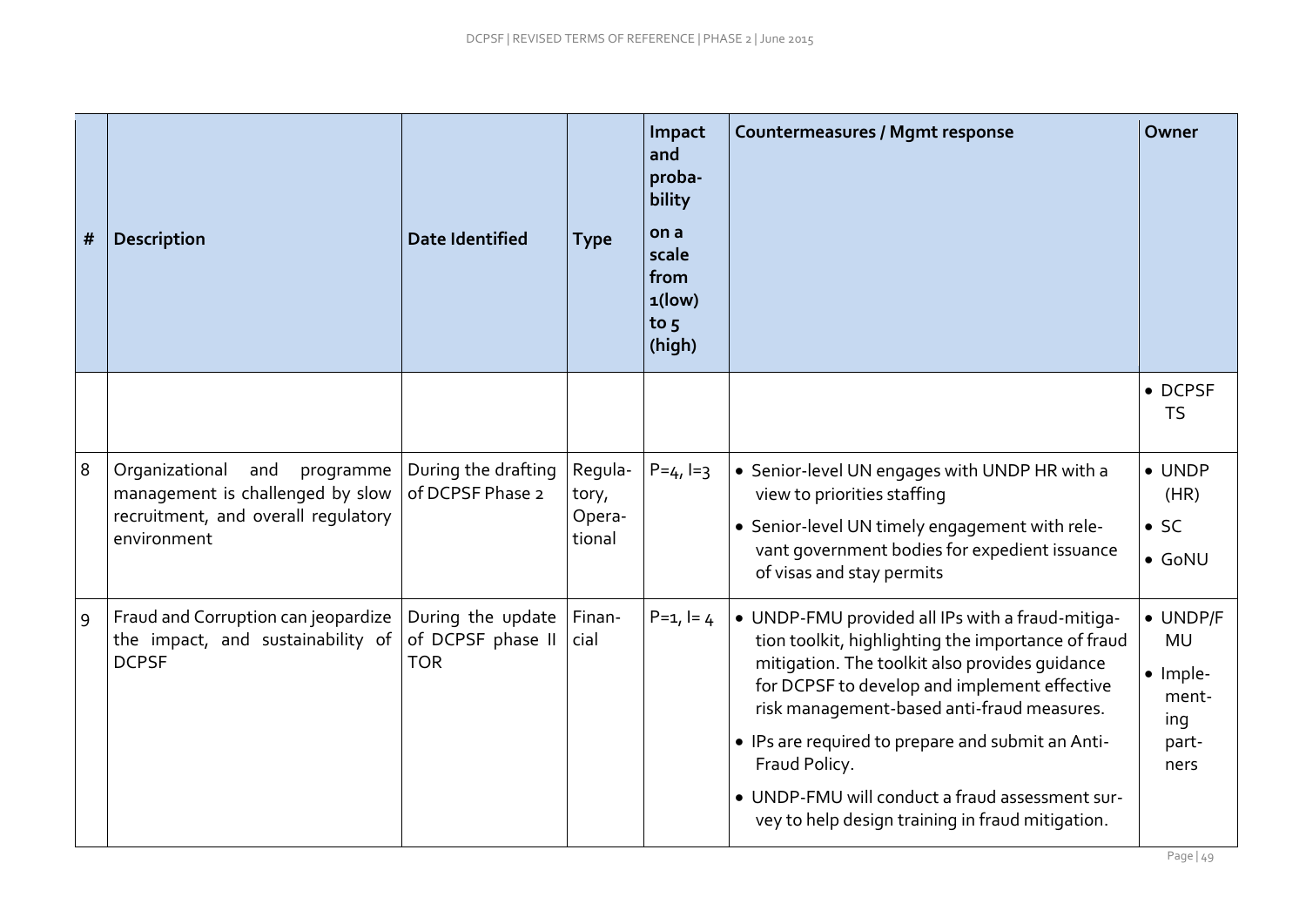| # | Description | Date Identified | Type | Impact and probability on a scale from 1(low) to 5 (high) | Countermeasures / Mgmt response | Owner |
|---|---|---|---|---|---|---|
| | | | | | | • DCPSF TS |
| 8 | Organizational and programme management is challenged by slow recruitment, and overall regulatory environment | During the drafting of DCPSF Phase 2 | Regulatory, Operational | P=4, I=3 | • Senior-level UN engages with UNDP HR with a view to priorities staffing<br>• Senior-level UN timely engagement with relevant government bodies for expedient issuance of visas and stay permits | • UNDP (HR)<br>• SC<br>• GoNU |
| 9 | Fraud and Corruption can jeopardize the impact, and sustainability of DCPSF | During the update of DCPSF phase II TOR | Financial | P=1, I= 4 | • UNDP-FMU provided all IPs with a fraud-mitigation toolkit, highlighting the importance of fraud mitigation. The toolkit also provides guidance for DCPSF to develop and implement effective risk management-based anti-fraud measures.<br>• IPs are required to prepare and submit an Anti-Fraud Policy.<br>• UNDP-FMU will conduct a fraud assessment survey to help design training in fraud mitigation. | • UNDP/FMU<br>• Implementing partners |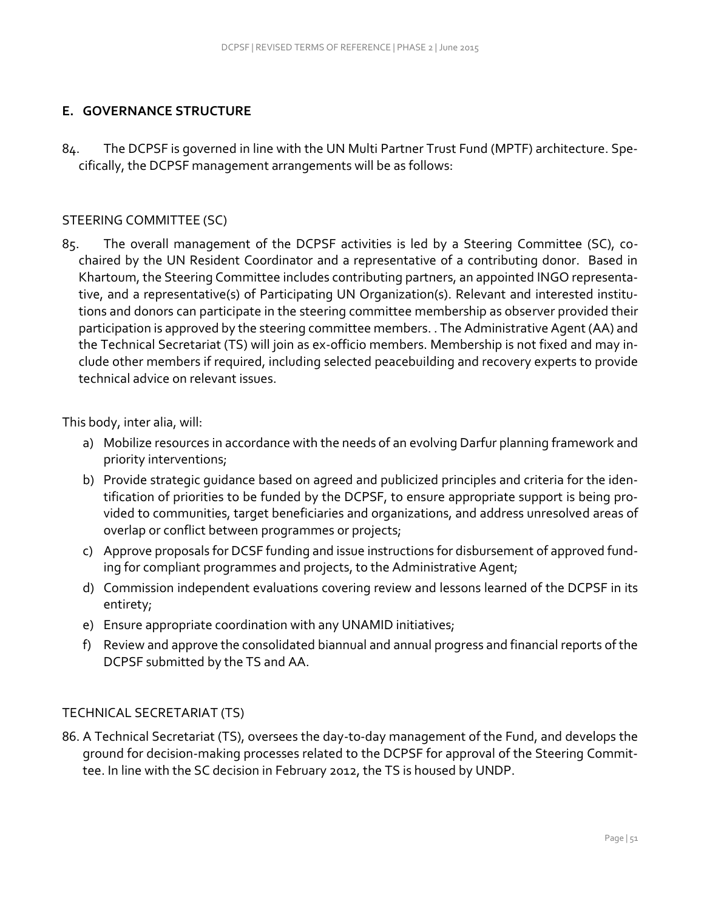## E. GOVERNANCE STRUCTURE

84. The DCPSF is governed in line with the UN Multi Partner Trust Fund (MPTF) architecture. Specifically, the DCPSF management arrangements will be as follows:

### STEERING COMMITTEE (SC)

85. The overall management of the DCPSF activities is led by a Steering Committee (SC), co-chaired by the UN Resident Coordinator and a representative of a contributing donor. Based in Khartoum, the Steering Committee includes contributing partners, an appointed INGO representative, and a representative(s) of Participating UN Organization(s). Relevant and interested institutions and donors can participate in the steering committee membership as observer provided their participation is approved by the steering committee members. . The Administrative Agent (AA) and the Technical Secretariat (TS) will join as ex-officio members. Membership is not fixed and may include other members if required, including selected peacebuilding and recovery experts to provide technical advice on relevant issues.

This body, inter alia, will:

a) Mobilize resources in accordance with the needs of an evolving Darfur planning framework and priority interventions;
b) Provide strategic guidance based on agreed and publicized principles and criteria for the identification of priorities to be funded by the DCPSF, to ensure appropriate support is being provided to communities, target beneficiaries and organizations, and address unresolved areas of overlap or conflict between programmes or projects;
c) Approve proposals for DCSF funding and issue instructions for disbursement of approved funding for compliant programmes and projects, to the Administrative Agent;
d) Commission independent evaluations covering review and lessons learned of the DCPSF in its entirety;
e) Ensure appropriate coordination with any UNAMID initiatives;
f) Review and approve the consolidated biannual and annual progress and financial reports of the DCPSF submitted by the TS and AA.

### TECHNICAL SECRETARIAT (TS)

86. A Technical Secretariat (TS), oversees the day-to-day management of the Fund, and develops the ground for decision-making processes related to the DCPSF for approval of the Steering Committee. In line with the SC decision in February 2012, the TS is housed by UNDP.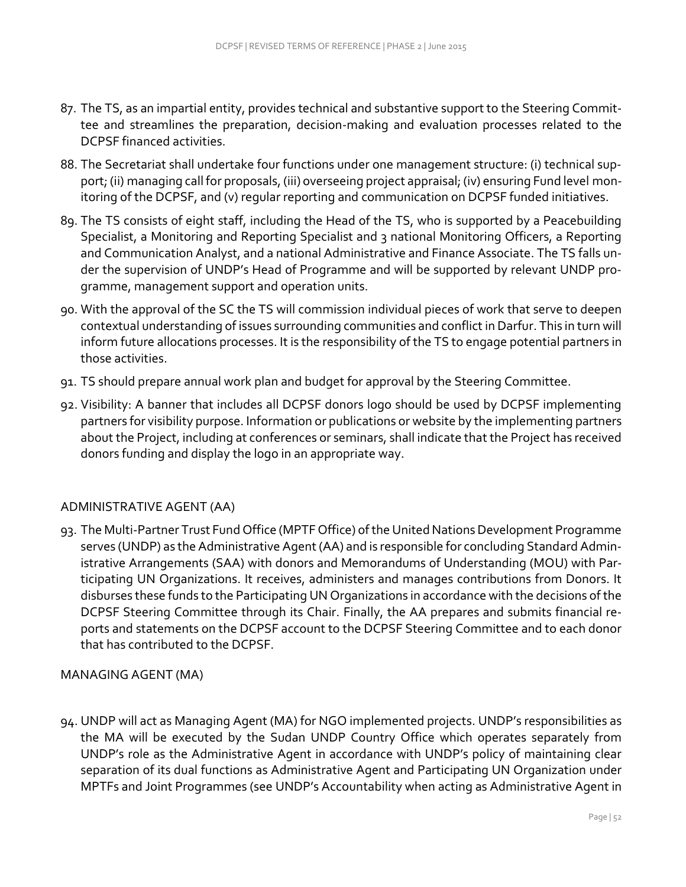87. The TS, as an impartial entity, provides technical and substantive support to the Steering Committee and streamlines the preparation, decision-making and evaluation processes related to the DCPSF financed activities.

88. The Secretariat shall undertake four functions under one management structure: (i) technical support; (ii) managing call for proposals, (iii) overseeing project appraisal; (iv) ensuring Fund level monitoring of the DCPSF, and (v) regular reporting and communication on DCPSF funded initiatives.

89. The TS consists of eight staff, including the Head of the TS, who is supported by a Peacebuilding Specialist, a Monitoring and Reporting Specialist and 3 national Monitoring Officers, a Reporting and Communication Analyst, and a national Administrative and Finance Associate. The TS falls under the supervision of UNDP's Head of Programme and will be supported by relevant UNDP programme, management support and operation units.

90. With the approval of the SC the TS will commission individual pieces of work that serve to deepen contextual understanding of issues surrounding communities and conflict in Darfur. This in turn will inform future allocations processes. It is the responsibility of the TS to engage potential partners in those activities.

91. TS should prepare annual work plan and budget for approval by the Steering Committee.

92. Visibility: A banner that includes all DCPSF donors logo should be used by DCPSF implementing partners for visibility purpose. Information or publications or website by the implementing partners about the Project, including at conferences or seminars, shall indicate that the Project has received donors funding and display the logo in an appropriate way.

## ADMINISTRATIVE AGENT (AA)

93. The Multi-Partner Trust Fund Office (MPTF Office) of the United Nations Development Programme serves (UNDP) as the Administrative Agent (AA) and is responsible for concluding Standard Administrative Arrangements (SAA) with donors and Memorandums of Understanding (MOU) with Participating UN Organizations. It receives, administers and manages contributions from Donors. It disburses these funds to the Participating UN Organizations in accordance with the decisions of the DCPSF Steering Committee through its Chair. Finally, the AA prepares and submits financial reports and statements on the DCPSF account to the DCPSF Steering Committee and to each donor that has contributed to the DCPSF.

## MANAGING AGENT (MA)

94. UNDP will act as Managing Agent (MA) for NGO implemented projects. UNDP's responsibilities as the MA will be executed by the Sudan UNDP Country Office which operates separately from UNDP's role as the Administrative Agent in accordance with UNDP's policy of maintaining clear separation of its dual functions as Administrative Agent and Participating UN Organization under MPTFs and Joint Programmes (see UNDP's Accountability when acting as Administrative Agent in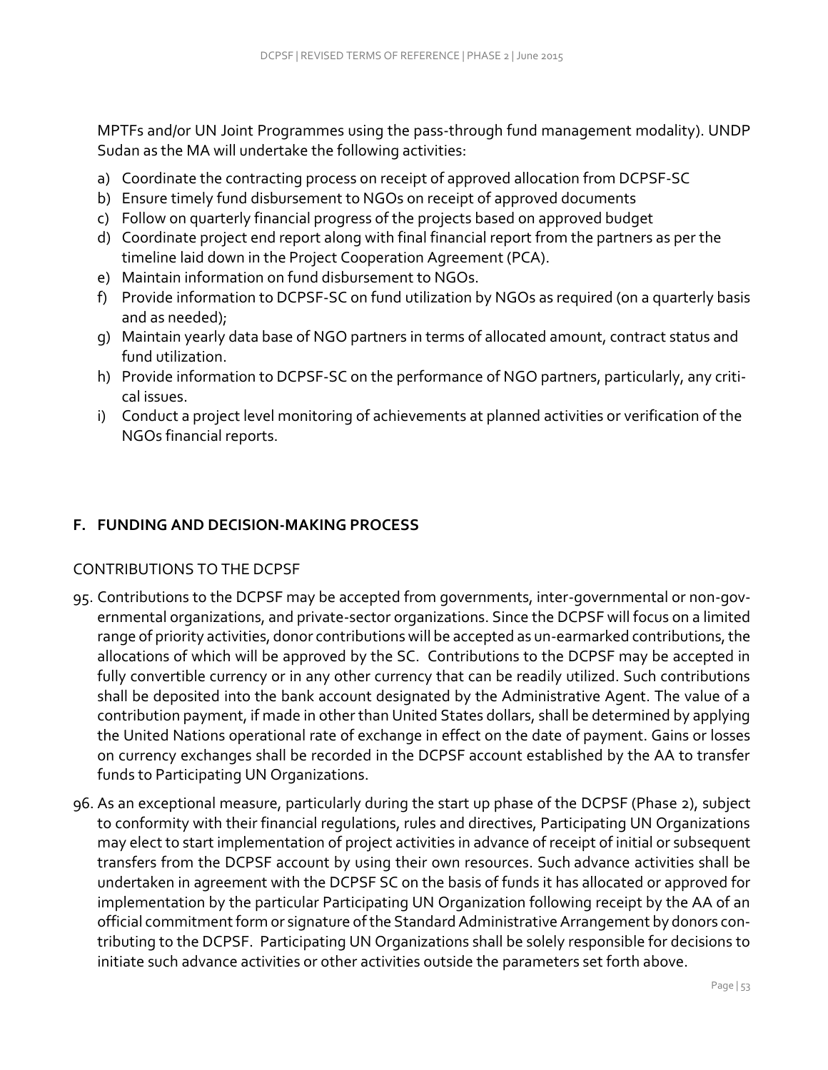MPTFs and/or UN Joint Programmes using the pass-through fund management modality). UNDP Sudan as the MA will undertake the following activities:

a) Coordinate the contracting process on receipt of approved allocation from DCPSF-SC
b) Ensure timely fund disbursement to NGOs on receipt of approved documents
c) Follow on quarterly financial progress of the projects based on approved budget
d) Coordinate project end report along with final financial report from the partners as per the timeline laid down in the Project Cooperation Agreement (PCA).
e) Maintain information on fund disbursement to NGOs.
f) Provide information to DCPSF-SC on fund utilization by NGOs as required (on a quarterly basis and as needed);
g) Maintain yearly data base of NGO partners in terms of allocated amount, contract status and fund utilization.
h) Provide information to DCPSF-SC on the performance of NGO partners, particularly, any critical issues.
i) Conduct a project level monitoring of achievements at planned activities or verification of the NGOs financial reports.

## F. FUNDING AND DECISION-MAKING PROCESS

### CONTRIBUTIONS TO THE DCPSF

95. Contributions to the DCPSF may be accepted from governments, inter-governmental or non-governmental organizations, and private-sector organizations. Since the DCPSF will focus on a limited range of priority activities, donor contributions will be accepted as un-earmarked contributions, the allocations of which will be approved by the SC. Contributions to the DCPSF may be accepted in fully convertible currency or in any other currency that can be readily utilized. Such contributions shall be deposited into the bank account designated by the Administrative Agent. The value of a contribution payment, if made in other than United States dollars, shall be determined by applying the United Nations operational rate of exchange in effect on the date of payment. Gains or losses on currency exchanges shall be recorded in the DCPSF account established by the AA to transfer funds to Participating UN Organizations.

96. As an exceptional measure, particularly during the start up phase of the DCPSF (Phase 2), subject to conformity with their financial regulations, rules and directives, Participating UN Organizations may elect to start implementation of project activities in advance of receipt of initial or subsequent transfers from the DCPSF account by using their own resources. Such advance activities shall be undertaken in agreement with the DCPSF SC on the basis of funds it has allocated or approved for implementation by the particular Participating UN Organization following receipt by the AA of an official commitment form or signature of the Standard Administrative Arrangement by donors contributing to the DCPSF. Participating UN Organizations shall be solely responsible for decisions to initiate such advance activities or other activities outside the parameters set forth above.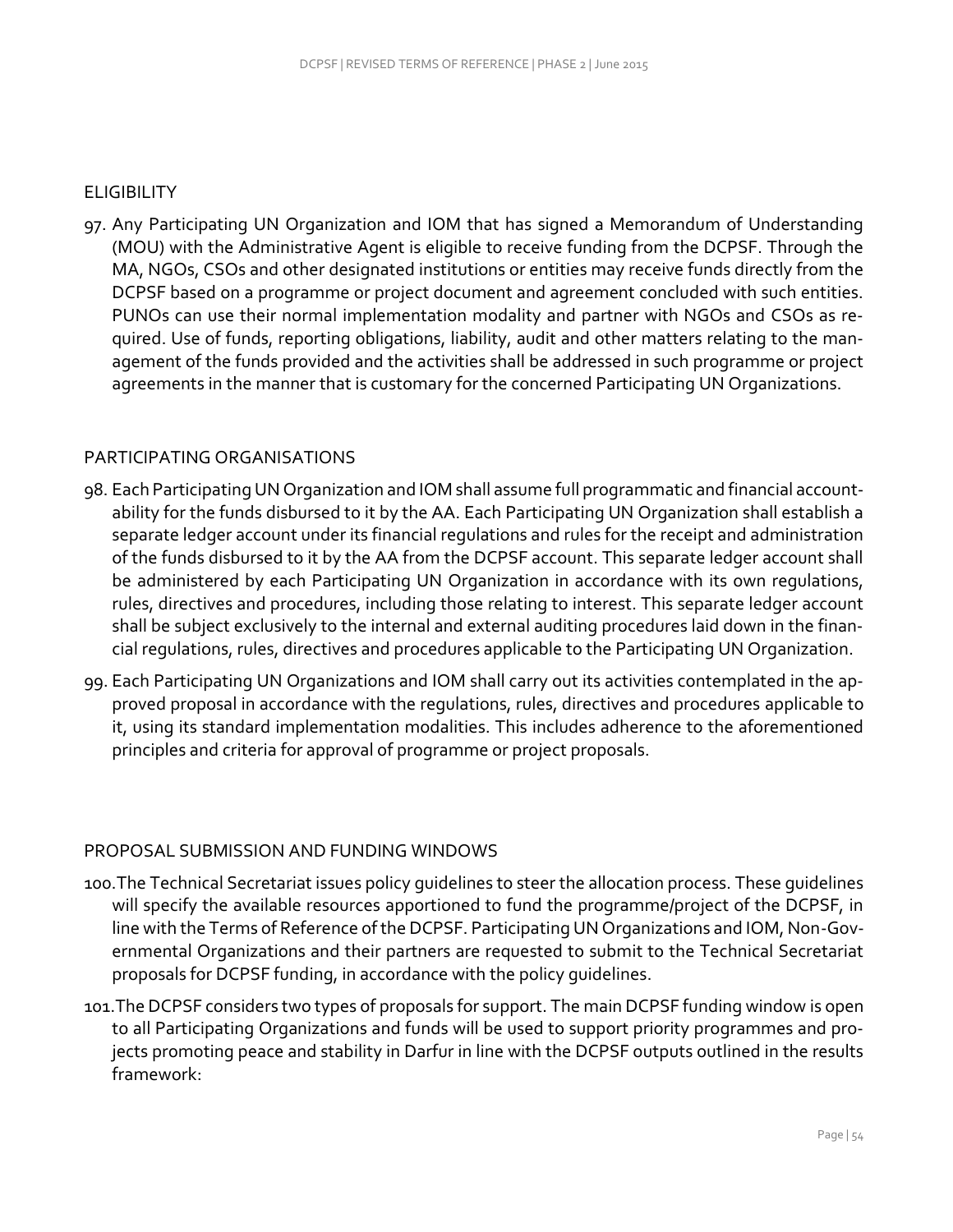## ELIGIBILITY

97. Any Participating UN Organization and IOM that has signed a Memorandum of Understanding (MOU) with the Administrative Agent is eligible to receive funding from the DCPSF. Through the MA, NGOs, CSOs and other designated institutions or entities may receive funds directly from the DCPSF based on a programme or project document and agreement concluded with such entities. PUNOs can use their normal implementation modality and partner with NGOs and CSOs as required. Use of funds, reporting obligations, liability, audit and other matters relating to the management of the funds provided and the activities shall be addressed in such programme or project agreements in the manner that is customary for the concerned Participating UN Organizations.

## PARTICIPATING ORGANISATIONS

98. Each Participating UN Organization and IOM shall assume full programmatic and financial accountability for the funds disbursed to it by the AA. Each Participating UN Organization shall establish a separate ledger account under its financial regulations and rules for the receipt and administration of the funds disbursed to it by the AA from the DCPSF account. This separate ledger account shall be administered by each Participating UN Organization in accordance with its own regulations, rules, directives and procedures, including those relating to interest. This separate ledger account shall be subject exclusively to the internal and external auditing procedures laid down in the financial regulations, rules, directives and procedures applicable to the Participating UN Organization.

99. Each Participating UN Organizations and IOM shall carry out its activities contemplated in the approved proposal in accordance with the regulations, rules, directives and procedures applicable to it, using its standard implementation modalities. This includes adherence to the aforementioned principles and criteria for approval of programme or project proposals.

## PROPOSAL SUBMISSION AND FUNDING WINDOWS

100. The Technical Secretariat issues policy guidelines to steer the allocation process. These guidelines will specify the available resources apportioned to fund the programme/project of the DCPSF, in line with the Terms of Reference of the DCPSF. Participating UN Organizations and IOM, Non-Governmental Organizations and their partners are requested to submit to the Technical Secretariat proposals for DCPSF funding, in accordance with the policy guidelines.

101. The DCPSF considers two types of proposals for support. The main DCPSF funding window is open to all Participating Organizations and funds will be used to support priority programmes and projects promoting peace and stability in Darfur in line with the DCPSF outputs outlined in the results framework: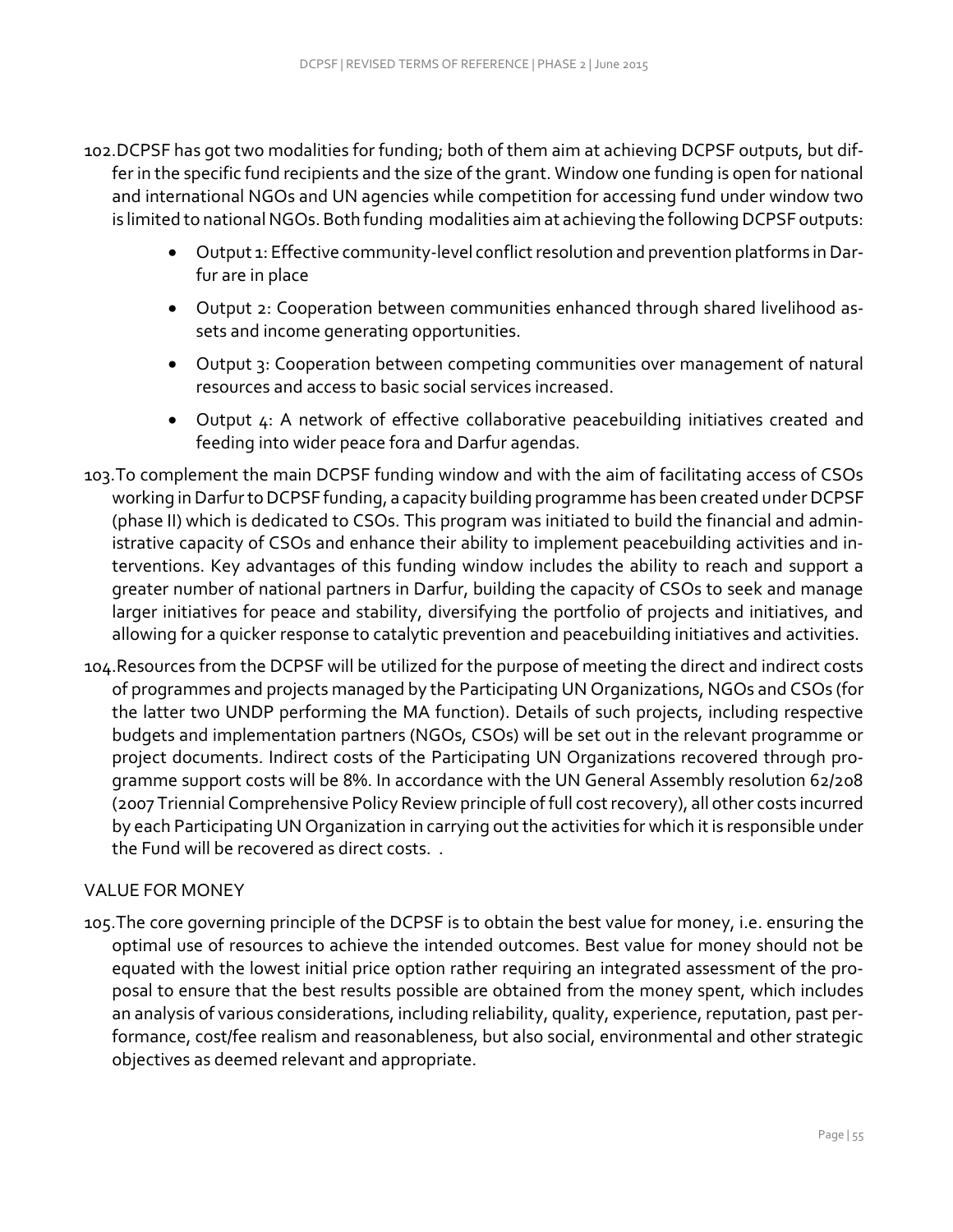102. DCPSF has got two modalities for funding; both of them aim at achieving DCPSF outputs, but differ in the specific fund recipients and the size of the grant. Window one funding is open for national and international NGOs and UN agencies while competition for accessing fund under window two is limited to national NGOs. Both funding modalities aim at achieving the following DCPSF outputs:

- Output 1: Effective community-level conflict resolution and prevention platforms in Darfur are in place
- Output 2: Cooperation between communities enhanced through shared livelihood assets and income generating opportunities.
- Output 3: Cooperation between competing communities over management of natural resources and access to basic social services increased.
- Output 4: A network of effective collaborative peacebuilding initiatives created and feeding into wider peace fora and Darfur agendas.

103. To complement the main DCPSF funding window and with the aim of facilitating access of CSOs working in Darfur to DCPSF funding, a capacity building programme has been created under DCPSF (phase II) which is dedicated to CSOs. This program was initiated to build the financial and administrative capacity of CSOs and enhance their ability to implement peacebuilding activities and interventions. Key advantages of this funding window includes the ability to reach and support a greater number of national partners in Darfur, building the capacity of CSOs to seek and manage larger initiatives for peace and stability, diversifying the portfolio of projects and initiatives, and allowing for a quicker response to catalytic prevention and peacebuilding initiatives and activities.

104. Resources from the DCPSF will be utilized for the purpose of meeting the direct and indirect costs of programmes and projects managed by the Participating UN Organizations, NGOs and CSOs (for the latter two UNDP performing the MA function). Details of such projects, including respective budgets and implementation partners (NGOs, CSOs) will be set out in the relevant programme or project documents. Indirect costs of the Participating UN Organizations recovered through programme support costs will be 8%. In accordance with the UN General Assembly resolution 62/208 (2007 Triennial Comprehensive Policy Review principle of full cost recovery), all other costs incurred by each Participating UN Organization in carrying out the activities for which it is responsible under the Fund will be recovered as direct costs. .

## VALUE FOR MONEY

105. The core governing principle of the DCPSF is to obtain the best value for money, i.e. ensuring the optimal use of resources to achieve the intended outcomes. Best value for money should not be equated with the lowest initial price option rather requiring an integrated assessment of the proposal to ensure that the best results possible are obtained from the money spent, which includes an analysis of various considerations, including reliability, quality, experience, reputation, past performance, cost/fee realism and reasonableness, but also social, environmental and other strategic objectives as deemed relevant and appropriate.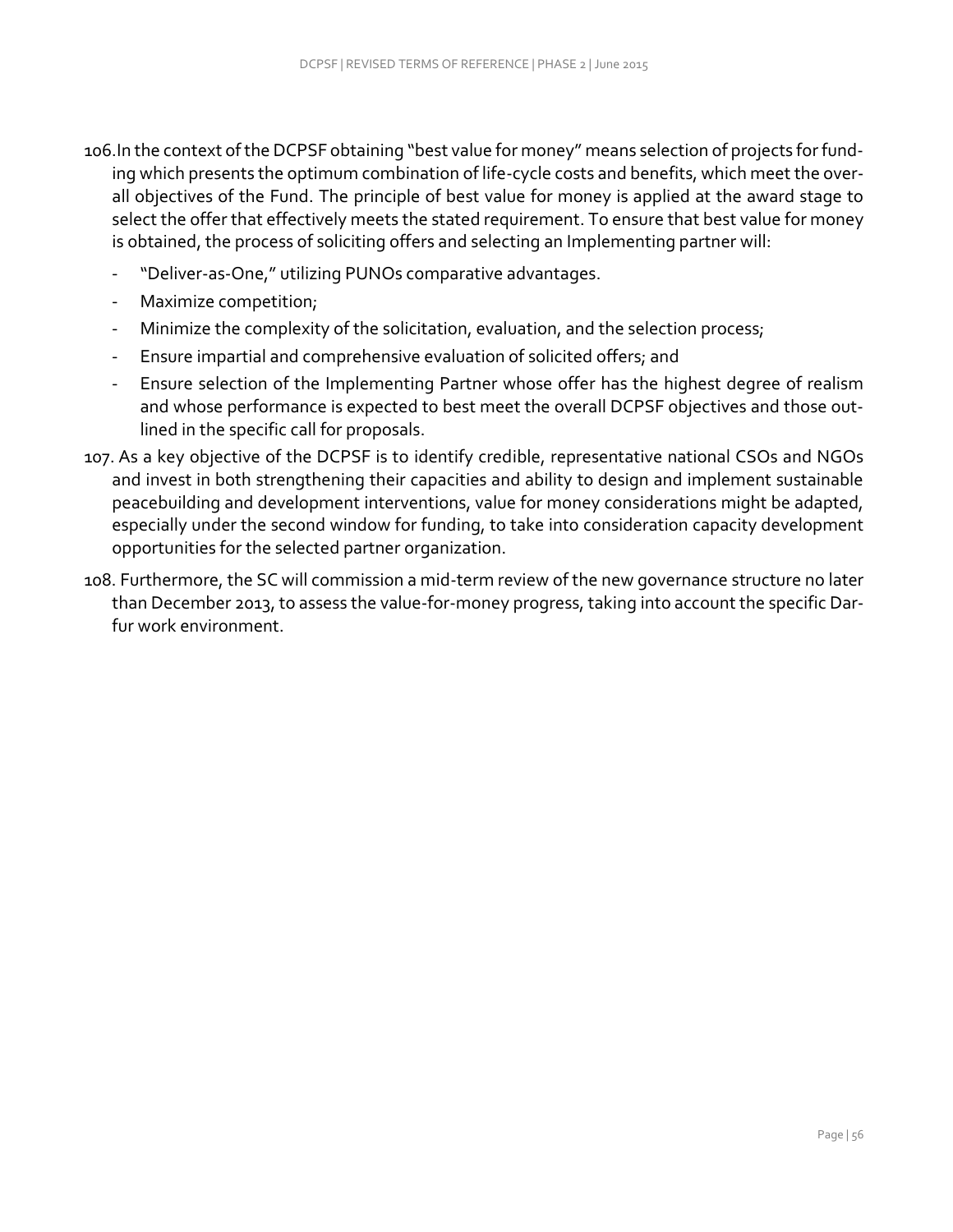106. In the context of the DCPSF obtaining "best value for money" means selection of projects for funding which presents the optimum combination of life-cycle costs and benefits, which meet the overall objectives of the Fund. The principle of best value for money is applied at the award stage to select the offer that effectively meets the stated requirement. To ensure that best value for money is obtained, the process of soliciting offers and selecting an Implementing partner will:

- "Deliver-as-One," utilizing PUNOs comparative advantages.
- Maximize competition;
- Minimize the complexity of the solicitation, evaluation, and the selection process;
- Ensure impartial and comprehensive evaluation of solicited offers; and
- Ensure selection of the Implementing Partner whose offer has the highest degree of realism and whose performance is expected to best meet the overall DCPSF objectives and those outlined in the specific call for proposals.

107. As a key objective of the DCPSF is to identify credible, representative national CSOs and NGOs and invest in both strengthening their capacities and ability to design and implement sustainable peacebuilding and development interventions, value for money considerations might be adapted, especially under the second window for funding, to take into consideration capacity development opportunities for the selected partner organization.

108. Furthermore, the SC will commission a mid-term review of the new governance structure no later than December 2013, to assess the value-for-money progress, taking into account the specific Darfur work environment.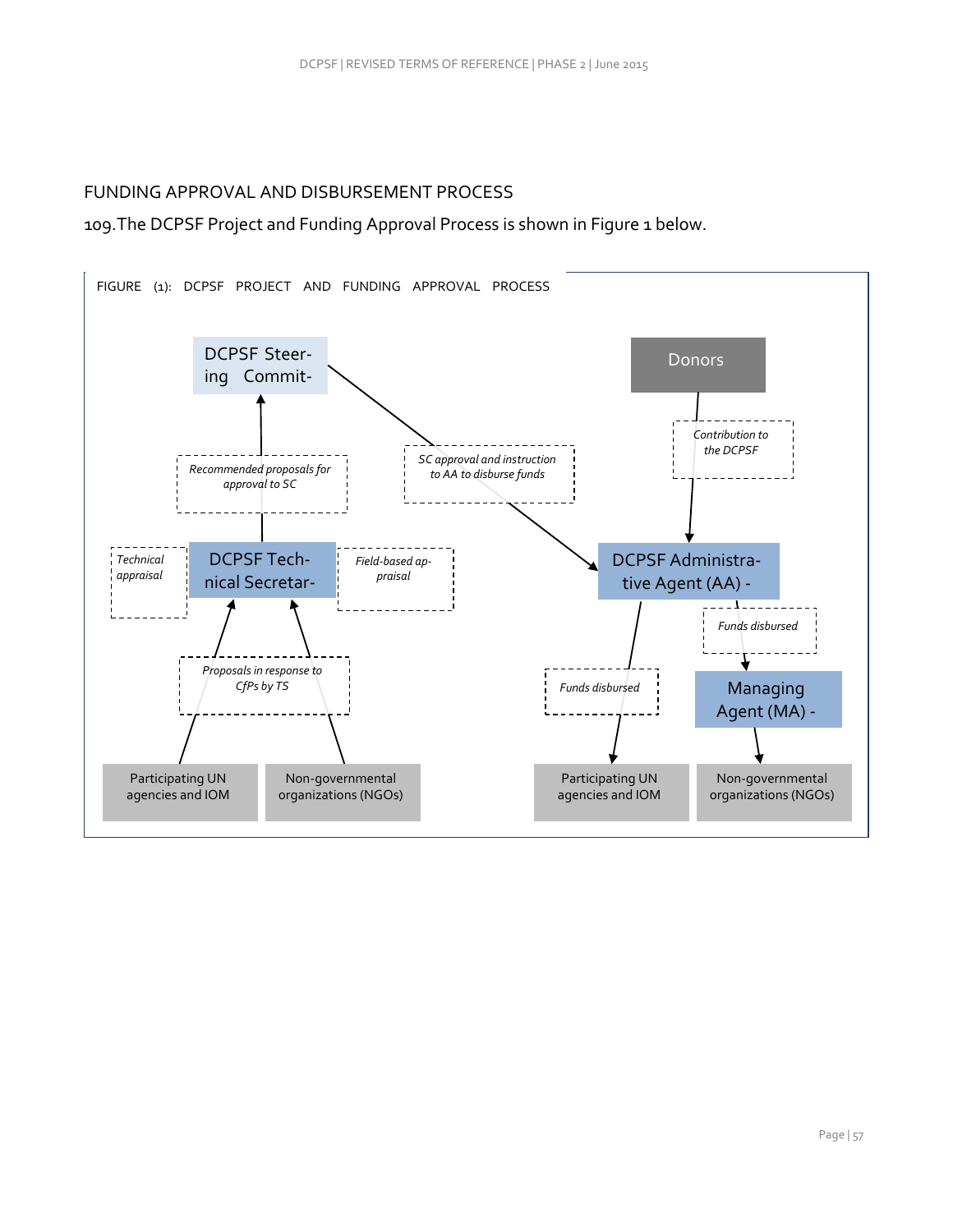## FUNDING APPROVAL AND DISBURSEMENT PROCESS

109. The DCPSF Project and Funding Approval Process is shown in Figure 1 below.

FIGURE (1): DCPSF PROJECT AND FUNDING APPROVAL PROCESS

DCPSF Steering Committee

Donors

*Contribution to the DCPSF*

*Recommended proposals for approval to SC*

*SC approval and instruction to AA to disburse funds*

*Technical appraisal*

DCPSF Technical Secretariat

*Field-based appraisal*

DCPSF Administrative Agent (AA) -

*Funds disbursed*

Managing Agent (MA) -

*Proposals in response to CfPs by TS*

*Funds disbursed*

Participating UN agencies and IOM

Non-governmental organizations (NGOs)

Participating UN agencies and IOM

Non-governmental organizations (NGOs)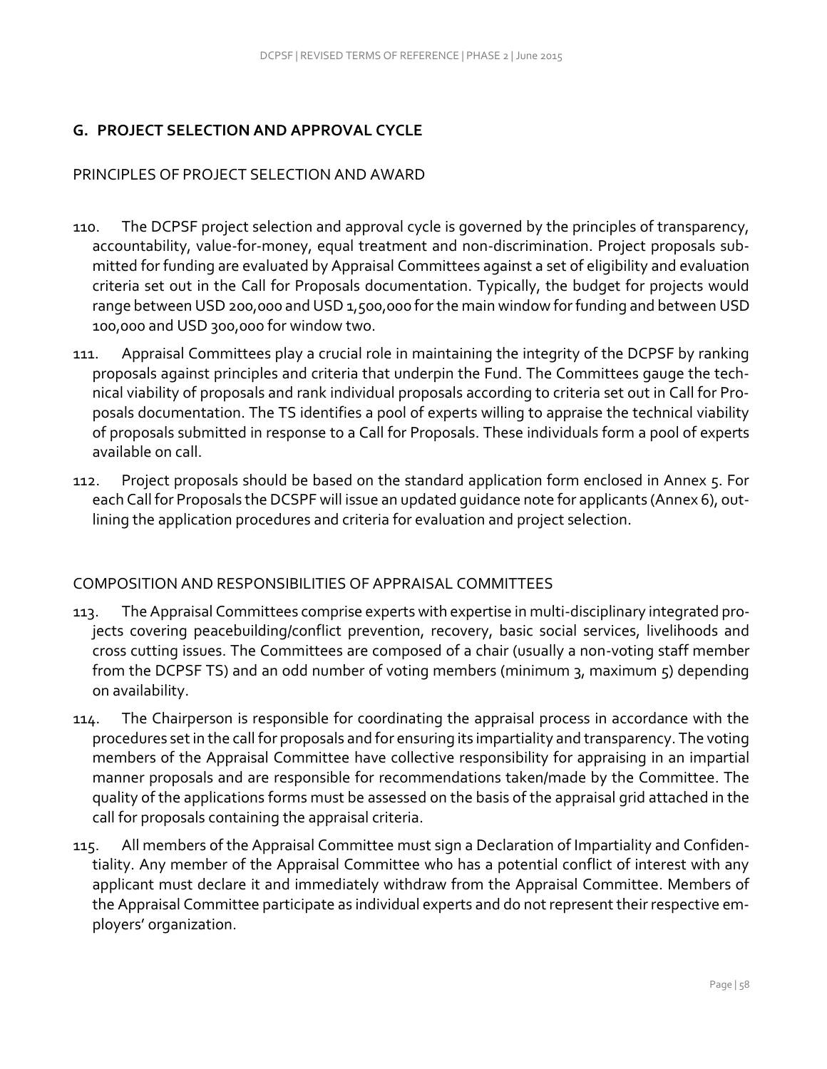## G. PROJECT SELECTION AND APPROVAL CYCLE

### PRINCIPLES OF PROJECT SELECTION AND AWARD

110. The DCPSF project selection and approval cycle is governed by the principles of transparency, accountability, value-for-money, equal treatment and non-discrimination. Project proposals submitted for funding are evaluated by Appraisal Committees against a set of eligibility and evaluation criteria set out in the Call for Proposals documentation. Typically, the budget for projects would range between USD 200,000 and USD 1,500,000 for the main window for funding and between USD 100,000 and USD 300,000 for window two.

111. Appraisal Committees play a crucial role in maintaining the integrity of the DCPSF by ranking proposals against principles and criteria that underpin the Fund. The Committees gauge the technical viability of proposals and rank individual proposals according to criteria set out in Call for Proposals documentation. The TS identifies a pool of experts willing to appraise the technical viability of proposals submitted in response to a Call for Proposals. These individuals form a pool of experts available on call.

112. Project proposals should be based on the standard application form enclosed in Annex 5. For each Call for Proposals the DCSPF will issue an updated guidance note for applicants (Annex 6), outlining the application procedures and criteria for evaluation and project selection.

### COMPOSITION AND RESPONSIBILITIES OF APPRAISAL COMMITTEES

113. The Appraisal Committees comprise experts with expertise in multi-disciplinary integrated projects covering peacebuilding/conflict prevention, recovery, basic social services, livelihoods and cross cutting issues. The Committees are composed of a chair (usually a non-voting staff member from the DCPSF TS) and an odd number of voting members (minimum 3, maximum 5) depending on availability.

114. The Chairperson is responsible for coordinating the appraisal process in accordance with the procedures set in the call for proposals and for ensuring its impartiality and transparency. The voting members of the Appraisal Committee have collective responsibility for appraising in an impartial manner proposals and are responsible for recommendations taken/made by the Committee. The quality of the applications forms must be assessed on the basis of the appraisal grid attached in the call for proposals containing the appraisal criteria.

115. All members of the Appraisal Committee must sign a Declaration of Impartiality and Confidentiality. Any member of the Appraisal Committee who has a potential conflict of interest with any applicant must declare it and immediately withdraw from the Appraisal Committee. Members of the Appraisal Committee participate as individual experts and do not represent their respective employers' organization.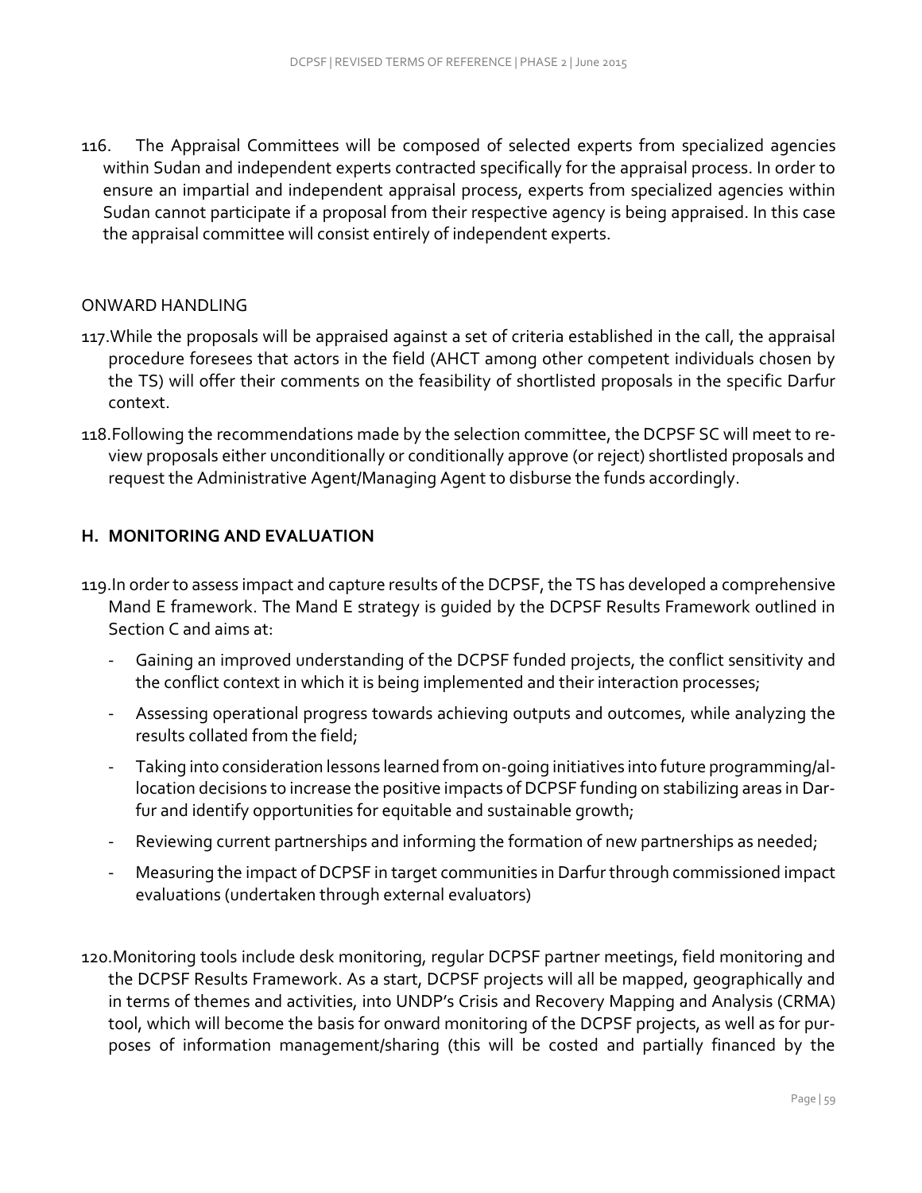116. The Appraisal Committees will be composed of selected experts from specialized agencies within Sudan and independent experts contracted specifically for the appraisal process. In order to ensure an impartial and independent appraisal process, experts from specialized agencies within Sudan cannot participate if a proposal from their respective agency is being appraised. In this case the appraisal committee will consist entirely of independent experts.

ONWARD HANDLING

117. While the proposals will be appraised against a set of criteria established in the call, the appraisal procedure foresees that actors in the field (AHCT among other competent individuals chosen by the TS) will offer their comments on the feasibility of shortlisted proposals in the specific Darfur context.

118. Following the recommendations made by the selection committee, the DCPSF SC will meet to review proposals either unconditionally or conditionally approve (or reject) shortlisted proposals and request the Administrative Agent/Managing Agent to disburse the funds accordingly.

## H. MONITORING AND EVALUATION

119. In order to assess impact and capture results of the DCPSF, the TS has developed a comprehensive Mand E framework. The Mand E strategy is guided by the DCPSF Results Framework outlined in Section C and aims at:

- Gaining an improved understanding of the DCPSF funded projects, the conflict sensitivity and the conflict context in which it is being implemented and their interaction processes;
- Assessing operational progress towards achieving outputs and outcomes, while analyzing the results collated from the field;
- Taking into consideration lessons learned from on-going initiatives into future programming/allocation decisions to increase the positive impacts of DCPSF funding on stabilizing areas in Darfur and identify opportunities for equitable and sustainable growth;
- Reviewing current partnerships and informing the formation of new partnerships as needed;
- Measuring the impact of DCPSF in target communities in Darfur through commissioned impact evaluations (undertaken through external evaluators)

120. Monitoring tools include desk monitoring, regular DCPSF partner meetings, field monitoring and the DCPSF Results Framework. As a start, DCPSF projects will all be mapped, geographically and in terms of themes and activities, into UNDP's Crisis and Recovery Mapping and Analysis (CRMA) tool, which will become the basis for onward monitoring of the DCPSF projects, as well as for purposes of information management/sharing (this will be costed and partially financed by the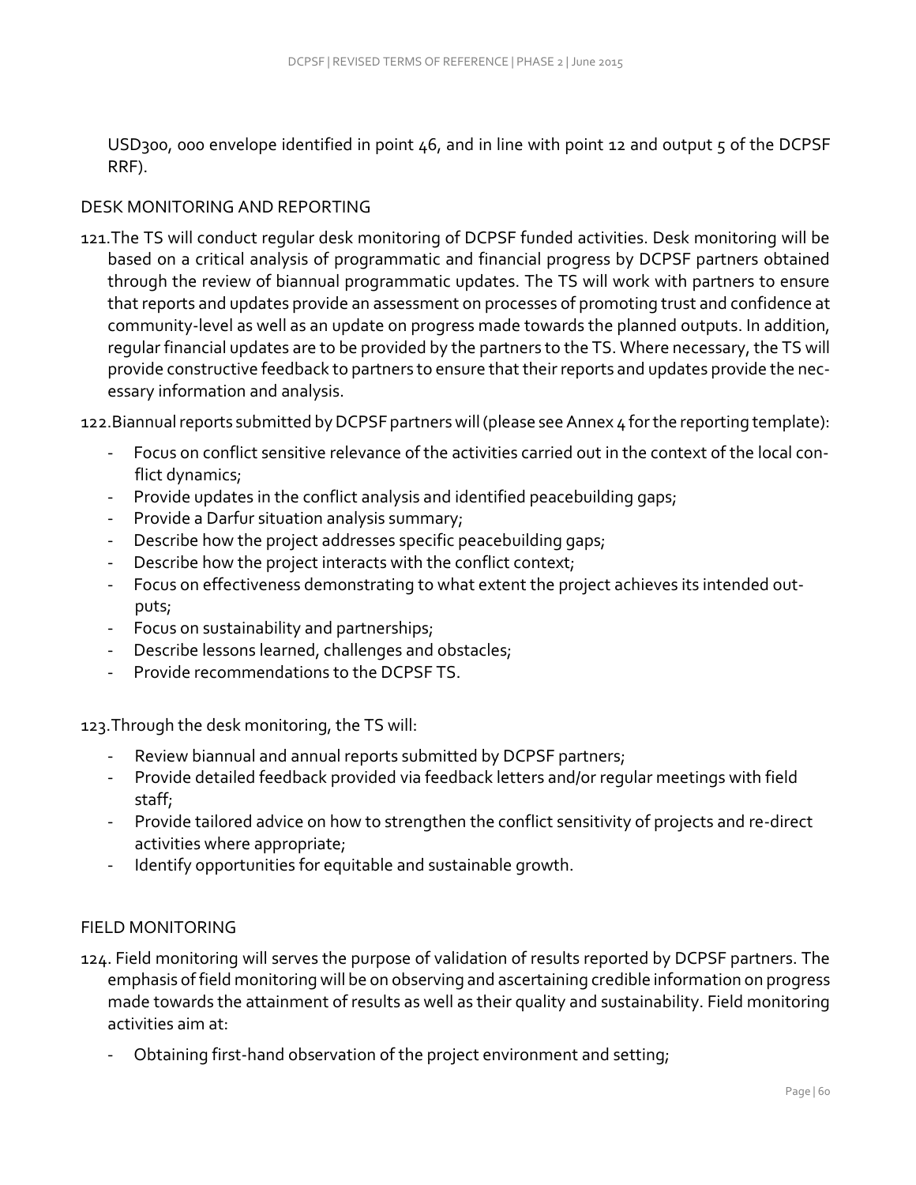USD300, 000 envelope identified in point 46, and in line with point 12 and output 5 of the DCPSF RRF).

## DESK MONITORING AND REPORTING

121. The TS will conduct regular desk monitoring of DCPSF funded activities. Desk monitoring will be based on a critical analysis of programmatic and financial progress by DCPSF partners obtained through the review of biannual programmatic updates. The TS will work with partners to ensure that reports and updates provide an assessment on processes of promoting trust and confidence at community-level as well as an update on progress made towards the planned outputs. In addition, regular financial updates are to be provided by the partners to the TS. Where necessary, the TS will provide constructive feedback to partners to ensure that their reports and updates provide the necessary information and analysis.

122. Biannual reports submitted by DCPSF partners will (please see Annex 4 for the reporting template):

- Focus on conflict sensitive relevance of the activities carried out in the context of the local conflict dynamics;
- Provide updates in the conflict analysis and identified peacebuilding gaps;
- Provide a Darfur situation analysis summary;
- Describe how the project addresses specific peacebuilding gaps;
- Describe how the project interacts with the conflict context;
- Focus on effectiveness demonstrating to what extent the project achieves its intended outputs;
- Focus on sustainability and partnerships;
- Describe lessons learned, challenges and obstacles;
- Provide recommendations to the DCPSF TS.

123. Through the desk monitoring, the TS will:

- Review biannual and annual reports submitted by DCPSF partners;
- Provide detailed feedback provided via feedback letters and/or regular meetings with field staff;
- Provide tailored advice on how to strengthen the conflict sensitivity of projects and re-direct activities where appropriate;
- Identify opportunities for equitable and sustainable growth.

## FIELD MONITORING

124. Field monitoring will serves the purpose of validation of results reported by DCPSF partners. The emphasis of field monitoring will be on observing and ascertaining credible information on progress made towards the attainment of results as well as their quality and sustainability. Field monitoring activities aim at:

- Obtaining first-hand observation of the project environment and setting;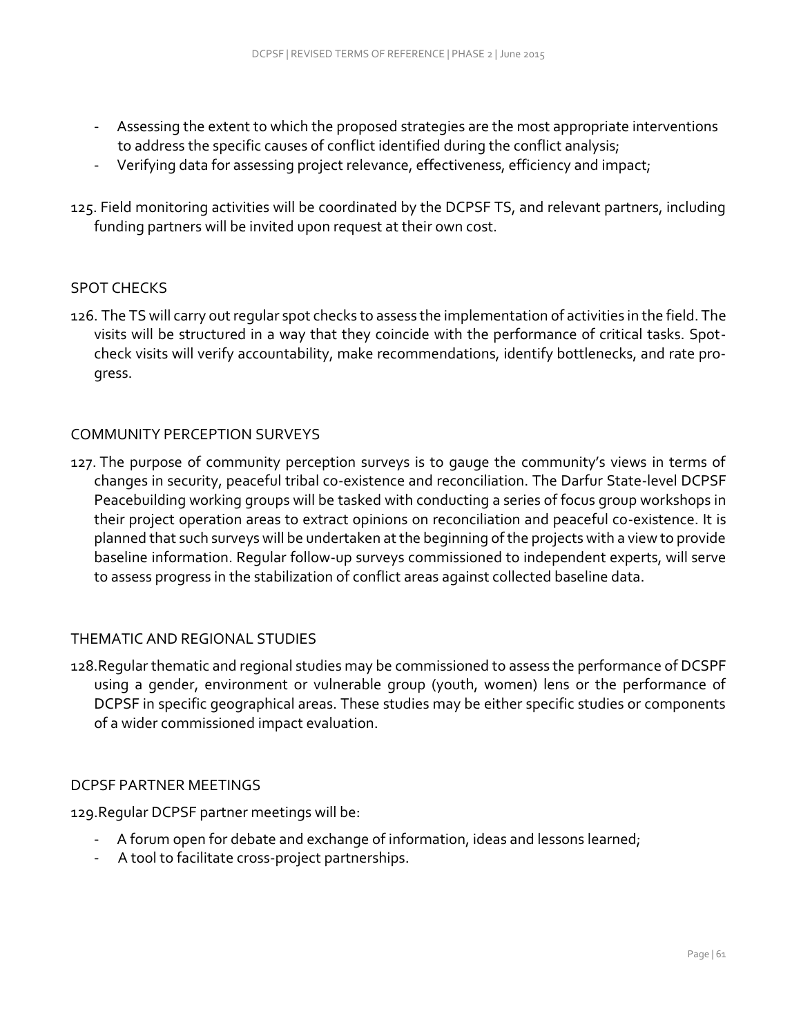- Assessing the extent to which the proposed strategies are the most appropriate interventions to address the specific causes of conflict identified during the conflict analysis;
- Verifying data for assessing project relevance, effectiveness, efficiency and impact;

125. Field monitoring activities will be coordinated by the DCPSF TS, and relevant partners, including funding partners will be invited upon request at their own cost.

## SPOT CHECKS

126. The TS will carry out regular spot checks to assess the implementation of activities in the field. The visits will be structured in a way that they coincide with the performance of critical tasks. Spot-check visits will verify accountability, make recommendations, identify bottlenecks, and rate progress.

## COMMUNITY PERCEPTION SURVEYS

127. The purpose of community perception surveys is to gauge the community's views in terms of changes in security, peaceful tribal co-existence and reconciliation. The Darfur State-level DCPSF Peacebuilding working groups will be tasked with conducting a series of focus group workshops in their project operation areas to extract opinions on reconciliation and peaceful co-existence. It is planned that such surveys will be undertaken at the beginning of the projects with a view to provide baseline information. Regular follow-up surveys commissioned to independent experts, will serve to assess progress in the stabilization of conflict areas against collected baseline data.

## THEMATIC AND REGIONAL STUDIES

128. Regular thematic and regional studies may be commissioned to assess the performance of DCSPF using a gender, environment or vulnerable group (youth, women) lens or the performance of DCPSF in specific geographical areas. These studies may be either specific studies or components of a wider commissioned impact evaluation.

## DCPSF PARTNER MEETINGS

129. Regular DCPSF partner meetings will be:

- A forum open for debate and exchange of information, ideas and lessons learned;
- A tool to facilitate cross-project partnerships.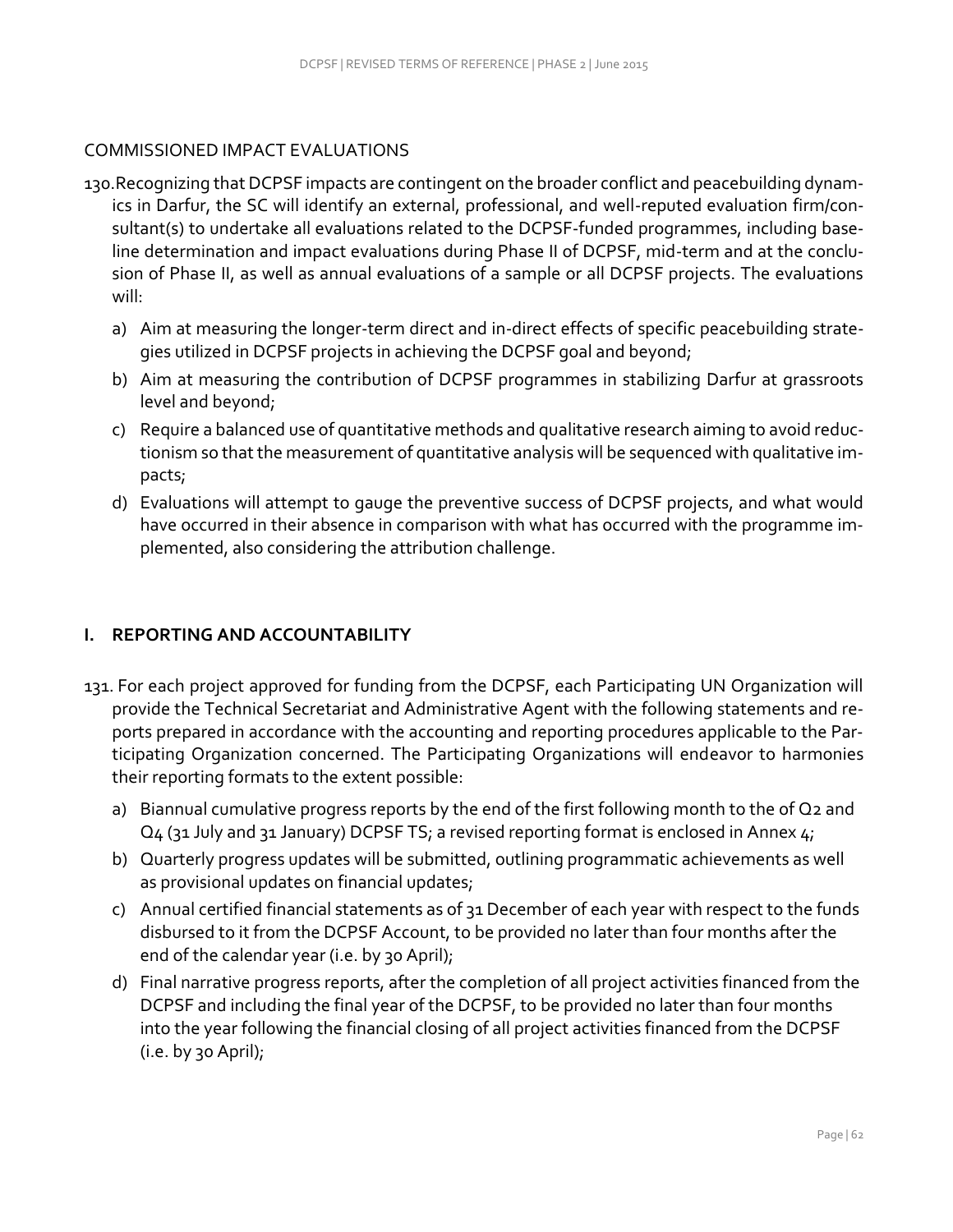COMMISSIONED IMPACT EVALUATIONS

130. Recognizing that DCPSF impacts are contingent on the broader conflict and peacebuilding dynamics in Darfur, the SC will identify an external, professional, and well-reputed evaluation firm/consultant(s) to undertake all evaluations related to the DCPSF-funded programmes, including baseline determination and impact evaluations during Phase II of DCPSF, mid-term and at the conclusion of Phase II, as well as annual evaluations of a sample or all DCPSF projects. The evaluations will:

   a) Aim at measuring the longer-term direct and in-direct effects of specific peacebuilding strategies utilized in DCPSF projects in achieving the DCPSF goal and beyond;
   b) Aim at measuring the contribution of DCPSF programmes in stabilizing Darfur at grassroots level and beyond;
   c) Require a balanced use of quantitative methods and qualitative research aiming to avoid reductionism so that the measurement of quantitative analysis will be sequenced with qualitative impacts;
   d) Evaluations will attempt to gauge the preventive success of DCPSF projects, and what would have occurred in their absence in comparison with what has occurred with the programme implemented, also considering the attribution challenge.

## I. REPORTING AND ACCOUNTABILITY

131. For each project approved for funding from the DCPSF, each Participating UN Organization will provide the Technical Secretariat and Administrative Agent with the following statements and reports prepared in accordance with the accounting and reporting procedures applicable to the Participating Organization concerned. The Participating Organizations will endeavor to harmonies their reporting formats to the extent possible:

   a) Biannual cumulative progress reports by the end of the first following month to the of Q2 and Q4 (31 July and 31 January) DCPSF TS; a revised reporting format is enclosed in Annex 4;
   b) Quarterly progress updates will be submitted, outlining programmatic achievements as well as provisional updates on financial updates;
   c) Annual certified financial statements as of 31 December of each year with respect to the funds disbursed to it from the DCPSF Account, to be provided no later than four months after the end of the calendar year (i.e. by 30 April);
   d) Final narrative progress reports, after the completion of all project activities financed from the DCPSF and including the final year of the DCPSF, to be provided no later than four months into the year following the financial closing of all project activities financed from the DCPSF (i.e. by 30 April);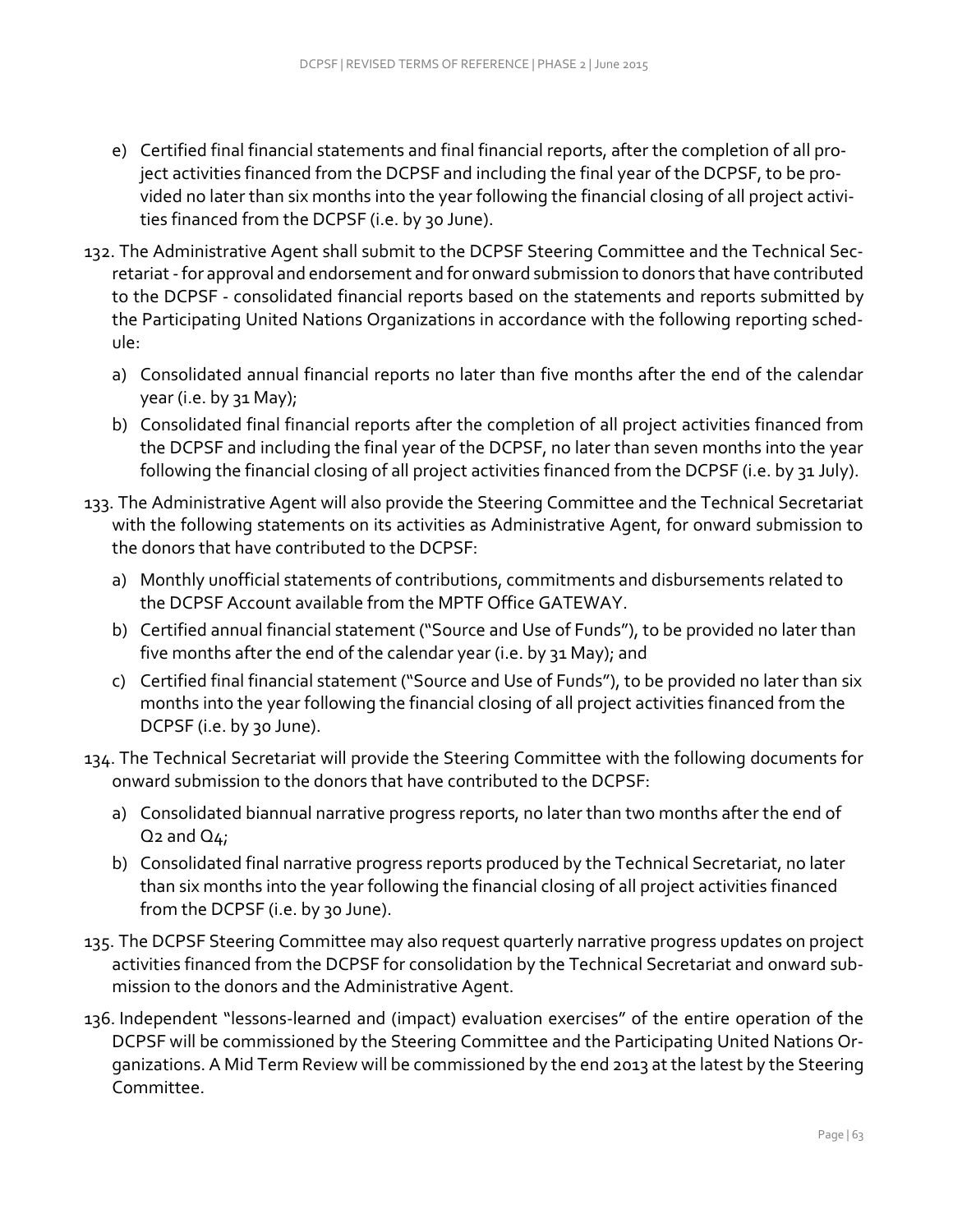e) Certified final financial statements and final financial reports, after the completion of all project activities financed from the DCPSF and including the final year of the DCPSF, to be provided no later than six months into the year following the financial closing of all project activities financed from the DCPSF (i.e. by 30 June).

132. The Administrative Agent shall submit to the DCPSF Steering Committee and the Technical Secretariat - for approval and endorsement and for onward submission to donors that have contributed to the DCPSF - consolidated financial reports based on the statements and reports submitted by the Participating United Nations Organizations in accordance with the following reporting schedule:

   a) Consolidated annual financial reports no later than five months after the end of the calendar year (i.e. by 31 May);
   b) Consolidated final financial reports after the completion of all project activities financed from the DCPSF and including the final year of the DCPSF, no later than seven months into the year following the financial closing of all project activities financed from the DCPSF (i.e. by 31 July).

133. The Administrative Agent will also provide the Steering Committee and the Technical Secretariat with the following statements on its activities as Administrative Agent, for onward submission to the donors that have contributed to the DCPSF:

   a) Monthly unofficial statements of contributions, commitments and disbursements related to the DCPSF Account available from the MPTF Office GATEWAY.
   b) Certified annual financial statement ("Source and Use of Funds"), to be provided no later than five months after the end of the calendar year (i.e. by 31 May); and
   c) Certified final financial statement ("Source and Use of Funds"), to be provided no later than six months into the year following the financial closing of all project activities financed from the DCPSF (i.e. by 30 June).

134. The Technical Secretariat will provide the Steering Committee with the following documents for onward submission to the donors that have contributed to the DCPSF:

   a) Consolidated biannual narrative progress reports, no later than two months after the end of Q2 and Q4;
   b) Consolidated final narrative progress reports produced by the Technical Secretariat, no later than six months into the year following the financial closing of all project activities financed from the DCPSF (i.e. by 30 June).

135. The DCPSF Steering Committee may also request quarterly narrative progress updates on project activities financed from the DCPSF for consolidation by the Technical Secretariat and onward submission to the donors and the Administrative Agent.

136. Independent "lessons-learned and (impact) evaluation exercises" of the entire operation of the DCPSF will be commissioned by the Steering Committee and the Participating United Nations Organizations. A Mid Term Review will be commissioned by the end 2013 at the latest by the Steering Committee.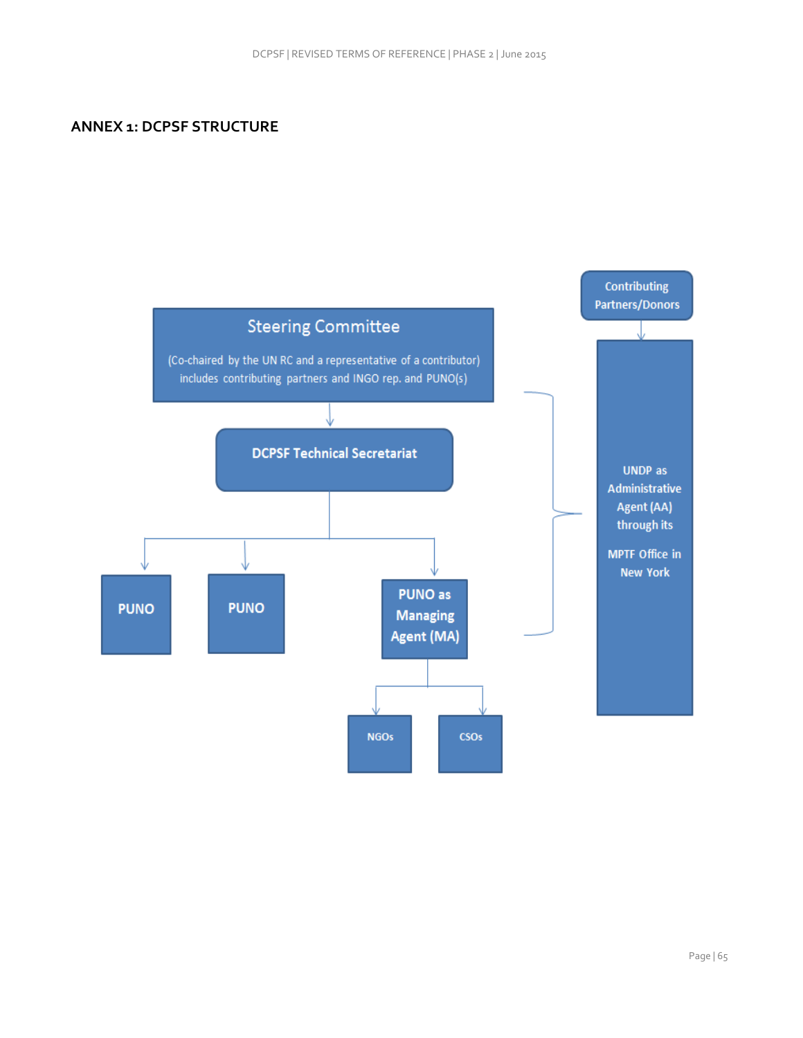## ANNEX 1: DCPSF STRUCTURE

Steering Committee

(Co-chaired by the UN RC and a representative of a contributor) includes contributing partners and INGO rep. and PUNO(s)

DCPSF Technical Secretariat

PUNO

PUNO

PUNO as Managing Agent (MA)

NGOs

CSOs

Contributing Partners/Donors

UNDP as Administrative Agent (AA) through its MPTF Office in New York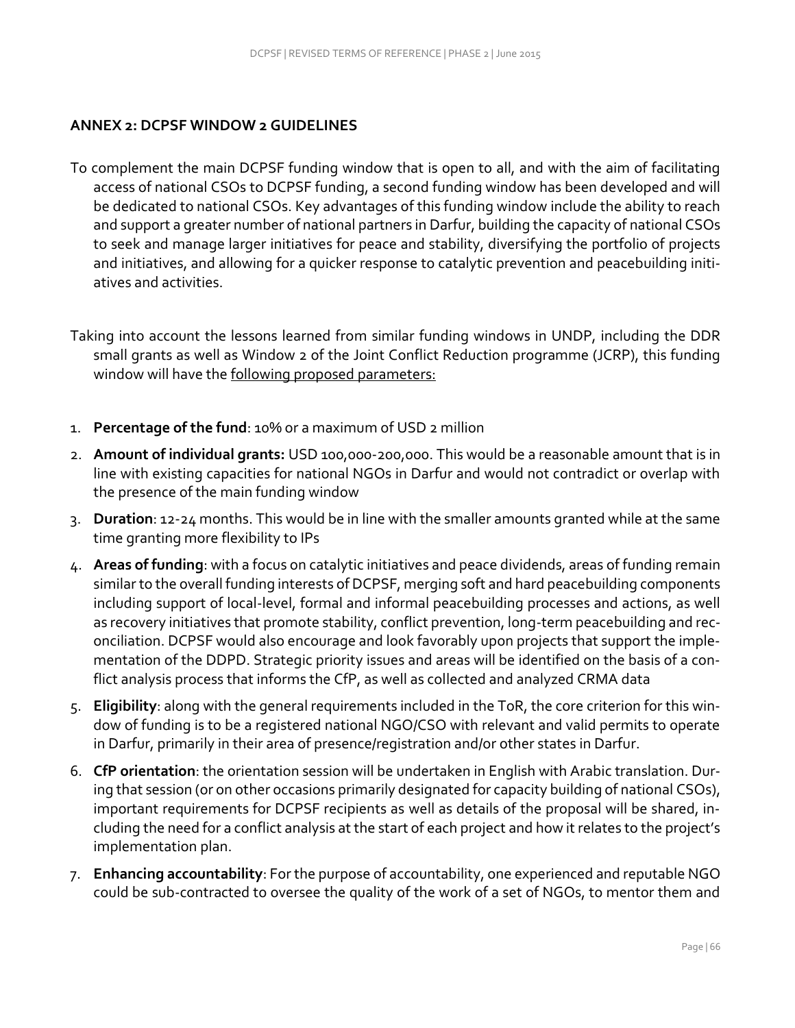## ANNEX 2: DCPSF WINDOW 2 GUIDELINES

To complement the main DCPSF funding window that is open to all, and with the aim of facilitating access of national CSOs to DCPSF funding, a second funding window has been developed and will be dedicated to national CSOs. Key advantages of this funding window include the ability to reach and support a greater number of national partners in Darfur, building the capacity of national CSOs to seek and manage larger initiatives for peace and stability, diversifying the portfolio of projects and initiatives, and allowing for a quicker response to catalytic prevention and peacebuilding initiatives and activities.

Taking into account the lessons learned from similar funding windows in UNDP, including the DDR small grants as well as Window 2 of the Joint Conflict Reduction programme (JCRP), this funding window will have the following proposed parameters:

1. **Percentage of the fund**: 10% or a maximum of USD 2 million
2. **Amount of individual grants:** USD 100,000-200,000. This would be a reasonable amount that is in line with existing capacities for national NGOs in Darfur and would not contradict or overlap with the presence of the main funding window
3. **Duration**: 12-24 months. This would be in line with the smaller amounts granted while at the same time granting more flexibility to IPs
4. **Areas of funding**: with a focus on catalytic initiatives and peace dividends, areas of funding remain similar to the overall funding interests of DCPSF, merging soft and hard peacebuilding components including support of local-level, formal and informal peacebuilding processes and actions, as well as recovery initiatives that promote stability, conflict prevention, long-term peacebuilding and reconciliation. DCPSF would also encourage and look favorably upon projects that support the implementation of the DDPD. Strategic priority issues and areas will be identified on the basis of a conflict analysis process that informs the CfP, as well as collected and analyzed CRMA data
5. **Eligibility**: along with the general requirements included in the ToR, the core criterion for this window of funding is to be a registered national NGO/CSO with relevant and valid permits to operate in Darfur, primarily in their area of presence/registration and/or other states in Darfur.
6. **CfP orientation**: the orientation session will be undertaken in English with Arabic translation. During that session (or on other occasions primarily designated for capacity building of national CSOs), important requirements for DCPSF recipients as well as details of the proposal will be shared, including the need for a conflict analysis at the start of each project and how it relates to the project's implementation plan.
7. **Enhancing accountability**: For the purpose of accountability, one experienced and reputable NGO could be sub-contracted to oversee the quality of the work of a set of NGOs, to mentor them and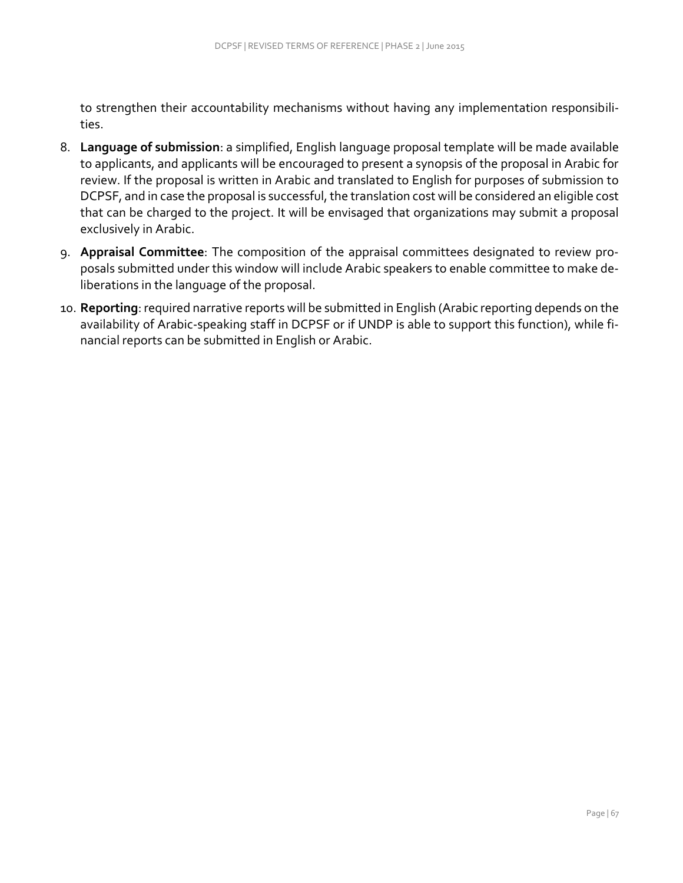to strengthen their accountability mechanisms without having any implementation responsibilities.

8. **Language of submission**: a simplified, English language proposal template will be made available to applicants, and applicants will be encouraged to present a synopsis of the proposal in Arabic for review. If the proposal is written in Arabic and translated to English for purposes of submission to DCPSF, and in case the proposal is successful, the translation cost will be considered an eligible cost that can be charged to the project. It will be envisaged that organizations may submit a proposal exclusively in Arabic.
9. **Appraisal Committee**: The composition of the appraisal committees designated to review proposals submitted under this window will include Arabic speakers to enable committee to make deliberations in the language of the proposal.
10. **Reporting**: required narrative reports will be submitted in English (Arabic reporting depends on the availability of Arabic-speaking staff in DCPSF or if UNDP is able to support this function), while financial reports can be submitted in English or Arabic.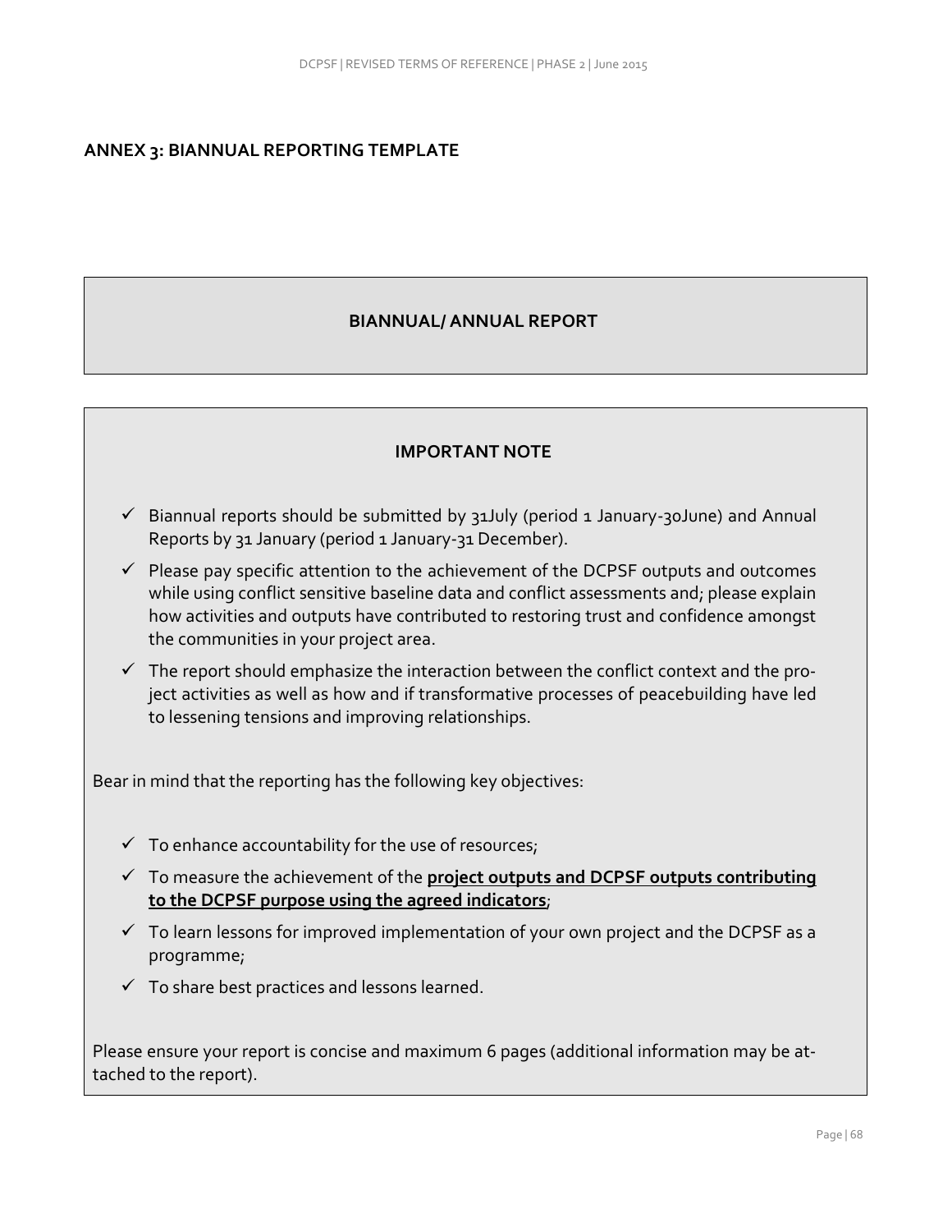## ANNEX 3: BIANNUAL REPORTING TEMPLATE

**BIANNUAL/ ANNUAL REPORT**

**IMPORTANT NOTE**

- ✓ Biannual reports should be submitted by 31July (period 1 January-30June) and Annual Reports by 31 January (period 1 January-31 December).
- ✓ Please pay specific attention to the achievement of the DCPSF outputs and outcomes while using conflict sensitive baseline data and conflict assessments and; please explain how activities and outputs have contributed to restoring trust and confidence amongst the communities in your project area.
- ✓ The report should emphasize the interaction between the conflict context and the project activities as well as how and if transformative processes of peacebuilding have led to lessening tensions and improving relationships.

Bear in mind that the reporting has the following key objectives:

- ✓ To enhance accountability for the use of resources;
- ✓ To measure the achievement of the **project outputs and DCPSF outputs contributing to the DCPSF purpose using the agreed indicators**;
- ✓ To learn lessons for improved implementation of your own project and the DCPSF as a programme;
- ✓ To share best practices and lessons learned.

Please ensure your report is concise and maximum 6 pages (additional information may be attached to the report).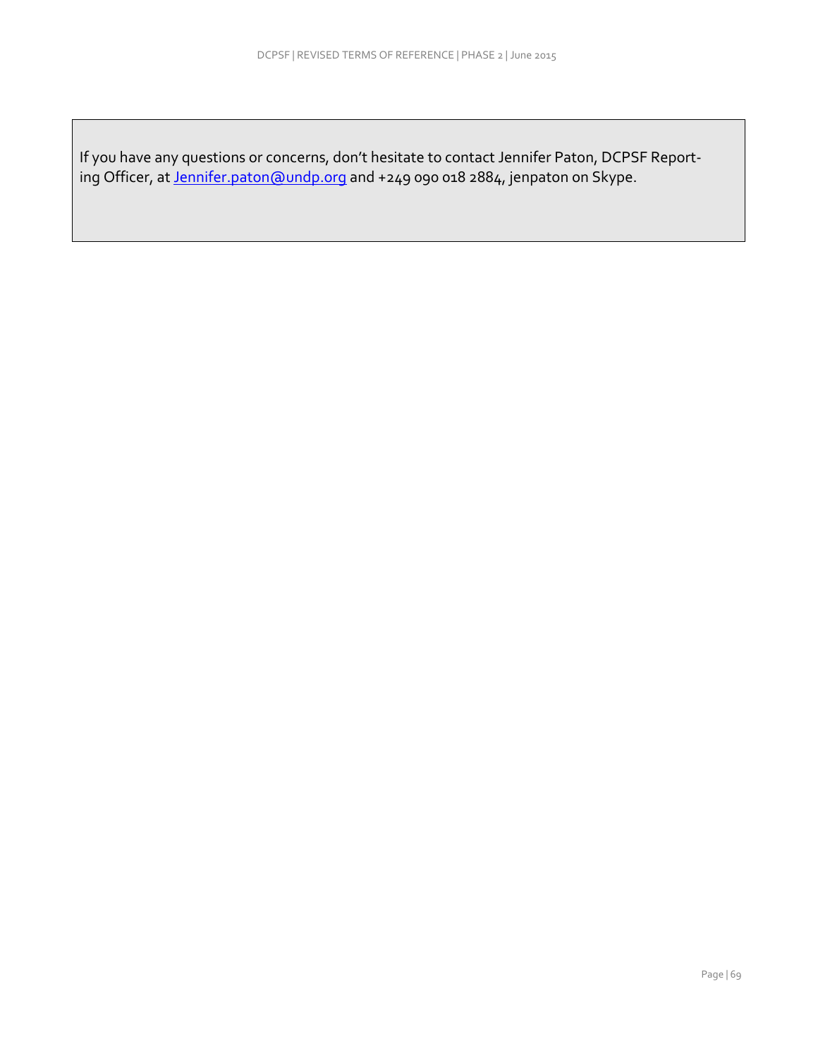If you have any questions or concerns, don't hesitate to contact Jennifer Paton, DCPSF Reporting Officer, at Jennifer.paton@undp.org and +249 090 018 2884, jenpaton on Skype.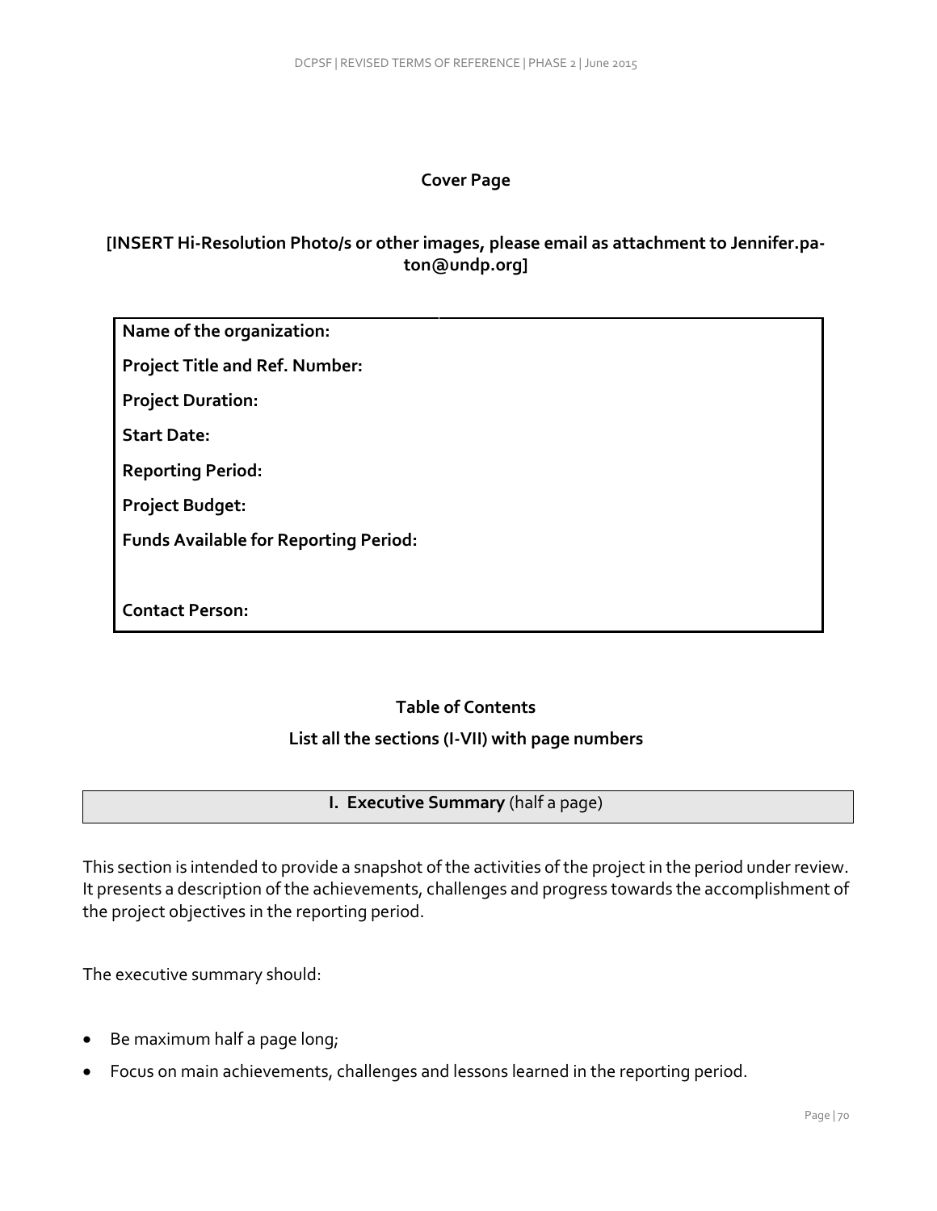**Cover Page**

**[INSERT Hi-Resolution Photo/s or other images, please email as attachment to Jennifer.paton@undp.org]**

| |
|---|
| **Name of the organization:** |
| **Project Title and Ref. Number:** |
| **Project Duration:** |
| **Start Date:** |
| **Reporting Period:** |
| **Project Budget:** |
| **Funds Available for Reporting Period:** |
| **Contact Person:** |

**Table of Contents**

**List all the sections (I-VII) with page numbers**

## I. Executive Summary (half a page)

This section is intended to provide a snapshot of the activities of the project in the period under review. It presents a description of the achievements, challenges and progress towards the accomplishment of the project objectives in the reporting period.

The executive summary should:

- Be maximum half a page long;
- Focus on main achievements, challenges and lessons learned in the reporting period.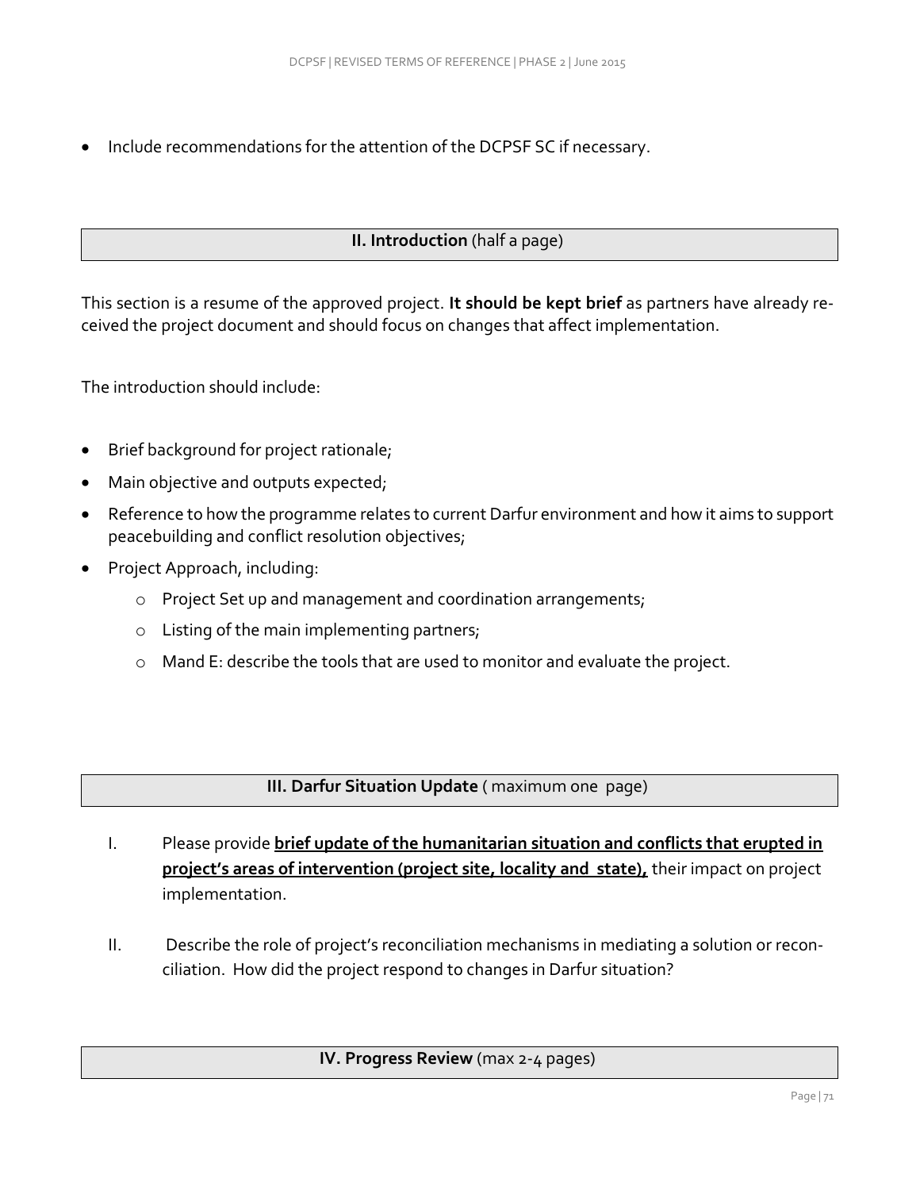- Include recommendations for the attention of the DCPSF SC if necessary.

## II. Introduction (half a page)

This section is a resume of the approved project. **It should be kept brief** as partners have already received the project document and should focus on changes that affect implementation.

The introduction should include:

- Brief background for project rationale;
- Main objective and outputs expected;
- Reference to how the programme relates to current Darfur environment and how it aims to support peacebuilding and conflict resolution objectives;
- Project Approach, including:
  - Project Set up and management and coordination arrangements;
  - Listing of the main implementing partners;
  - Mand E: describe the tools that are used to monitor and evaluate the project.

## III. Darfur Situation Update ( maximum one page)

I. Please provide **brief update of the humanitarian situation and conflicts that erupted in project's areas of intervention (project site, locality and state),** their impact on project implementation.

II. Describe the role of project's reconciliation mechanisms in mediating a solution or reconciliation. How did the project respond to changes in Darfur situation?

## IV. Progress Review (max 2-4 pages)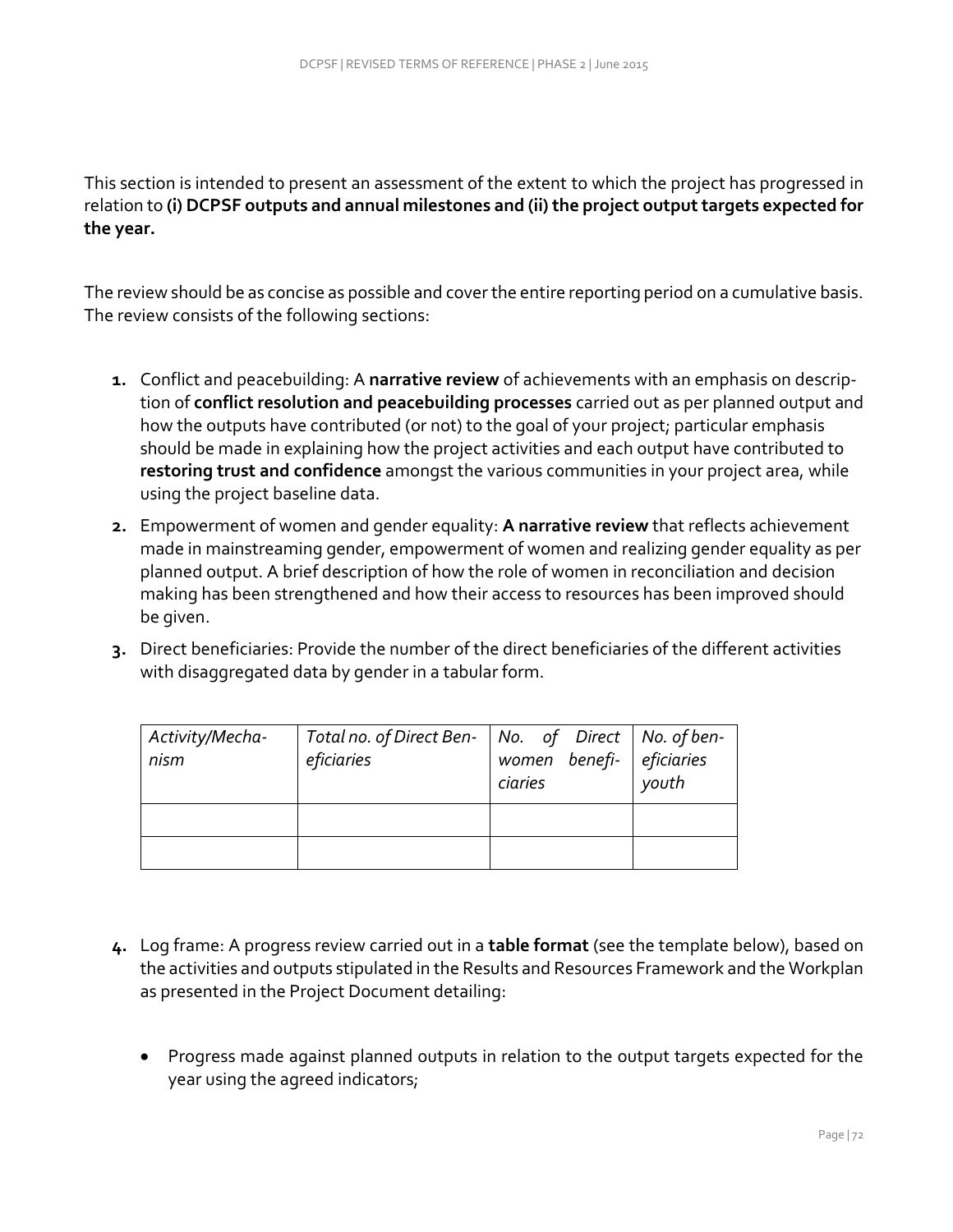This section is intended to present an assessment of the extent to which the project has progressed in relation to **(i) DCPSF outputs and annual milestones and (ii) the project output targets expected for the year.**

The review should be as concise as possible and cover the entire reporting period on a cumulative basis. The review consists of the following sections:

1. Conflict and peacebuilding: A **narrative review** of achievements with an emphasis on description of **conflict resolution and peacebuilding processes** carried out as per planned output and how the outputs have contributed (or not) to the goal of your project; particular emphasis should be made in explaining how the project activities and each output have contributed to **restoring trust and confidence** amongst the various communities in your project area, while using the project baseline data.
2. Empowerment of women and gender equality: **A narrative review** that reflects achievement made in mainstreaming gender, empowerment of women and realizing gender equality as per planned output. A brief description of how the role of women in reconciliation and decision making has been strengthened and how their access to resources has been improved should be given.
3. Direct beneficiaries: Provide the number of the direct beneficiaries of the different activities with disaggregated data by gender in a tabular form.

| *Activity/Mechanism* | *Total no. of Direct Beneficiaries* | *No. of Direct women beneficiaries* | *No. of beneficiaries youth* |
|---|---|---|---|
| | | | |
| | | | |

4. Log frame: A progress review carried out in a **table format** (see the template below), based on the activities and outputs stipulated in the Results and Resources Framework and the Workplan as presented in the Project Document detailing:
   - Progress made against planned outputs in relation to the output targets expected for the year using the agreed indicators;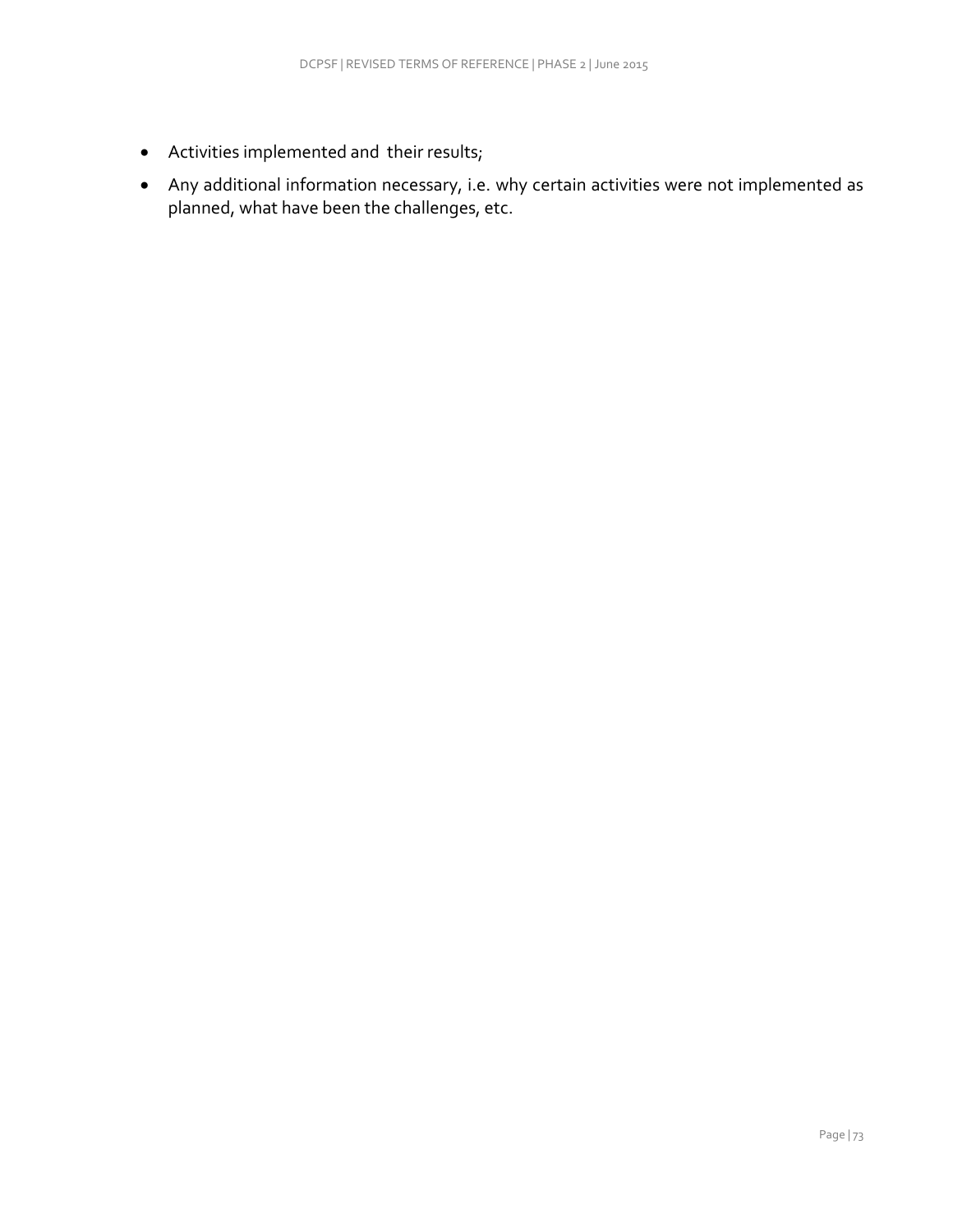- Activities implemented and their results;
- Any additional information necessary, i.e. why certain activities were not implemented as planned, what have been the challenges, etc.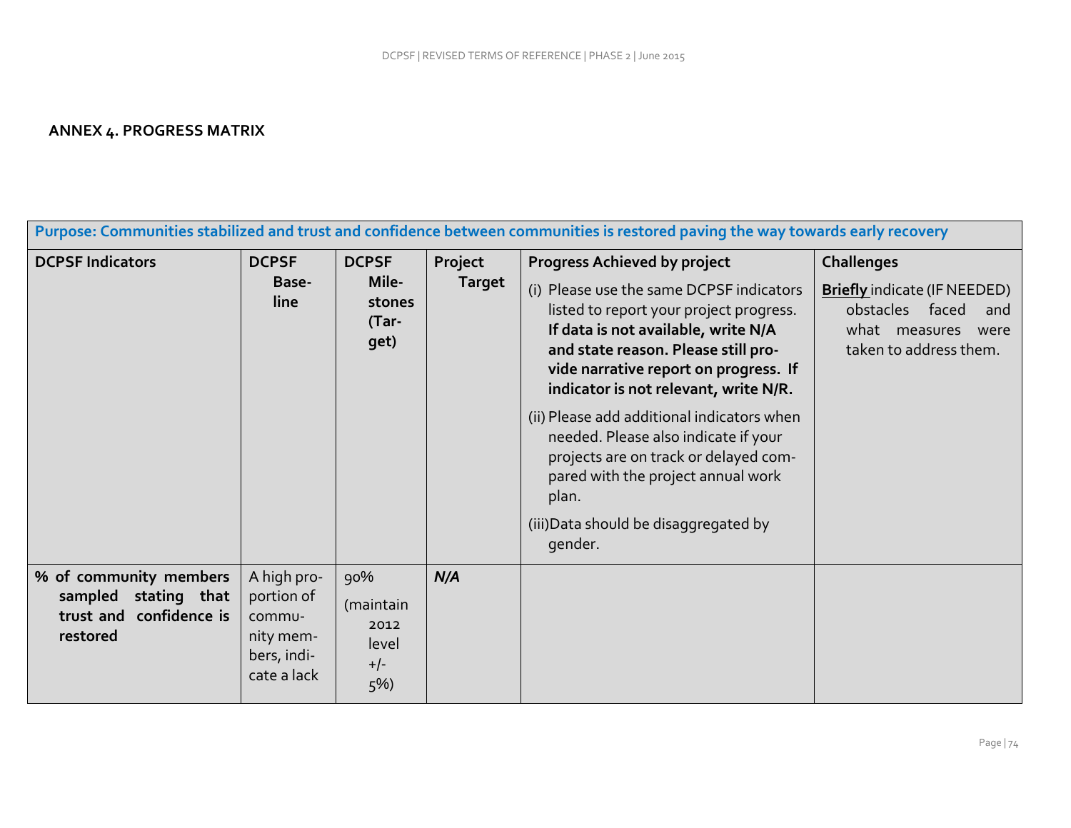## ANNEX 4. PROGRESS MATRIX

| Purpose: Communities stabilized and trust and confidence between communities is restored paving the way towards early recovery | | | | | |
|---|---|---|---|---|---|
| **DCPSF Indicators** | **DCPSF Baseline** | **DCPSF Milestones (Target)** | **Project Target** | **Progress Achieved by project**<br>(i) Please use the same DCPSF indicators listed to report your project progress. **If data is not available, write N/A and state reason. Please still provide narrative report on progress. If indicator is not relevant, write N/R.**<br>(ii) Please add additional indicators when needed. Please also indicate if your projects are on track or delayed compared with the project annual work plan.<br>(iii)Data should be disaggregated by gender. | **Challenges**<br>**Briefly** indicate (IF NEEDED) obstacles faced and what measures were taken to address them. |
| **% of community members sampled stating that trust and confidence is restored** | A high proportion of community members, indicate a lack | 90% (maintain 2012 level +/- 5%) | ***N/A*** | | |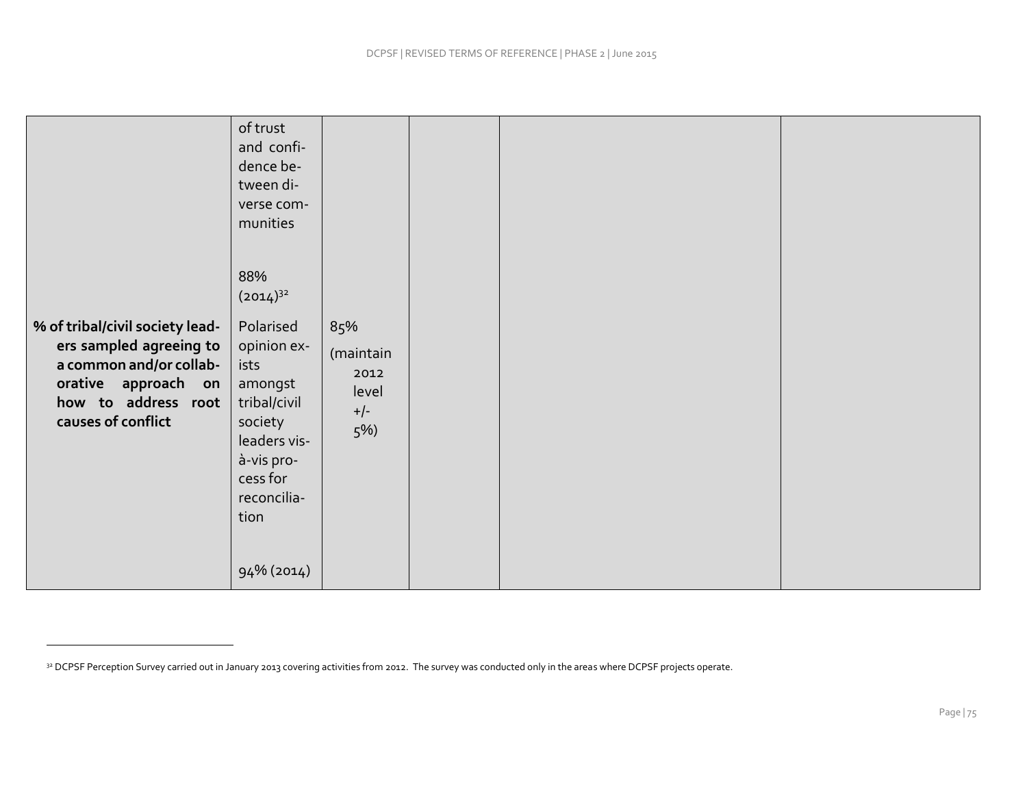| | | | | | |
|---|---|---|---|---|---|
| | of trust and confidence between diverse communities<br><br>88% (2014)[32] | | | | |
| **% of tribal/civil society leaders sampled agreeing to a common and/or collaborative approach on how to address root causes of conflict** | Polarised opinion exists amongst tribal/civil society leaders vis-à-vis process for reconciliation<br><br>94% (2014) | 85% (maintain 2012 level +/- 5%) | | | |

[32] DCPSF Perception Survey carried out in January 2013 covering activities from 2012. The survey was conducted only in the areas where DCPSF projects operate.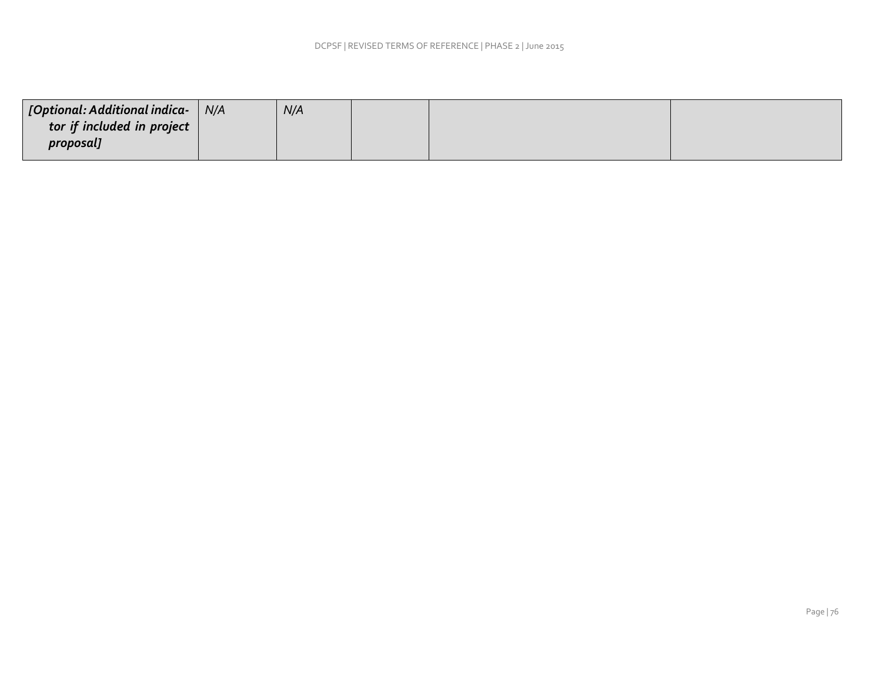| | | | | | |
|---|---|---|---|---|---|
| ***[Optional: Additional indicator if included in project proposal]*** | *N/A* | *N/A* | | | |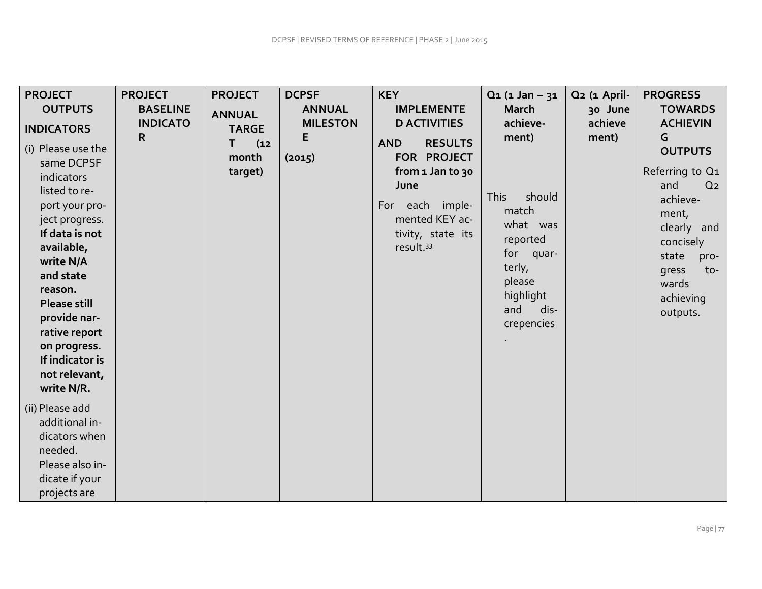| PROJECT OUTPUTS INDICATORS (i) Please use the same DCPSF indicators listed to report your project progress. **If data is not available, write N/A and state reason. Please still provide narrative report on progress. If indicator is not relevant, write N/R.** (ii) Please add additional indicators when needed. Please also indicate if your projects are | PROJECT BASELINE INDICATOR | PROJECT ANNUAL TARGET (12 month target) | DCPSF ANNUAL MILESTONE (2015) | KEY IMPLEMENTED ACTIVITIES AND RESULTS FOR PROJECT from 1 Jan to 30 June For each implemented KEY activity, state its result.[33] | Q1 (1 Jan – 31 March achievement) This should match what was reported for quarterly, please highlight and discrepencies. | Q2 (1 April-30 June achievement) | PROGRESS TOWARDS ACHIEVING OUTPUTS Referring to Q1 and Q2 achievement, clearly and concisely state progress towards achieving outputs. |
|---|---|---|---|---|---|---|---|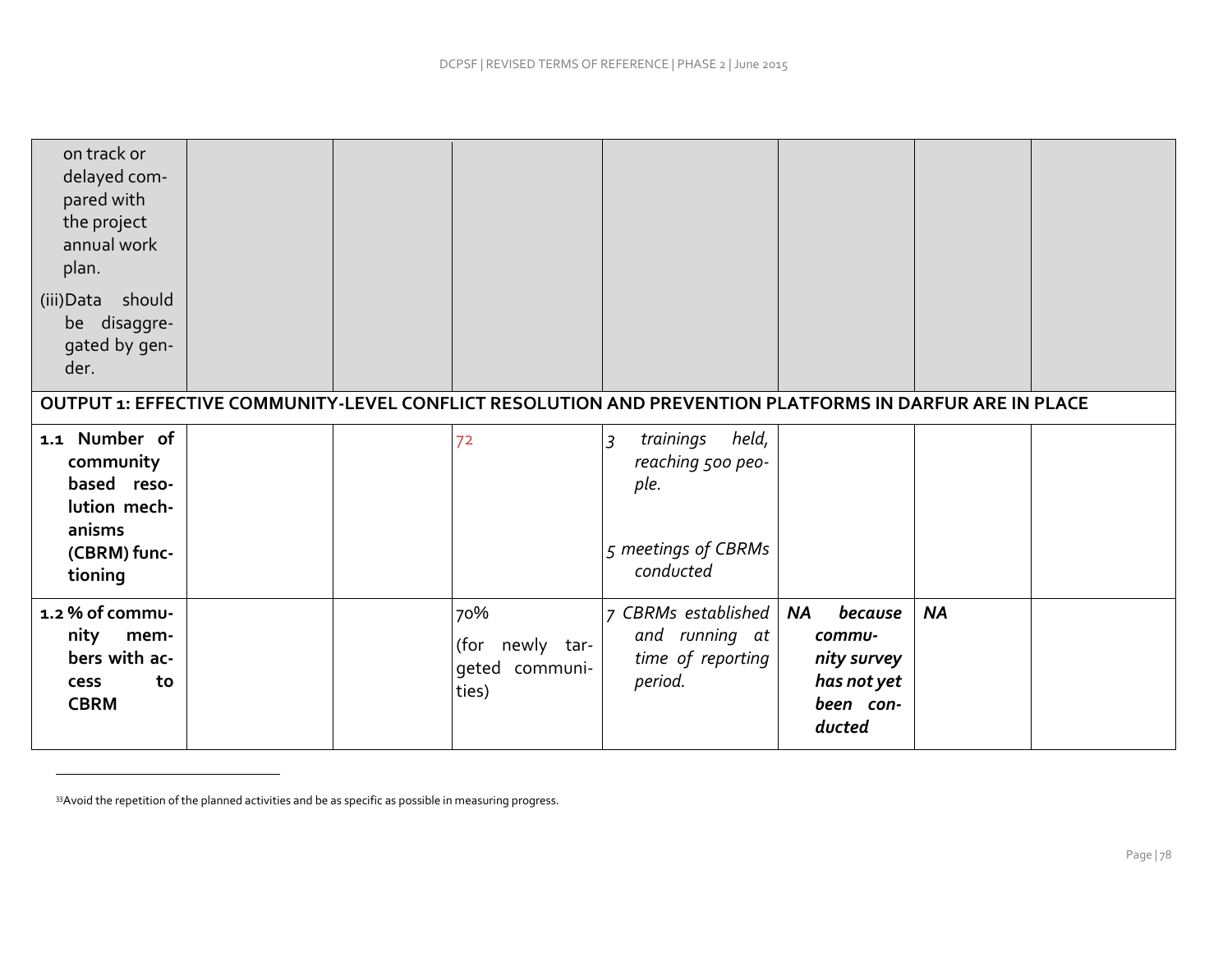| | | | | | | | |
|---|---|---|---|---|---|---|---|
| on track or delayed compared with the project annual work plan.<br>(iii)Data should be disaggregated by gender. | | | | | | | |
| **OUTPUT 1: EFFECTIVE COMMUNITY-LEVEL CONFLICT RESOLUTION AND PREVENTION PLATFORMS IN DARFUR ARE IN PLACE** | | | | | | | |
| **1.1 Number of community based resolution mechanisms (CBRM) functioning** | | | 72 | *3 trainings held, reaching 500 people.*<br><br>*5 meetings of CBRMs conducted* | | | |
| **1.2 % of community members with access to CBRM** | | | 70%<br>(for newly targeted communities) | *7 CBRMs established and running at time of reporting period.* | ***NA because community survey has not yet been conducted*** | ***NA*** | |

[33]Avoid the repetition of the planned activities and be as specific as possible in measuring progress.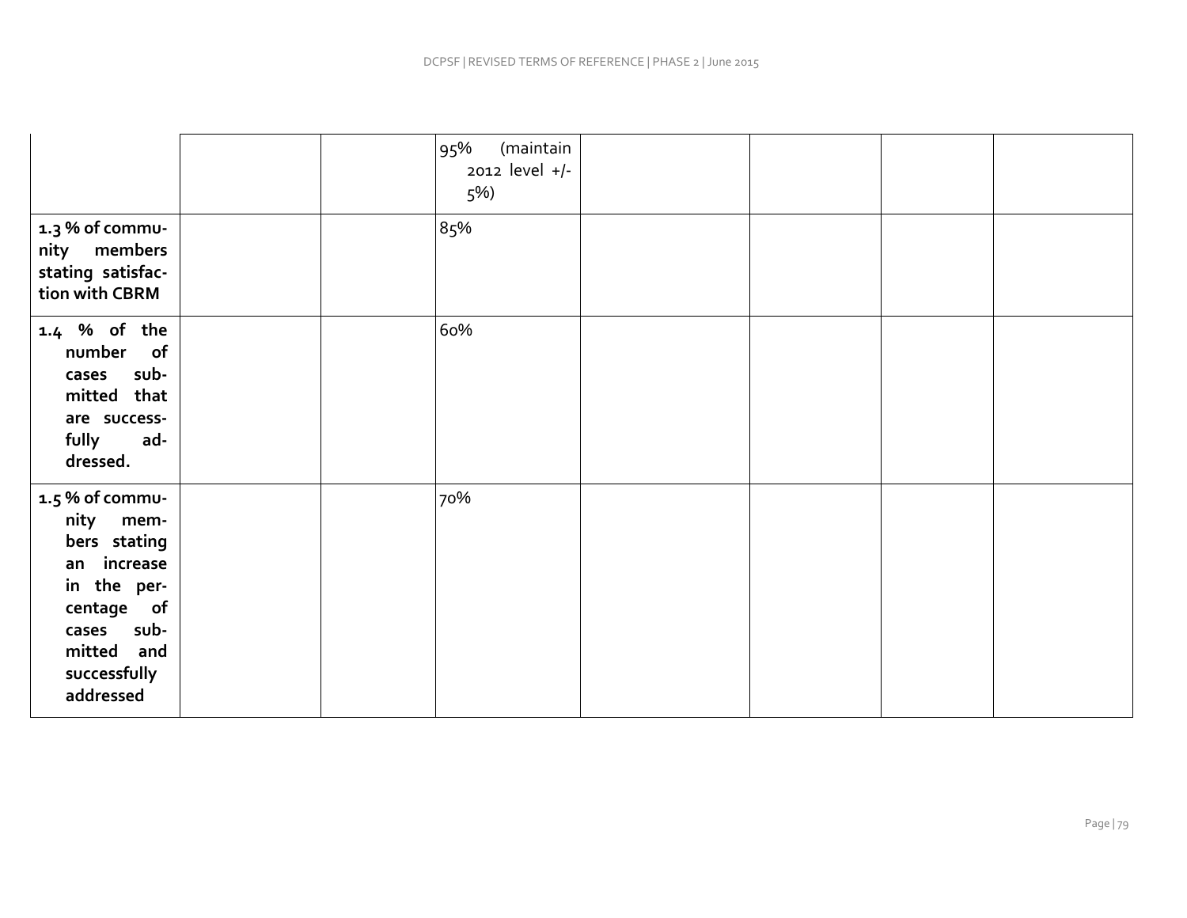| | | | | | | | |
|---|---|---|---|---|---|---|---|
| | | | 95% (maintain 2012 level +/- 5%) | | | | |
| **1.3 % of community members stating satisfaction with CBRM** | | | 85% | | | | |
| **1.4 % of the number of cases submitted that are successfully addressed.** | | | 60% | | | | |
| **1.5 % of community members stating an increase in the percentage of cases submitted and successfully addressed** | | | 70% | | | | |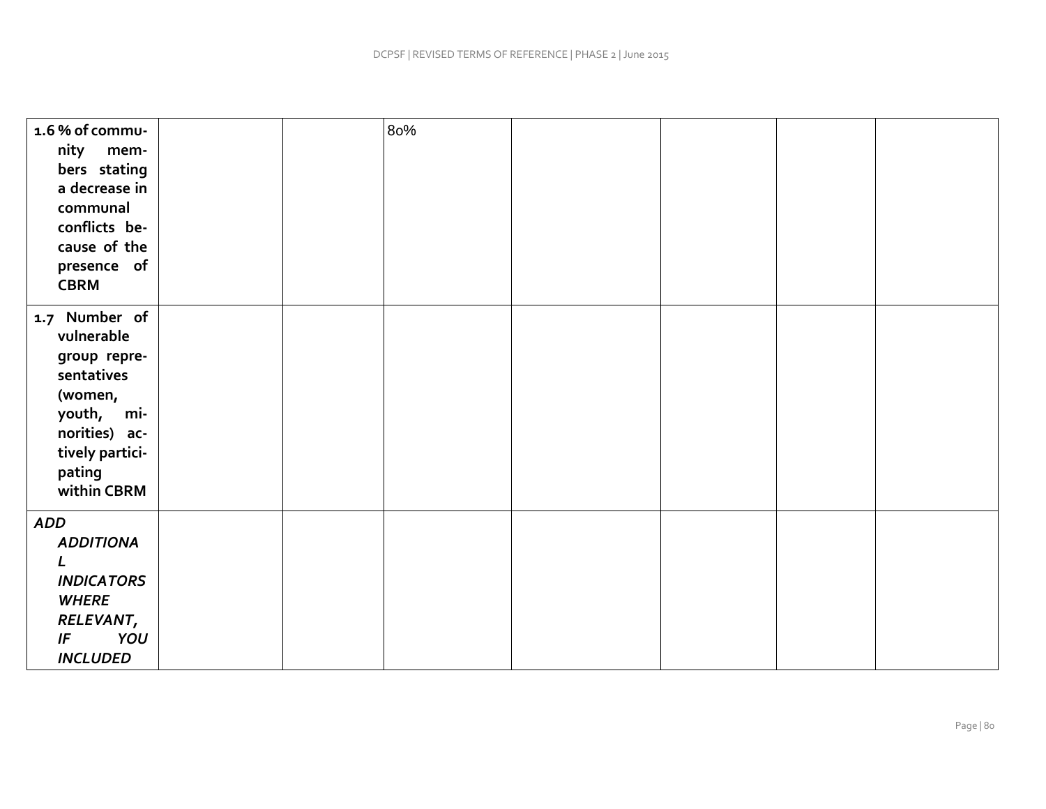|  |  |  |  |  |  |  |  |
|---|---|---|---|---|---|---|---|
| **1.6 % of community members stating a decrease in communal conflicts because of the presence of CBRM** |  |  | 80% |  |  |  |  |
| **1.7 Number of vulnerable group representatives (women, youth, minorities) actively participating within CBRM** |  |  |  |  |  |  |  |
| ***ADD ADDITIONAL INDICATORS WHERE RELEVANT, IF YOU INCLUDED*** |  |  |  |  |  |  |  |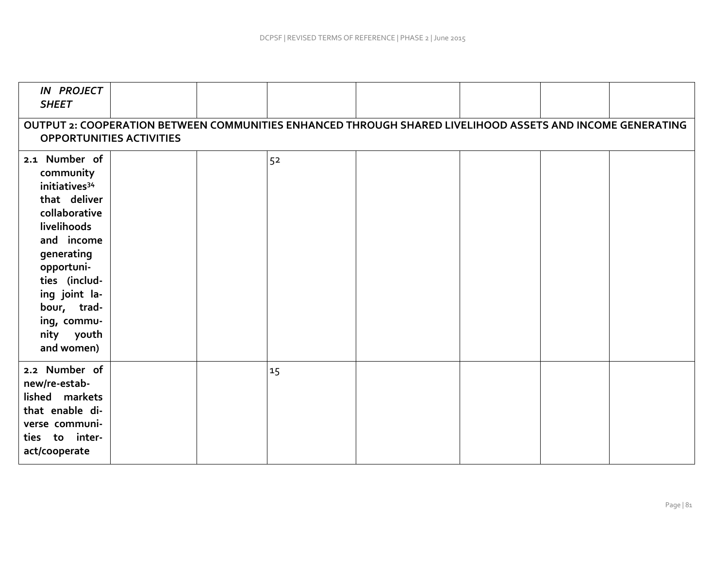| | | | | | | | |
|---|---|---|---|---|---|---|---|
| ***IN PROJECT SHEET*** | | | | | | | |
| **OUTPUT 2: COOPERATION BETWEEN COMMUNITIES ENHANCED THROUGH SHARED LIVELIHOOD ASSETS AND INCOME GENERATING OPPORTUNITIES ACTIVITIES** | | | | | | | |
| **2.1 Number of community initiatives[34] that deliver collaborative livelihoods and income generating opportunities (including joint labour, trading, community youth and women)** | | | 52 | | | | |
| **2.2 Number of new/re-established markets that enable diverse communities to interact/cooperate** | | | 15 | | | | |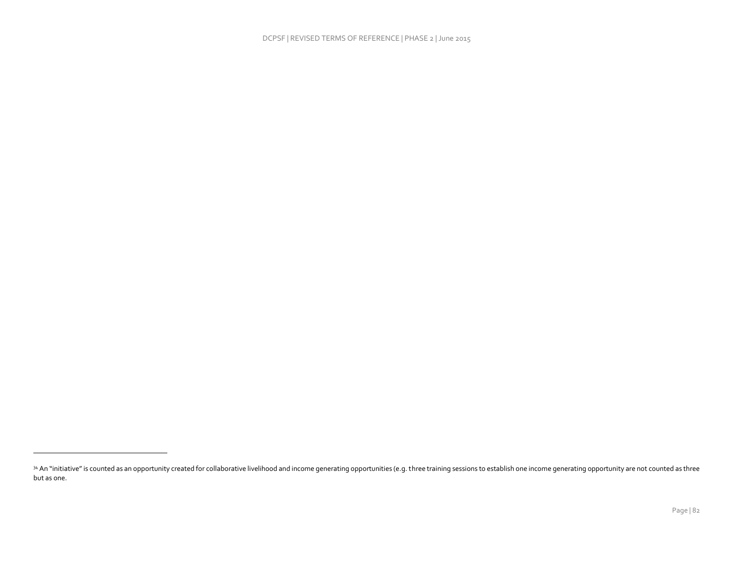[34] An "initiative" is counted as an opportunity created for collaborative livelihood and income generating opportunities (e.g. three training sessions to establish one income generating opportunity are not counted as three but as one.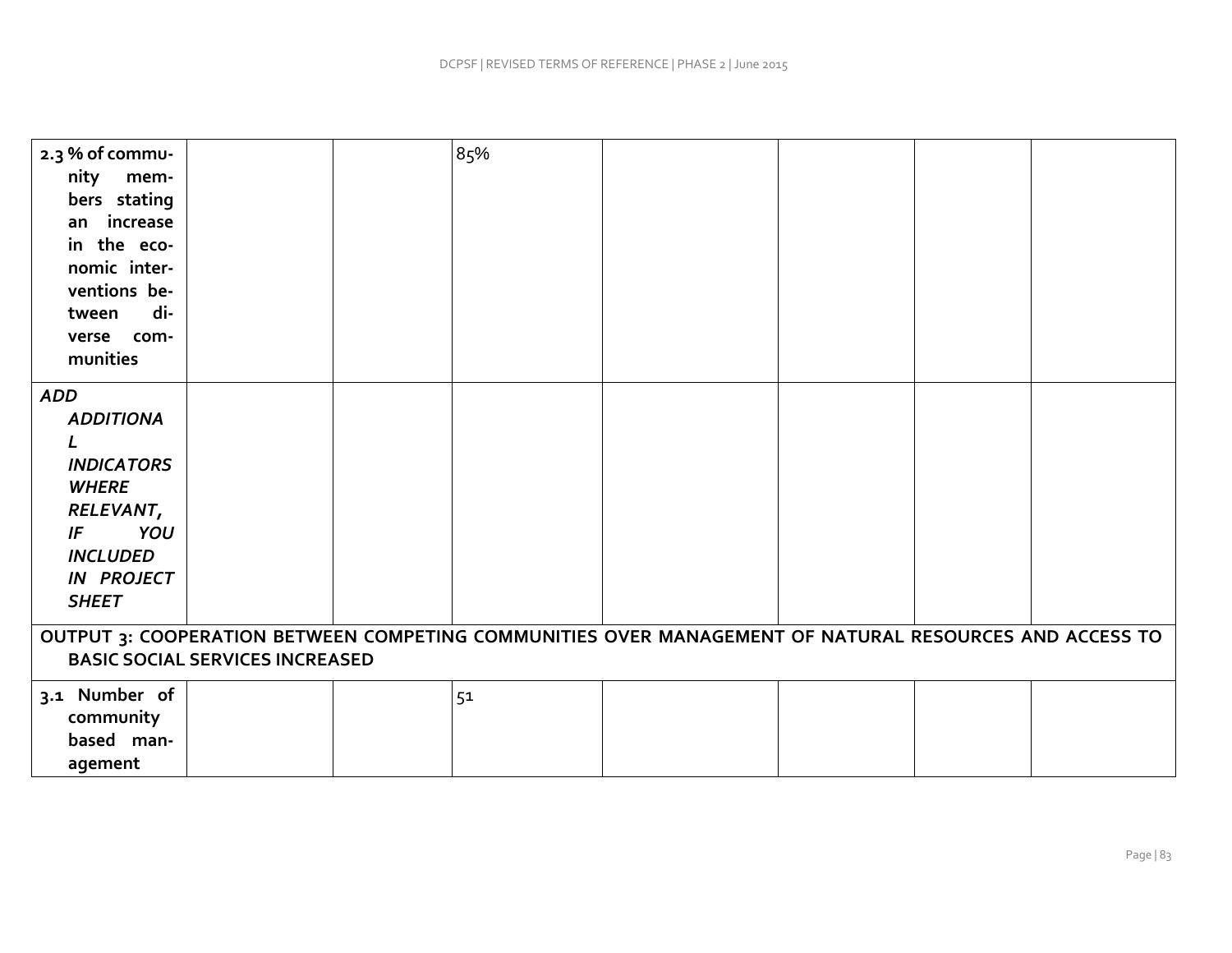| | | | | | | | |
|---|---|---|---|---|---|---|---|
| **2.3 % of community members stating an increase in the economic interventions between diverse communities** | | | 85% | | | | |
| ***ADD ADDITIONAL INDICATORS WHERE RELEVANT, IF YOU INCLUDED IN PROJECT SHEET*** | | | | | | | |
| **OUTPUT 3: COOPERATION BETWEEN COMPETING COMMUNITIES OVER MANAGEMENT OF NATURAL RESOURCES AND ACCESS TO BASIC SOCIAL SERVICES INCREASED** | | | | | | | |
| **3.1 Number of community based management** | | | 51 | | | | |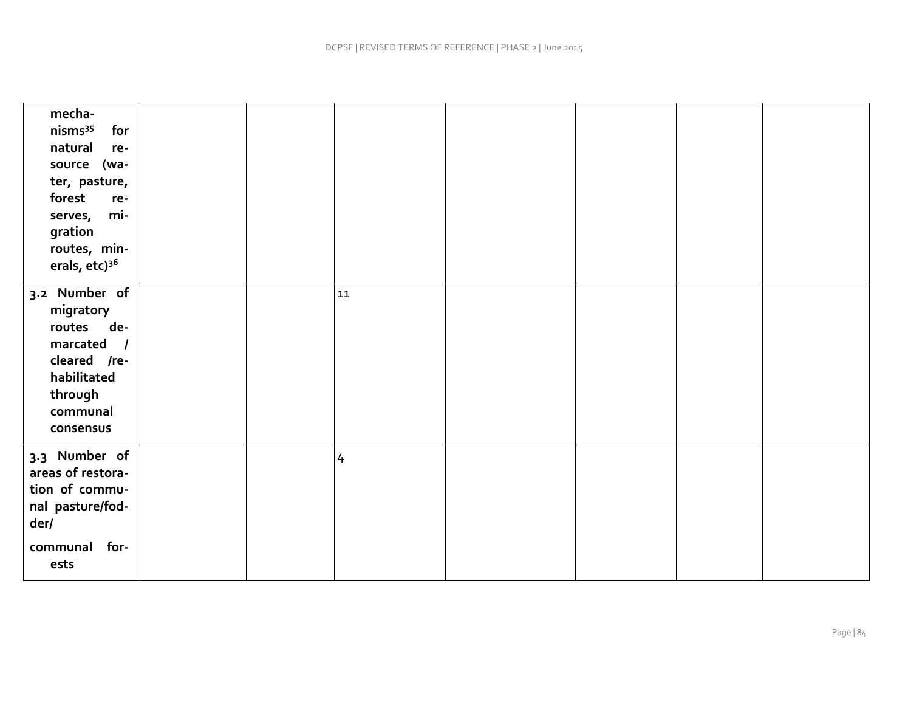| | | | | | | | |
|---|---|---|---|---|---|---|---|
| **mechanisms[35] for natural resource (water, pasture, forest reserves, migration routes, minerals, etc)[36]** | | | | | | | |
| **3.2 Number of migratory routes demarcated / cleared /rehabilitated through communal consensus** | | | 11 | | | | |
| **3.3 Number of areas of restoration of communal pasture/fodder/ communal forests** | | | 4 | | | | |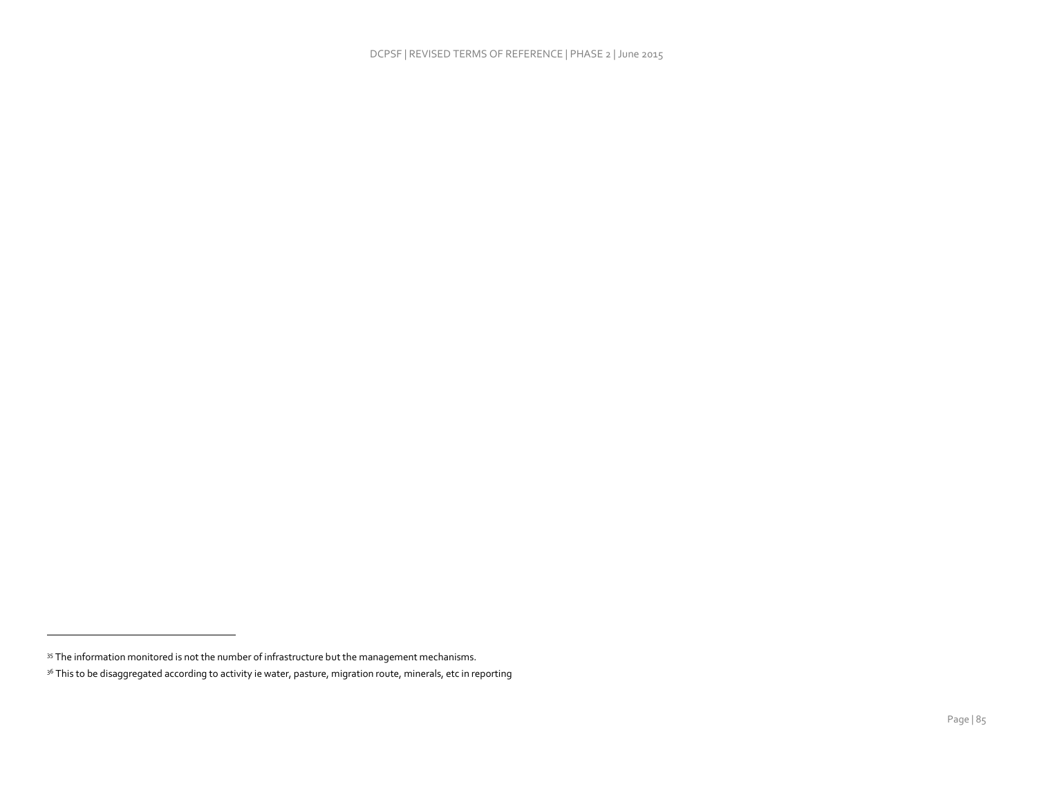[35] The information monitored is not the number of infrastructure but the management mechanisms.

[36] This to be disaggregated according to activity ie water, pasture, migration route, minerals, etc in reporting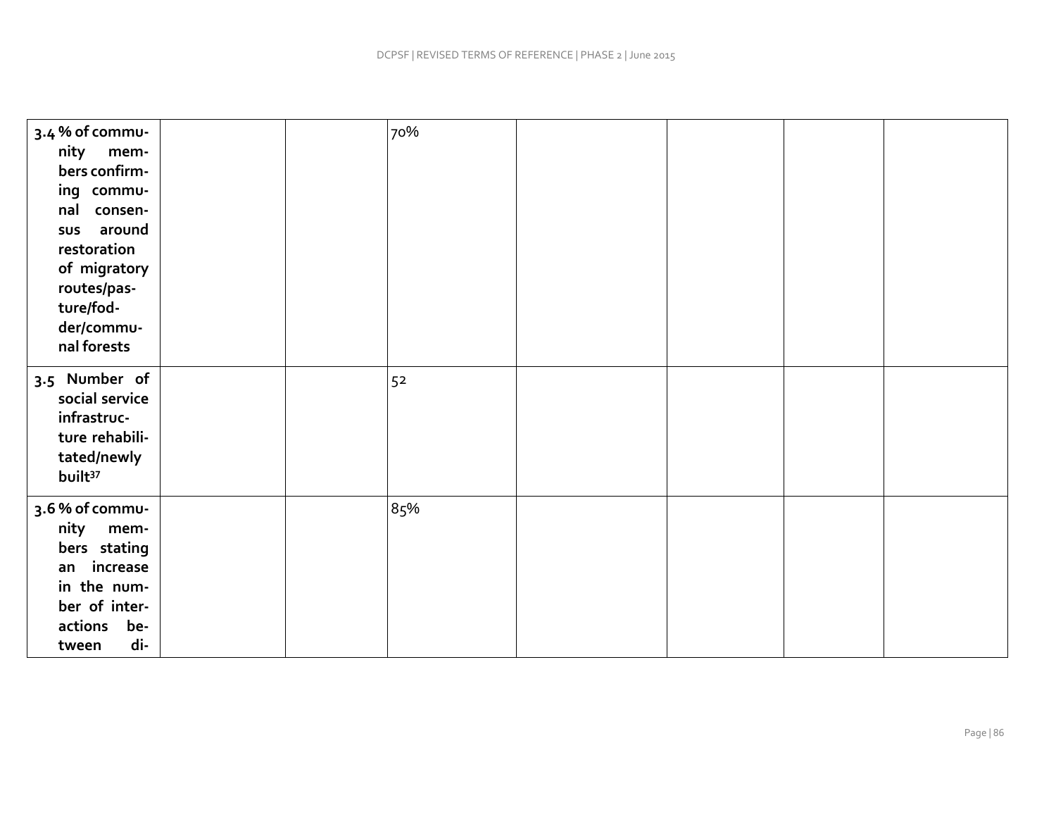| | | | | | | | |
|---|---|---|---|---|---|---|---|
| **3.4 % of community members confirming communal consensus around restoration of migratory routes/pasture/fodder/communal forests** | | | 70% | | | | |
| **3.5 Number of social service infrastructure rehabilitated/newly built**[37] | | | 52 | | | | |
| **3.6 % of community members stating an increase in the number of interactions between di-** | | | 85% | | | | |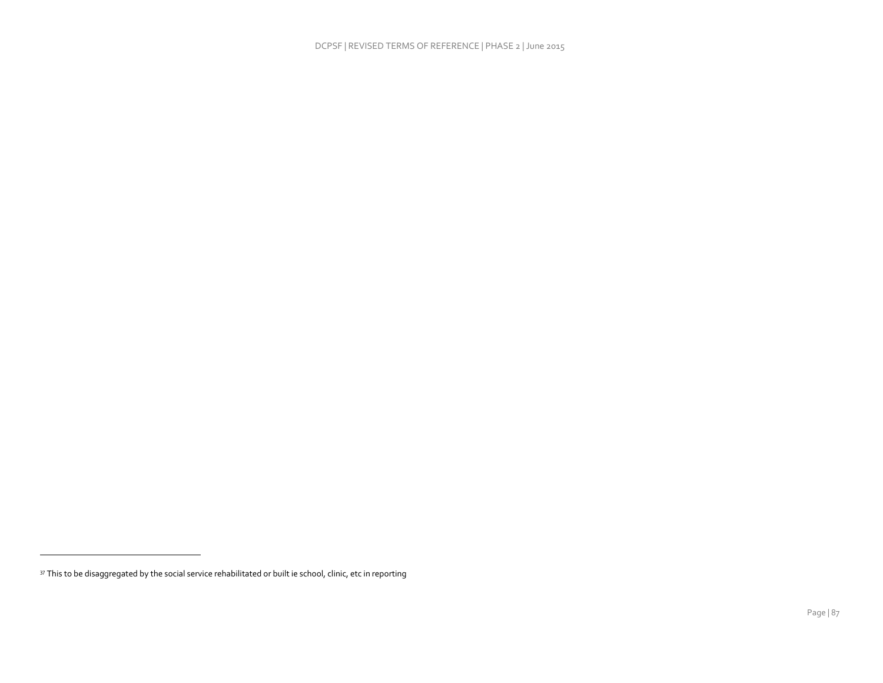[37] This to be disaggregated by the social service rehabilitated or built ie school, clinic, etc in reporting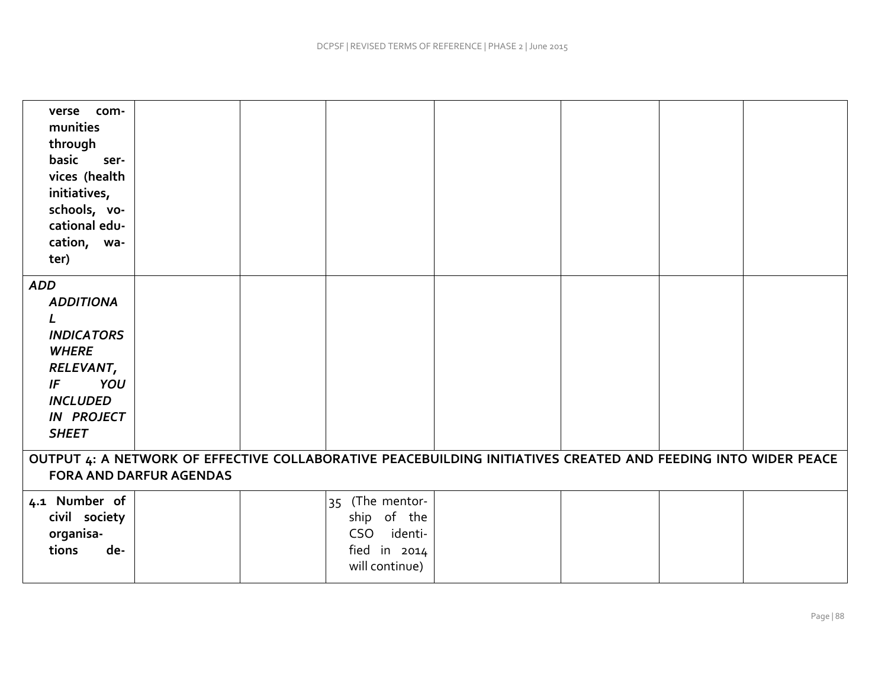| | | | | | | | |
|---|---|---|---|---|---|---|---|
| **verse communities through basic services (health initiatives, schools, vocational education, water)** | | | | | | | |
| ***ADD ADDITIONAL INDICATORS WHERE RELEVANT, IF YOU INCLUDED IN PROJECT SHEET*** | | | | | | | |
| **OUTPUT 4: A NETWORK OF EFFECTIVE COLLABORATIVE PEACEBUILDING INITIATIVES CREATED AND FEEDING INTO WIDER PEACE FORA AND DARFUR AGENDAS** | | | | | | | |
| **4.1 Number of civil society organisations de-** | | | 35 (The mentorship of the CSO identified in 2014 will continue) | | | | |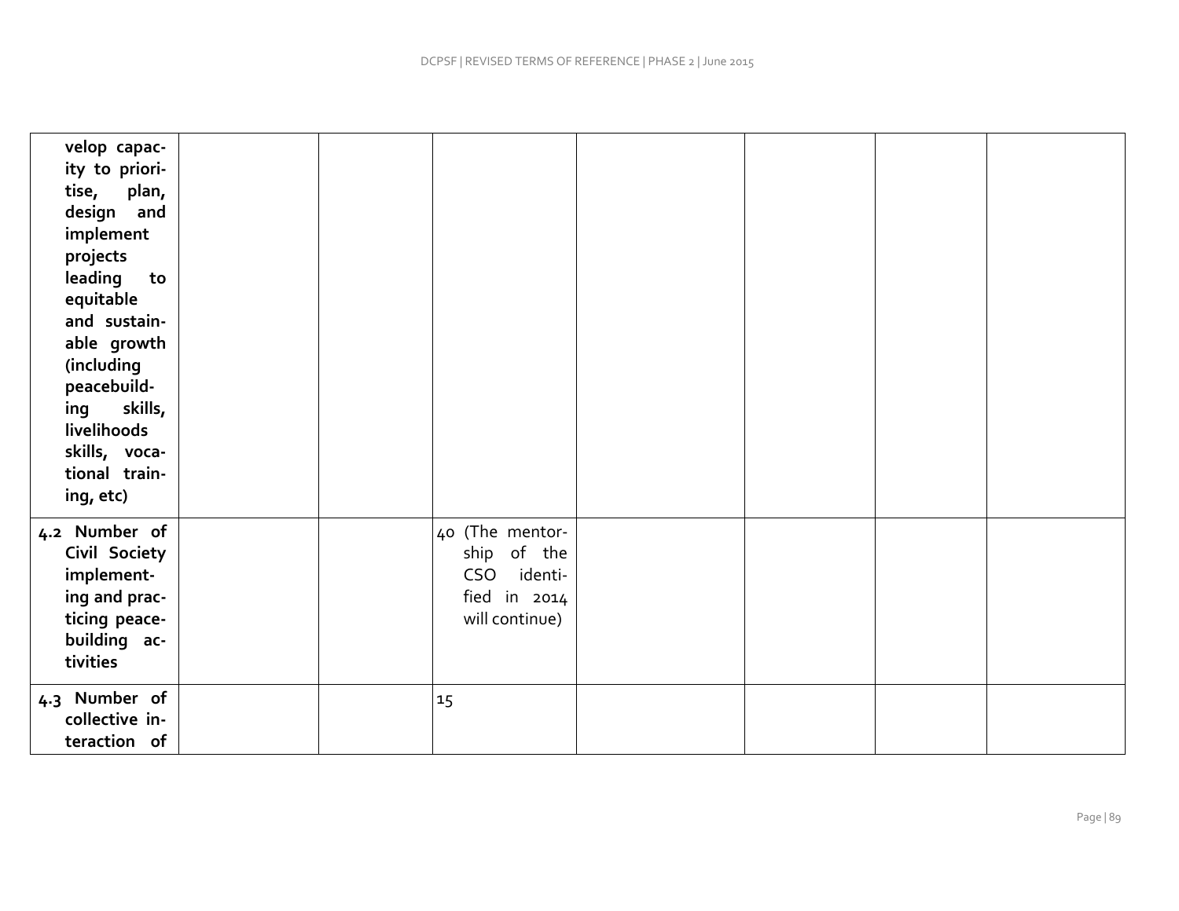| | | | | | | | |
|---|---|---|---|---|---|---|---|
| **velop capacity to prioritise, plan, design and implement projects leading to equitable and sustainable growth (including peacebuilding skills, livelihoods skills, vocational training, etc)** | | | | | | | |
| **4.2 Number of Civil Society implementing and practicing peacebuilding activities** | | | 40 (The mentorship of the CSO identified in 2014 will continue) | | | | |
| **4.3 Number of collective interaction of** | | | 15 | | | | |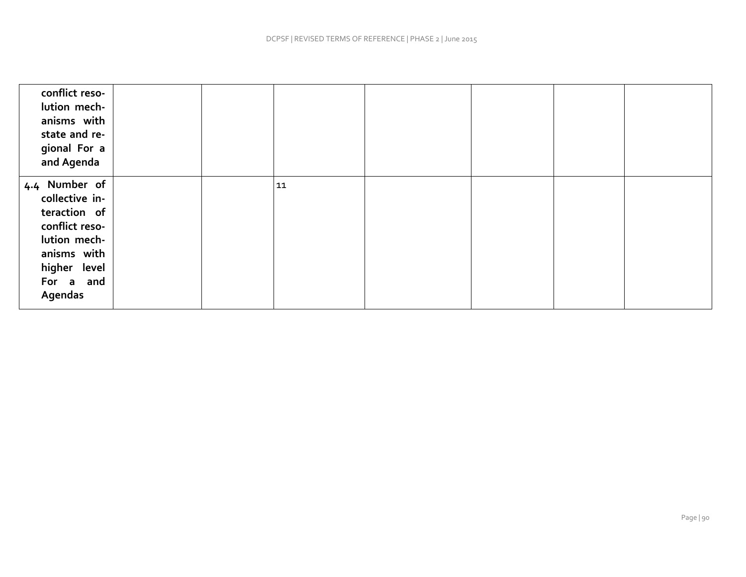| | | | | | | | |
|---|---|---|---|---|---|---|---|
| **conflict resolution mechanisms with state and regional For a and Agenda** | | | | | | | |
| **4.4 Number of collective interaction of conflict resolution mechanisms with higher level For a and Agendas** | | | 11 | | | | |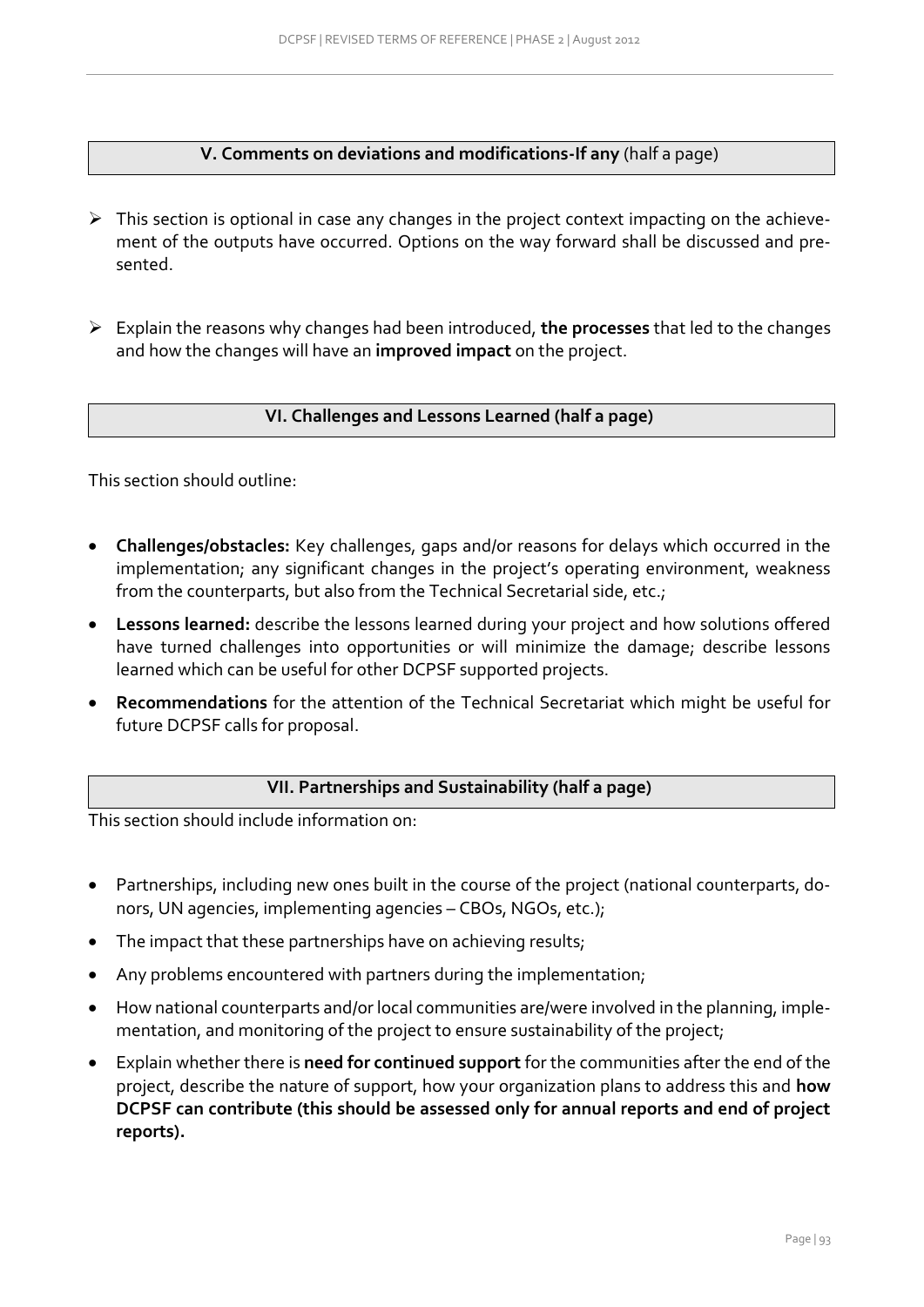## V. Comments on deviations and modifications-If any (half a page)

- This section is optional in case any changes in the project context impacting on the achievement of the outputs have occurred. Options on the way forward shall be discussed and presented.
- Explain the reasons why changes had been introduced, **the processes** that led to the changes and how the changes will have an **improved impact** on the project.

## VI. Challenges and Lessons Learned (half a page)

This section should outline:

- **Challenges/obstacles:** Key challenges, gaps and/or reasons for delays which occurred in the implementation; any significant changes in the project's operating environment, weakness from the counterparts, but also from the Technical Secretarial side, etc.;
- **Lessons learned:** describe the lessons learned during your project and how solutions offered have turned challenges into opportunities or will minimize the damage; describe lessons learned which can be useful for other DCPSF supported projects.
- **Recommendations** for the attention of the Technical Secretariat which might be useful for future DCPSF calls for proposal.

## VII. Partnerships and Sustainability (half a page)

This section should include information on:

- Partnerships, including new ones built in the course of the project (national counterparts, donors, UN agencies, implementing agencies – CBOs, NGOs, etc.);
- The impact that these partnerships have on achieving results;
- Any problems encountered with partners during the implementation;
- How national counterparts and/or local communities are/were involved in the planning, implementation, and monitoring of the project to ensure sustainability of the project;
- Explain whether there is **need for continued support** for the communities after the end of the project, describe the nature of support, how your organization plans to address this and **how DCPSF can contribute (this should be assessed only for annual reports and end of project reports).**